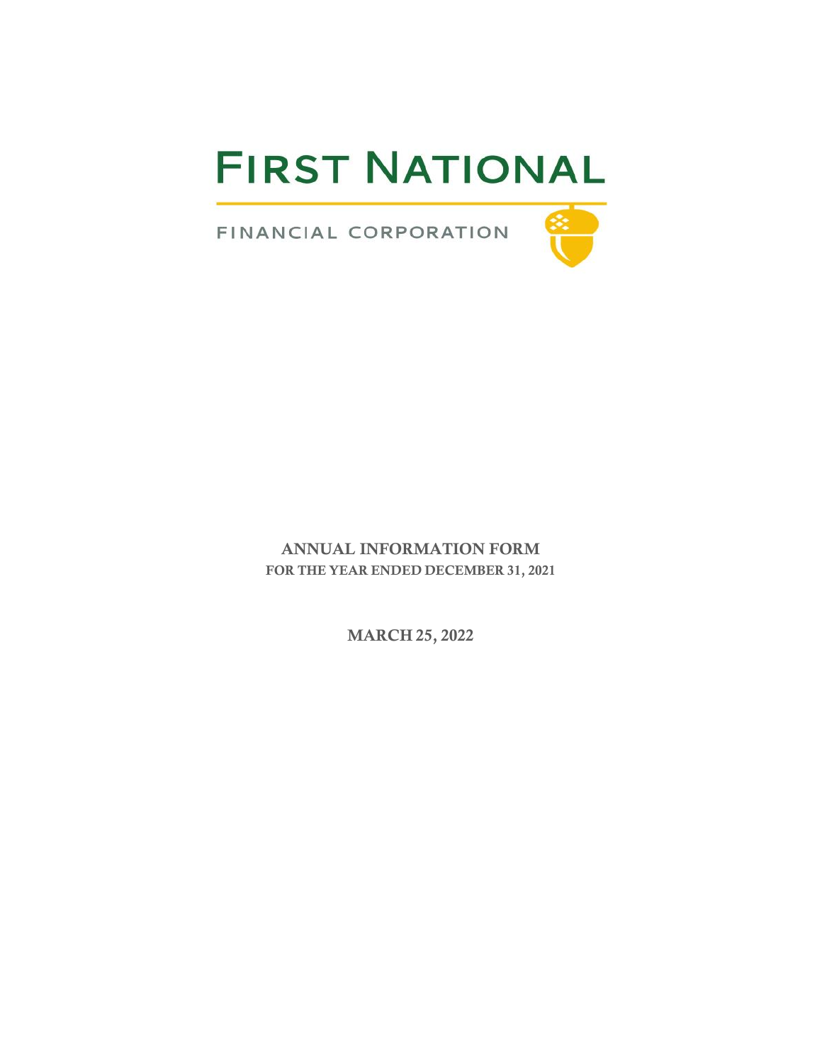# FIRST NATIONAL

FINANCIAL CORPORATION

**ANNUAL INFORMATION FORM**
**FOR THE YEAR ENDED DECEMBER 31, 2021**

**MARCH 25, 2022**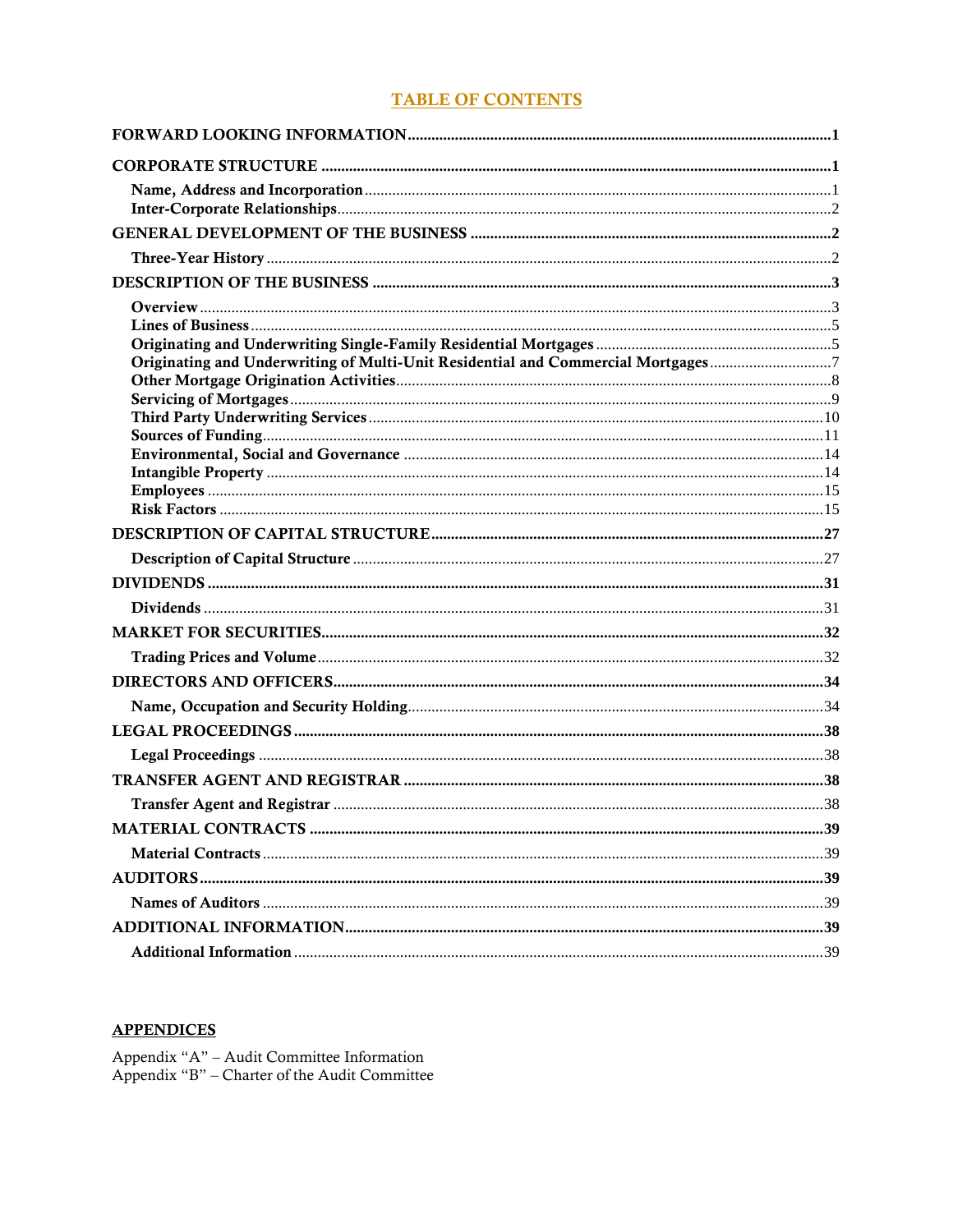# TABLE OF CONTENTS

| | |
|---|---|
| **FORWARD LOOKING INFORMATION** | **1** |
| **CORPORATE STRUCTURE** | **1** |
| Name, Address and Incorporation | 1 |
| Inter-Corporate Relationships | 2 |
| **GENERAL DEVELOPMENT OF THE BUSINESS** | **2** |
| Three-Year History | 2 |
| **DESCRIPTION OF THE BUSINESS** | **3** |
| Overview | 3 |
| Lines of Business | 5 |
| Originating and Underwriting Single-Family Residential Mortgages | 5 |
| Originating and Underwriting of Multi-Unit Residential and Commercial Mortgages | 7 |
| Other Mortgage Origination Activities | 8 |
| Servicing of Mortgages | 9 |
| Third Party Underwriting Services | 10 |
| Sources of Funding | 11 |
| Environmental, Social and Governance | 14 |
| Intangible Property | 14 |
| Employees | 15 |
| Risk Factors | 15 |
| **DESCRIPTION OF CAPITAL STRUCTURE** | **27** |
| Description of Capital Structure | 27 |
| **DIVIDENDS** | **31** |
| Dividends | 31 |
| **MARKET FOR SECURITIES** | **32** |
| Trading Prices and Volume | 32 |
| **DIRECTORS AND OFFICERS** | **34** |
| Name, Occupation and Security Holding | 34 |
| **LEGAL PROCEEDINGS** | **38** |
| Legal Proceedings | 38 |
| **TRANSFER AGENT AND REGISTRAR** | **38** |
| Transfer Agent and Registrar | 38 |
| **MATERIAL CONTRACTS** | **39** |
| Material Contracts | 39 |
| **AUDITORS** | **39** |
| Names of Auditors | 39 |
| **ADDITIONAL INFORMATION** | **39** |
| Additional Information | 39 |

## APPENDICES

Appendix "A" – Audit Committee Information
Appendix "B" – Charter of the Audit Committee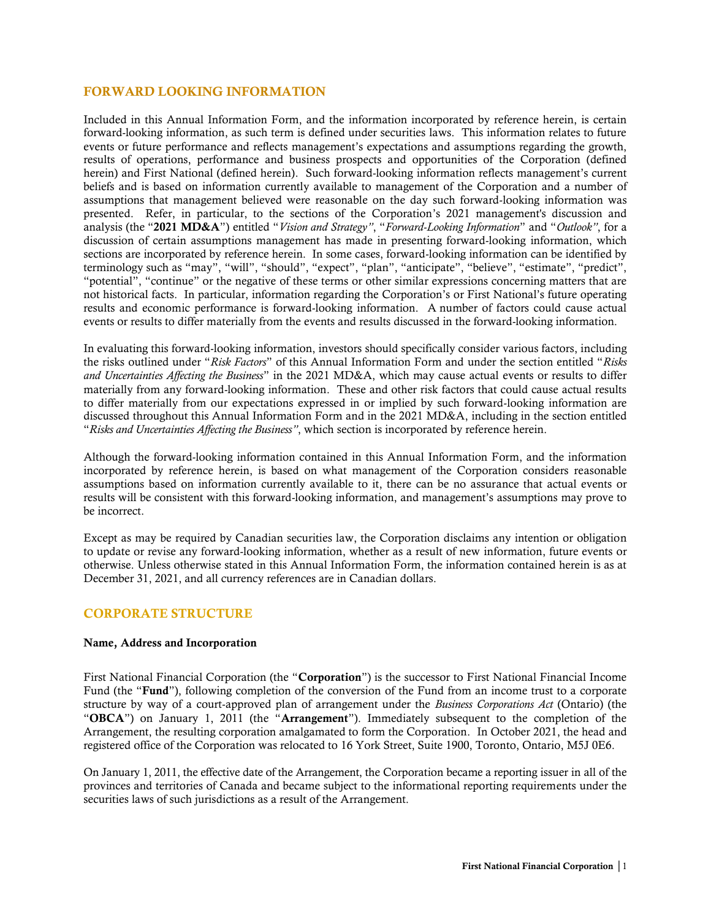## FORWARD LOOKING INFORMATION

Included in this Annual Information Form, and the information incorporated by reference herein, is certain forward-looking information, as such term is defined under securities laws. This information relates to future events or future performance and reflects management's expectations and assumptions regarding the growth, results of operations, performance and business prospects and opportunities of the Corporation (defined herein) and First National (defined herein). Such forward-looking information reflects management's current beliefs and is based on information currently available to management of the Corporation and a number of assumptions that management believed were reasonable on the day such forward-looking information was presented. Refer, in particular, to the sections of the Corporation's 2021 management's discussion and analysis (the "**2021 MD&A**") entitled "*Vision and Strategy"*, "*Forward-Looking Information*" and "*Outlook"*, for a discussion of certain assumptions management has made in presenting forward-looking information, which sections are incorporated by reference herein. In some cases, forward-looking information can be identified by terminology such as "may", "will", "should", "expect", "plan", "anticipate", "believe", "estimate", "predict", "potential", "continue" or the negative of these terms or other similar expressions concerning matters that are not historical facts. In particular, information regarding the Corporation's or First National's future operating results and economic performance is forward-looking information. A number of factors could cause actual events or results to differ materially from the events and results discussed in the forward-looking information.

In evaluating this forward-looking information, investors should specifically consider various factors, including the risks outlined under "*Risk Factors*" of this Annual Information Form and under the section entitled "*Risks and Uncertainties Affecting the Business*" in the 2021 MD&A, which may cause actual events or results to differ materially from any forward-looking information. These and other risk factors that could cause actual results to differ materially from our expectations expressed in or implied by such forward-looking information are discussed throughout this Annual Information Form and in the 2021 MD&A, including in the section entitled "*Risks and Uncertainties Affecting the Business"*, which section is incorporated by reference herein.

Although the forward-looking information contained in this Annual Information Form, and the information incorporated by reference herein, is based on what management of the Corporation considers reasonable assumptions based on information currently available to it, there can be no assurance that actual events or results will be consistent with this forward-looking information, and management's assumptions may prove to be incorrect.

Except as may be required by Canadian securities law, the Corporation disclaims any intention or obligation to update or revise any forward-looking information, whether as a result of new information, future events or otherwise. Unless otherwise stated in this Annual Information Form, the information contained herein is as at December 31, 2021, and all currency references are in Canadian dollars.

## CORPORATE STRUCTURE

### Name, Address and Incorporation

First National Financial Corporation (the "**Corporation**") is the successor to First National Financial Income Fund (the "**Fund**"), following completion of the conversion of the Fund from an income trust to a corporate structure by way of a court-approved plan of arrangement under the *Business Corporations Act* (Ontario) (the "**OBCA**") on January 1, 2011 (the "**Arrangement**"). Immediately subsequent to the completion of the Arrangement, the resulting corporation amalgamated to form the Corporation. In October 2021, the head and registered office of the Corporation was relocated to 16 York Street, Suite 1900, Toronto, Ontario, M5J 0E6.

On January 1, 2011, the effective date of the Arrangement, the Corporation became a reporting issuer in all of the provinces and territories of Canada and became subject to the informational reporting requirements under the securities laws of such jurisdictions as a result of the Arrangement.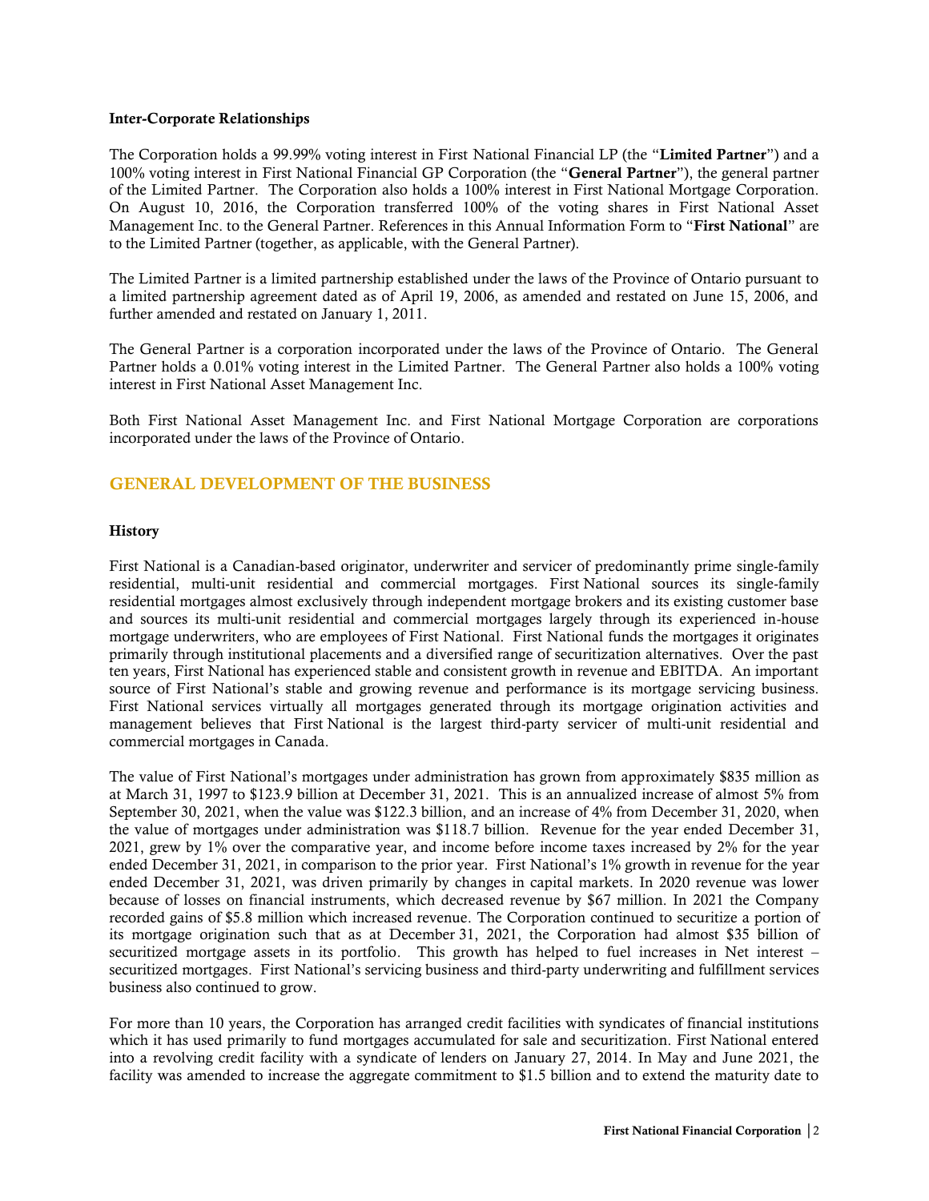**Inter-Corporate Relationships**

The Corporation holds a 99.99% voting interest in First National Financial LP (the "**Limited Partner**") and a 100% voting interest in First National Financial GP Corporation (the "**General Partner**"), the general partner of the Limited Partner. The Corporation also holds a 100% interest in First National Mortgage Corporation. On August 10, 2016, the Corporation transferred 100% of the voting shares in First National Asset Management Inc. to the General Partner. References in this Annual Information Form to "**First National**" are to the Limited Partner (together, as applicable, with the General Partner).

The Limited Partner is a limited partnership established under the laws of the Province of Ontario pursuant to a limited partnership agreement dated as of April 19, 2006, as amended and restated on June 15, 2006, and further amended and restated on January 1, 2011.

The General Partner is a corporation incorporated under the laws of the Province of Ontario. The General Partner holds a 0.01% voting interest in the Limited Partner. The General Partner also holds a 100% voting interest in First National Asset Management Inc.

Both First National Asset Management Inc. and First National Mortgage Corporation are corporations incorporated under the laws of the Province of Ontario.

## GENERAL DEVELOPMENT OF THE BUSINESS

**History**

First National is a Canadian-based originator, underwriter and servicer of predominantly prime single-family residential, multi-unit residential and commercial mortgages. First National sources its single-family residential mortgages almost exclusively through independent mortgage brokers and its existing customer base and sources its multi-unit residential and commercial mortgages largely through its experienced in-house mortgage underwriters, who are employees of First National. First National funds the mortgages it originates primarily through institutional placements and a diversified range of securitization alternatives. Over the past ten years, First National has experienced stable and consistent growth in revenue and EBITDA. An important source of First National's stable and growing revenue and performance is its mortgage servicing business. First National services virtually all mortgages generated through its mortgage origination activities and management believes that First National is the largest third-party servicer of multi-unit residential and commercial mortgages in Canada.

The value of First National's mortgages under administration has grown from approximately $835 million as at March 31, 1997 to $123.9 billion at December 31, 2021. This is an annualized increase of almost 5% from September 30, 2021, when the value was $122.3 billion, and an increase of 4% from December 31, 2020, when the value of mortgages under administration was $118.7 billion. Revenue for the year ended December 31, 2021, grew by 1% over the comparative year, and income before income taxes increased by 2% for the year ended December 31, 2021, in comparison to the prior year. First National's 1% growth in revenue for the year ended December 31, 2021, was driven primarily by changes in capital markets. In 2020 revenue was lower because of losses on financial instruments, which decreased revenue by $67 million. In 2021 the Company recorded gains of $5.8 million which increased revenue. The Corporation continued to securitize a portion of its mortgage origination such that as at December 31, 2021, the Corporation had almost $35 billion of securitized mortgage assets in its portfolio. This growth has helped to fuel increases in Net interest – securitized mortgages. First National's servicing business and third-party underwriting and fulfillment services business also continued to grow.

For more than 10 years, the Corporation has arranged credit facilities with syndicates of financial institutions which it has used primarily to fund mortgages accumulated for sale and securitization. First National entered into a revolving credit facility with a syndicate of lenders on January 27, 2014. In May and June 2021, the facility was amended to increase the aggregate commitment to $1.5 billion and to extend the maturity date to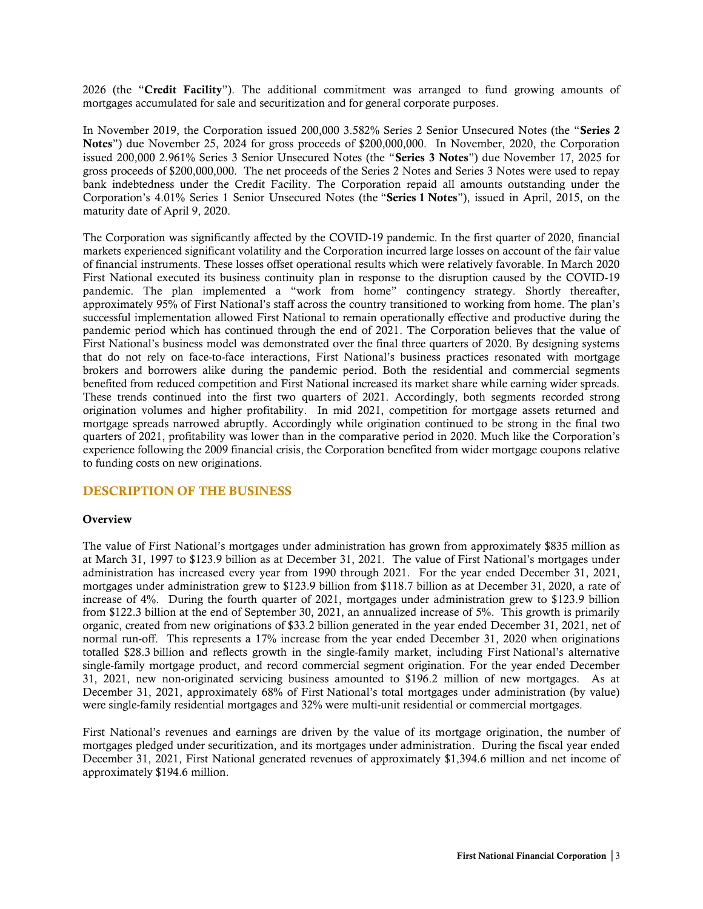2026 (the "**Credit Facility**"). The additional commitment was arranged to fund growing amounts of mortgages accumulated for sale and securitization and for general corporate purposes.

In November 2019, the Corporation issued 200,000 3.582% Series 2 Senior Unsecured Notes (the "**Series 2 Notes**") due November 25, 2024 for gross proceeds of $200,000,000. In November, 2020, the Corporation issued 200,000 2.961% Series 3 Senior Unsecured Notes (the "**Series 3 Notes**") due November 17, 2025 for gross proceeds of $200,000,000. The net proceeds of the Series 2 Notes and Series 3 Notes were used to repay bank indebtedness under the Credit Facility. The Corporation repaid all amounts outstanding under the Corporation's 4.01% Series 1 Senior Unsecured Notes (the "**Series 1 Notes**"), issued in April, 2015, on the maturity date of April 9, 2020.

The Corporation was significantly affected by the COVID-19 pandemic. In the first quarter of 2020, financial markets experienced significant volatility and the Corporation incurred large losses on account of the fair value of financial instruments. These losses offset operational results which were relatively favorable. In March 2020 First National executed its business continuity plan in response to the disruption caused by the COVID-19 pandemic. The plan implemented a "work from home" contingency strategy. Shortly thereafter, approximately 95% of First National's staff across the country transitioned to working from home. The plan's successful implementation allowed First National to remain operationally effective and productive during the pandemic period which has continued through the end of 2021. The Corporation believes that the value of First National's business model was demonstrated over the final three quarters of 2020. By designing systems that do not rely on face-to-face interactions, First National's business practices resonated with mortgage brokers and borrowers alike during the pandemic period. Both the residential and commercial segments benefited from reduced competition and First National increased its market share while earning wider spreads. These trends continued into the first two quarters of 2021. Accordingly, both segments recorded strong origination volumes and higher profitability. In mid 2021, competition for mortgage assets returned and mortgage spreads narrowed abruptly. Accordingly while origination continued to be strong in the final two quarters of 2021, profitability was lower than in the comparative period in 2020. Much like the Corporation's experience following the 2009 financial crisis, the Corporation benefited from wider mortgage coupons relative to funding costs on new originations.

## DESCRIPTION OF THE BUSINESS

### Overview

The value of First National's mortgages under administration has grown from approximately $835 million as at March 31, 1997 to $123.9 billion as at December 31, 2021. The value of First National's mortgages under administration has increased every year from 1990 through 2021. For the year ended December 31, 2021, mortgages under administration grew to $123.9 billion from $118.7 billion as at December 31, 2020, a rate of increase of 4%. During the fourth quarter of 2021, mortgages under administration grew to $123.9 billion from $122.3 billion at the end of September 30, 2021, an annualized increase of 5%. This growth is primarily organic, created from new originations of $33.2 billion generated in the year ended December 31, 2021, net of normal run-off. This represents a 17% increase from the year ended December 31, 2020 when originations totalled $28.3 billion and reflects growth in the single-family market, including First National's alternative single-family mortgage product, and record commercial segment origination. For the year ended December 31, 2021, new non-originated servicing business amounted to $196.2 million of new mortgages. As at December 31, 2021, approximately 68% of First National's total mortgages under administration (by value) were single-family residential mortgages and 32% were multi-unit residential or commercial mortgages.

First National's revenues and earnings are driven by the value of its mortgage origination, the number of mortgages pledged under securitization, and its mortgages under administration. During the fiscal year ended December 31, 2021, First National generated revenues of approximately $1,394.6 million and net income of approximately $194.6 million.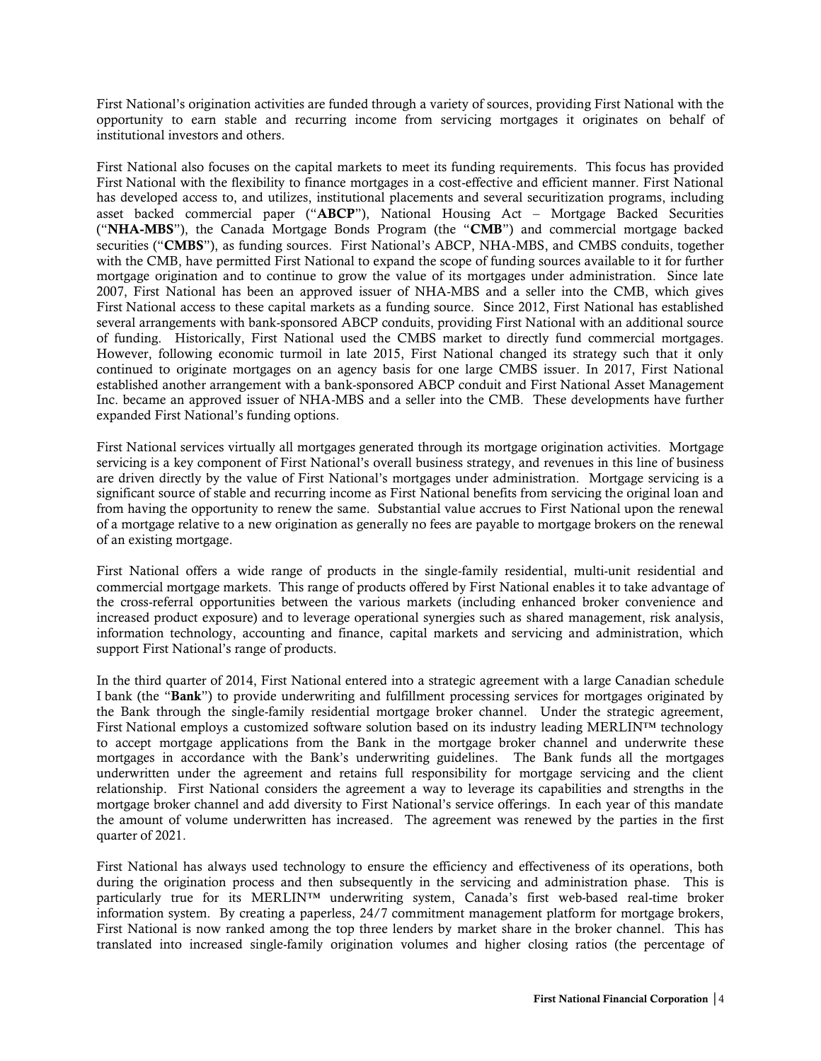First National's origination activities are funded through a variety of sources, providing First National with the opportunity to earn stable and recurring income from servicing mortgages it originates on behalf of institutional investors and others.

First National also focuses on the capital markets to meet its funding requirements. This focus has provided First National with the flexibility to finance mortgages in a cost-effective and efficient manner. First National has developed access to, and utilizes, institutional placements and several securitization programs, including asset backed commercial paper ("**ABCP**"), National Housing Act – Mortgage Backed Securities ("**NHA-MBS**"), the Canada Mortgage Bonds Program (the "**CMB**") and commercial mortgage backed securities ("**CMBS**"), as funding sources. First National's ABCP, NHA-MBS, and CMBS conduits, together with the CMB, have permitted First National to expand the scope of funding sources available to it for further mortgage origination and to continue to grow the value of its mortgages under administration. Since late 2007, First National has been an approved issuer of NHA-MBS and a seller into the CMB, which gives First National access to these capital markets as a funding source. Since 2012, First National has established several arrangements with bank-sponsored ABCP conduits, providing First National with an additional source of funding. Historically, First National used the CMBS market to directly fund commercial mortgages. However, following economic turmoil in late 2015, First National changed its strategy such that it only continued to originate mortgages on an agency basis for one large CMBS issuer. In 2017, First National established another arrangement with a bank-sponsored ABCP conduit and First National Asset Management Inc. became an approved issuer of NHA-MBS and a seller into the CMB. These developments have further expanded First National's funding options.

First National services virtually all mortgages generated through its mortgage origination activities. Mortgage servicing is a key component of First National's overall business strategy, and revenues in this line of business are driven directly by the value of First National's mortgages under administration. Mortgage servicing is a significant source of stable and recurring income as First National benefits from servicing the original loan and from having the opportunity to renew the same. Substantial value accrues to First National upon the renewal of a mortgage relative to a new origination as generally no fees are payable to mortgage brokers on the renewal of an existing mortgage.

First National offers a wide range of products in the single-family residential, multi-unit residential and commercial mortgage markets. This range of products offered by First National enables it to take advantage of the cross-referral opportunities between the various markets (including enhanced broker convenience and increased product exposure) and to leverage operational synergies such as shared management, risk analysis, information technology, accounting and finance, capital markets and servicing and administration, which support First National's range of products.

In the third quarter of 2014, First National entered into a strategic agreement with a large Canadian schedule I bank (the "**Bank**") to provide underwriting and fulfillment processing services for mortgages originated by the Bank through the single-family residential mortgage broker channel. Under the strategic agreement, First National employs a customized software solution based on its industry leading MERLIN™ technology to accept mortgage applications from the Bank in the mortgage broker channel and underwrite these mortgages in accordance with the Bank's underwriting guidelines. The Bank funds all the mortgages underwritten under the agreement and retains full responsibility for mortgage servicing and the client relationship. First National considers the agreement a way to leverage its capabilities and strengths in the mortgage broker channel and add diversity to First National's service offerings. In each year of this mandate the amount of volume underwritten has increased. The agreement was renewed by the parties in the first quarter of 2021.

First National has always used technology to ensure the efficiency and effectiveness of its operations, both during the origination process and then subsequently in the servicing and administration phase. This is particularly true for its MERLIN™ underwriting system, Canada's first web-based real-time broker information system. By creating a paperless, 24/7 commitment management platform for mortgage brokers, First National is now ranked among the top three lenders by market share in the broker channel. This has translated into increased single-family origination volumes and higher closing ratios (the percentage of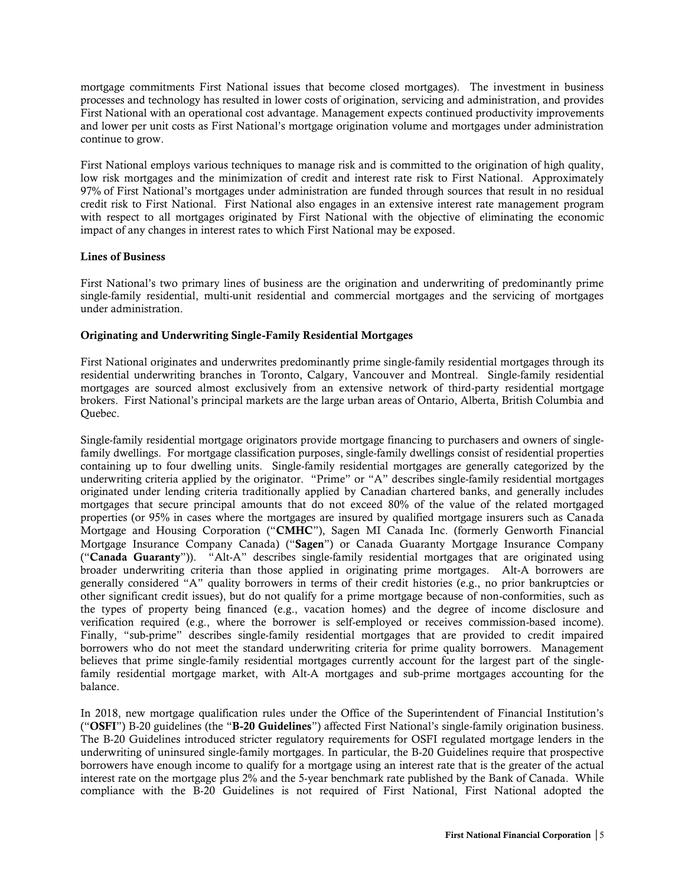mortgage commitments First National issues that become closed mortgages). The investment in business processes and technology has resulted in lower costs of origination, servicing and administration, and provides First National with an operational cost advantage. Management expects continued productivity improvements and lower per unit costs as First National's mortgage origination volume and mortgages under administration continue to grow.

First National employs various techniques to manage risk and is committed to the origination of high quality, low risk mortgages and the minimization of credit and interest rate risk to First National. Approximately 97% of First National's mortgages under administration are funded through sources that result in no residual credit risk to First National. First National also engages in an extensive interest rate management program with respect to all mortgages originated by First National with the objective of eliminating the economic impact of any changes in interest rates to which First National may be exposed.

### Lines of Business

First National's two primary lines of business are the origination and underwriting of predominantly prime single-family residential, multi-unit residential and commercial mortgages and the servicing of mortgages under administration.

### Originating and Underwriting Single-Family Residential Mortgages

First National originates and underwrites predominantly prime single-family residential mortgages through its residential underwriting branches in Toronto, Calgary, Vancouver and Montreal. Single-family residential mortgages are sourced almost exclusively from an extensive network of third-party residential mortgage brokers. First National's principal markets are the large urban areas of Ontario, Alberta, British Columbia and Quebec.

Single-family residential mortgage originators provide mortgage financing to purchasers and owners of single-family dwellings. For mortgage classification purposes, single-family dwellings consist of residential properties containing up to four dwelling units. Single-family residential mortgages are generally categorized by the underwriting criteria applied by the originator. "Prime" or "A" describes single-family residential mortgages originated under lending criteria traditionally applied by Canadian chartered banks, and generally includes mortgages that secure principal amounts that do not exceed 80% of the value of the related mortgaged properties (or 95% in cases where the mortgages are insured by qualified mortgage insurers such as Canada Mortgage and Housing Corporation ("**CMHC**"), Sagen MI Canada Inc. (formerly Genworth Financial Mortgage Insurance Company Canada) ("**Sagen**") or Canada Guaranty Mortgage Insurance Company ("**Canada Guaranty**")). "Alt-A" describes single-family residential mortgages that are originated using broader underwriting criteria than those applied in originating prime mortgages. Alt-A borrowers are generally considered "A" quality borrowers in terms of their credit histories (e.g., no prior bankruptcies or other significant credit issues), but do not qualify for a prime mortgage because of non-conformities, such as the types of property being financed (e.g., vacation homes) and the degree of income disclosure and verification required (e.g., where the borrower is self-employed or receives commission-based income). Finally, "sub-prime" describes single-family residential mortgages that are provided to credit impaired borrowers who do not meet the standard underwriting criteria for prime quality borrowers. Management believes that prime single-family residential mortgages currently account for the largest part of the single-family residential mortgage market, with Alt-A mortgages and sub-prime mortgages accounting for the balance.

In 2018, new mortgage qualification rules under the Office of the Superintendent of Financial Institution's ("**OSFI**") B-20 guidelines (the "**B-20 Guidelines**") affected First National's single-family origination business. The B-20 Guidelines introduced stricter regulatory requirements for OSFI regulated mortgage lenders in the underwriting of uninsured single-family mortgages. In particular, the B-20 Guidelines require that prospective borrowers have enough income to qualify for a mortgage using an interest rate that is the greater of the actual interest rate on the mortgage plus 2% and the 5-year benchmark rate published by the Bank of Canada. While compliance with the B-20 Guidelines is not required of First National, First National adopted the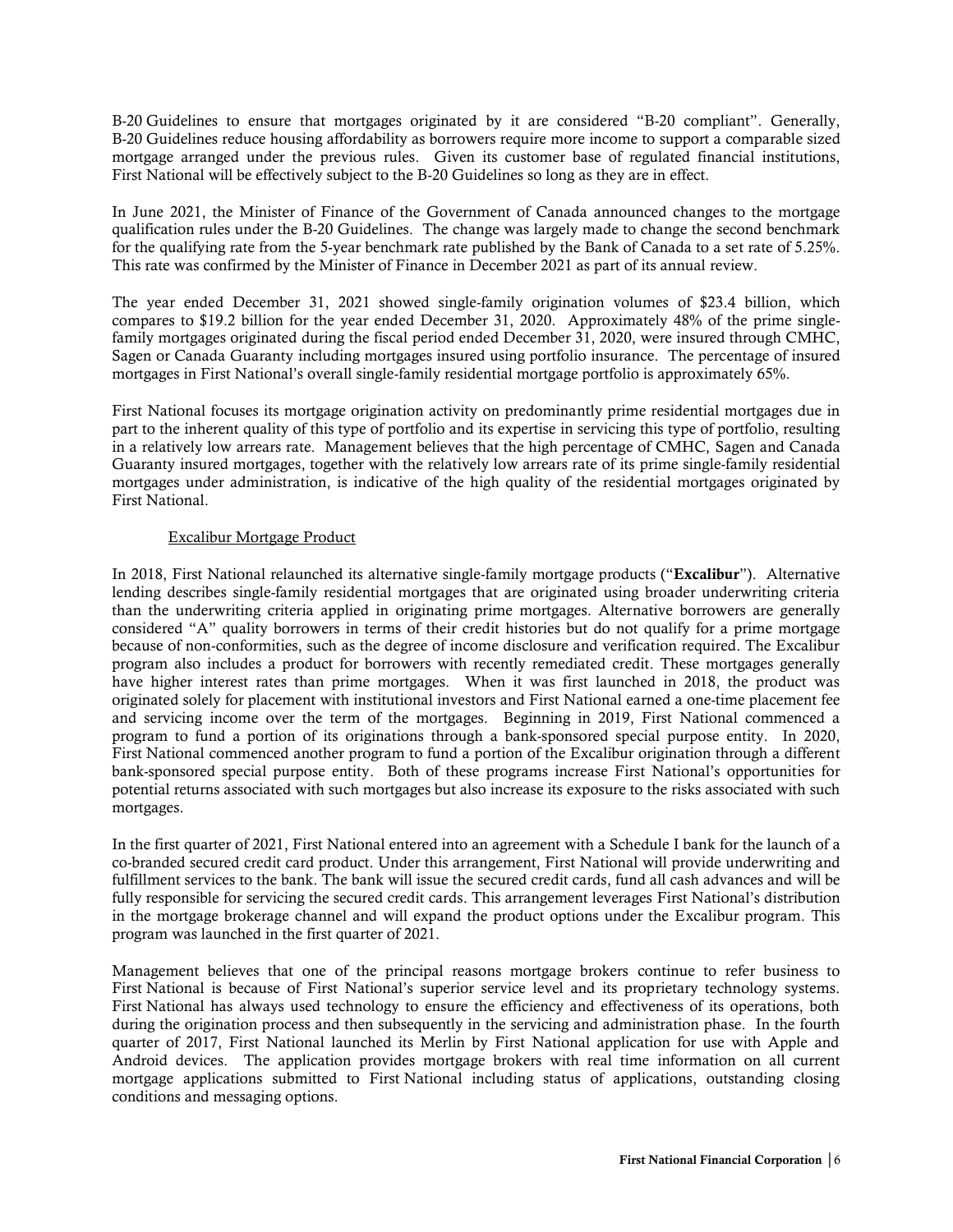B-20 Guidelines to ensure that mortgages originated by it are considered "B-20 compliant". Generally, B-20 Guidelines reduce housing affordability as borrowers require more income to support a comparable sized mortgage arranged under the previous rules. Given its customer base of regulated financial institutions, First National will be effectively subject to the B-20 Guidelines so long as they are in effect.

In June 2021, the Minister of Finance of the Government of Canada announced changes to the mortgage qualification rules under the B-20 Guidelines. The change was largely made to change the second benchmark for the qualifying rate from the 5-year benchmark rate published by the Bank of Canada to a set rate of 5.25%. This rate was confirmed by the Minister of Finance in December 2021 as part of its annual review.

The year ended December 31, 2021 showed single-family origination volumes of $23.4 billion, which compares to $19.2 billion for the year ended December 31, 2020. Approximately 48% of the prime single-family mortgages originated during the fiscal period ended December 31, 2020, were insured through CMHC, Sagen or Canada Guaranty including mortgages insured using portfolio insurance. The percentage of insured mortgages in First National's overall single-family residential mortgage portfolio is approximately 65%.

First National focuses its mortgage origination activity on predominantly prime residential mortgages due in part to the inherent quality of this type of portfolio and its expertise in servicing this type of portfolio, resulting in a relatively low arrears rate. Management believes that the high percentage of CMHC, Sagen and Canada Guaranty insured mortgages, together with the relatively low arrears rate of its prime single-family residential mortgages under administration, is indicative of the high quality of the residential mortgages originated by First National.

Excalibur Mortgage Product

In 2018, First National relaunched its alternative single-family mortgage products ("**Excalibur**"). Alternative lending describes single-family residential mortgages that are originated using broader underwriting criteria than the underwriting criteria applied in originating prime mortgages. Alternative borrowers are generally considered "A" quality borrowers in terms of their credit histories but do not qualify for a prime mortgage because of non-conformities, such as the degree of income disclosure and verification required. The Excalibur program also includes a product for borrowers with recently remediated credit. These mortgages generally have higher interest rates than prime mortgages. When it was first launched in 2018, the product was originated solely for placement with institutional investors and First National earned a one-time placement fee and servicing income over the term of the mortgages. Beginning in 2019, First National commenced a program to fund a portion of its originations through a bank-sponsored special purpose entity. In 2020, First National commenced another program to fund a portion of the Excalibur origination through a different bank-sponsored special purpose entity. Both of these programs increase First National's opportunities for potential returns associated with such mortgages but also increase its exposure to the risks associated with such mortgages.

In the first quarter of 2021, First National entered into an agreement with a Schedule I bank for the launch of a co-branded secured credit card product. Under this arrangement, First National will provide underwriting and fulfillment services to the bank. The bank will issue the secured credit cards, fund all cash advances and will be fully responsible for servicing the secured credit cards. This arrangement leverages First National's distribution in the mortgage brokerage channel and will expand the product options under the Excalibur program. This program was launched in the first quarter of 2021.

Management believes that one of the principal reasons mortgage brokers continue to refer business to First National is because of First National's superior service level and its proprietary technology systems. First National has always used technology to ensure the efficiency and effectiveness of its operations, both during the origination process and then subsequently in the servicing and administration phase. In the fourth quarter of 2017, First National launched its Merlin by First National application for use with Apple and Android devices. The application provides mortgage brokers with real time information on all current mortgage applications submitted to First National including status of applications, outstanding closing conditions and messaging options.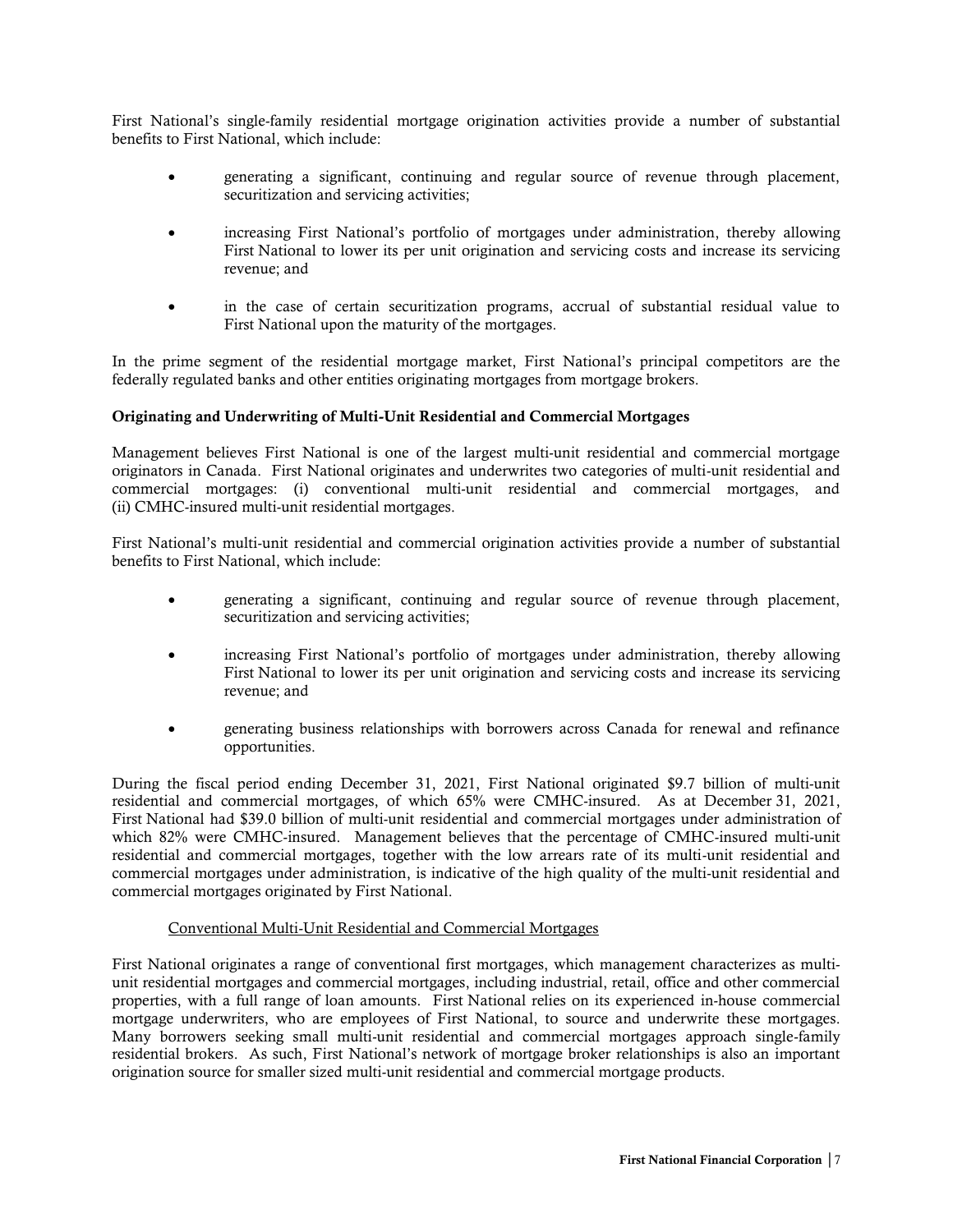First National's single-family residential mortgage origination activities provide a number of substantial benefits to First National, which include:

- generating a significant, continuing and regular source of revenue through placement, securitization and servicing activities;
- increasing First National's portfolio of mortgages under administration, thereby allowing First National to lower its per unit origination and servicing costs and increase its servicing revenue; and
- in the case of certain securitization programs, accrual of substantial residual value to First National upon the maturity of the mortgages.

In the prime segment of the residential mortgage market, First National's principal competitors are the federally regulated banks and other entities originating mortgages from mortgage brokers.

**Originating and Underwriting of Multi-Unit Residential and Commercial Mortgages**

Management believes First National is one of the largest multi-unit residential and commercial mortgage originators in Canada. First National originates and underwrites two categories of multi-unit residential and commercial mortgages: (i) conventional multi-unit residential and commercial mortgages, and (ii) CMHC-insured multi-unit residential mortgages.

First National's multi-unit residential and commercial origination activities provide a number of substantial benefits to First National, which include:

- generating a significant, continuing and regular source of revenue through placement, securitization and servicing activities;
- increasing First National's portfolio of mortgages under administration, thereby allowing First National to lower its per unit origination and servicing costs and increase its servicing revenue; and
- generating business relationships with borrowers across Canada for renewal and refinance opportunities.

During the fiscal period ending December 31, 2021, First National originated $9.7 billion of multi-unit residential and commercial mortgages, of which 65% were CMHC-insured. As at December 31, 2021, First National had $39.0 billion of multi-unit residential and commercial mortgages under administration of which 82% were CMHC-insured. Management believes that the percentage of CMHC-insured multi-unit residential and commercial mortgages, together with the low arrears rate of its multi-unit residential and commercial mortgages under administration, is indicative of the high quality of the multi-unit residential and commercial mortgages originated by First National.

Conventional Multi-Unit Residential and Commercial Mortgages

First National originates a range of conventional first mortgages, which management characterizes as multi-unit residential mortgages and commercial mortgages, including industrial, retail, office and other commercial properties, with a full range of loan amounts. First National relies on its experienced in-house commercial mortgage underwriters, who are employees of First National, to source and underwrite these mortgages. Many borrowers seeking small multi-unit residential and commercial mortgages approach single-family residential brokers. As such, First National's network of mortgage broker relationships is also an important origination source for smaller sized multi-unit residential and commercial mortgage products.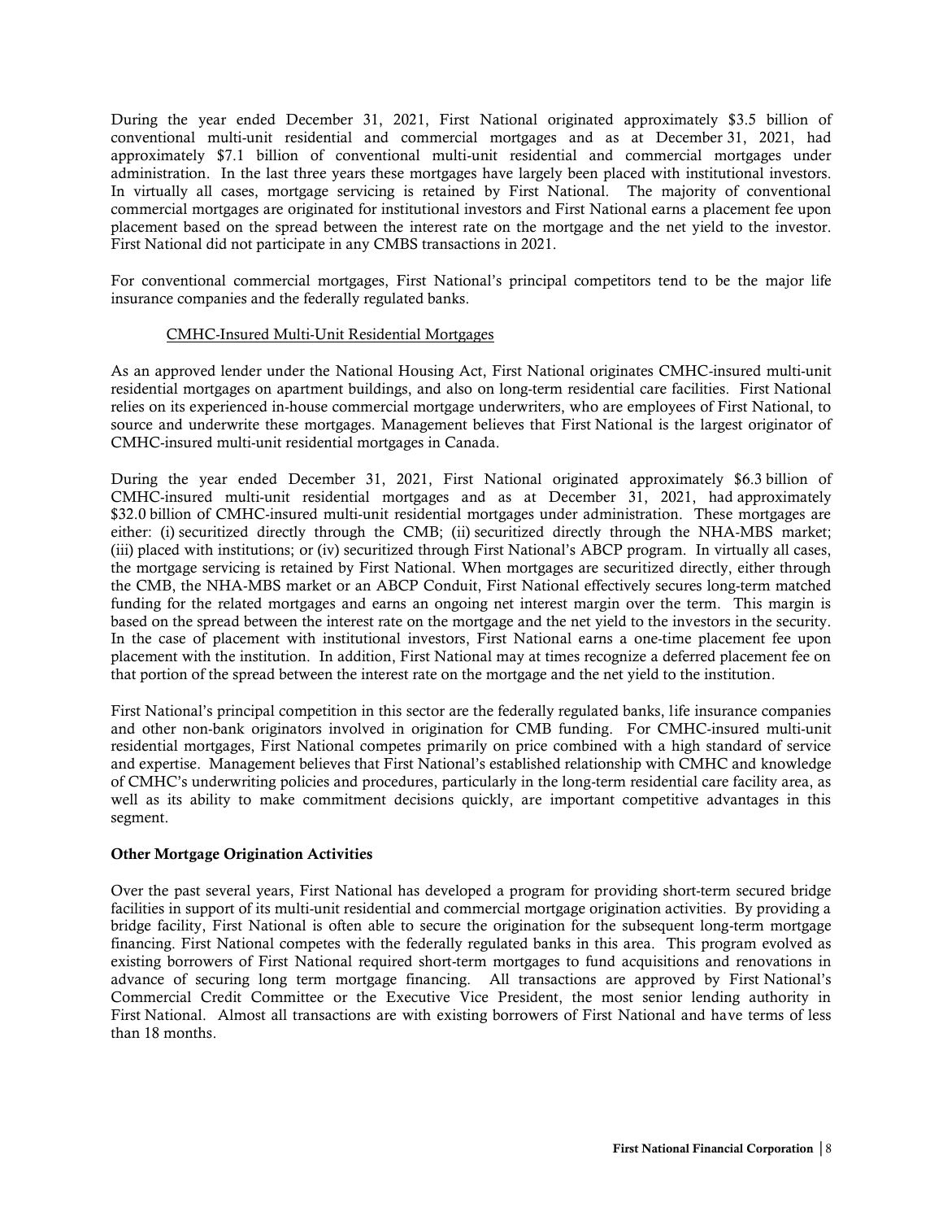During the year ended December 31, 2021, First National originated approximately $3.5 billion of conventional multi-unit residential and commercial mortgages and as at December 31, 2021, had approximately $7.1 billion of conventional multi-unit residential and commercial mortgages under administration. In the last three years these mortgages have largely been placed with institutional investors. In virtually all cases, mortgage servicing is retained by First National. The majority of conventional commercial mortgages are originated for institutional investors and First National earns a placement fee upon placement based on the spread between the interest rate on the mortgage and the net yield to the investor. First National did not participate in any CMBS transactions in 2021.

For conventional commercial mortgages, First National's principal competitors tend to be the major life insurance companies and the federally regulated banks.

CMHC-Insured Multi-Unit Residential Mortgages

As an approved lender under the National Housing Act, First National originates CMHC-insured multi-unit residential mortgages on apartment buildings, and also on long-term residential care facilities. First National relies on its experienced in-house commercial mortgage underwriters, who are employees of First National, to source and underwrite these mortgages. Management believes that First National is the largest originator of CMHC-insured multi-unit residential mortgages in Canada.

During the year ended December 31, 2021, First National originated approximately $6.3 billion of CMHC-insured multi-unit residential mortgages and as at December 31, 2021, had approximately $32.0 billion of CMHC-insured multi-unit residential mortgages under administration. These mortgages are either: (i) securitized directly through the CMB; (ii) securitized directly through the NHA-MBS market; (iii) placed with institutions; or (iv) securitized through First National's ABCP program. In virtually all cases, the mortgage servicing is retained by First National. When mortgages are securitized directly, either through the CMB, the NHA-MBS market or an ABCP Conduit, First National effectively secures long-term matched funding for the related mortgages and earns an ongoing net interest margin over the term. This margin is based on the spread between the interest rate on the mortgage and the net yield to the investors in the security. In the case of placement with institutional investors, First National earns a one-time placement fee upon placement with the institution. In addition, First National may at times recognize a deferred placement fee on that portion of the spread between the interest rate on the mortgage and the net yield to the institution.

First National's principal competition in this sector are the federally regulated banks, life insurance companies and other non-bank originators involved in origination for CMB funding. For CMHC-insured multi-unit residential mortgages, First National competes primarily on price combined with a high standard of service and expertise. Management believes that First National's established relationship with CMHC and knowledge of CMHC's underwriting policies and procedures, particularly in the long-term residential care facility area, as well as its ability to make commitment decisions quickly, are important competitive advantages in this segment.

**Other Mortgage Origination Activities**

Over the past several years, First National has developed a program for providing short-term secured bridge facilities in support of its multi-unit residential and commercial mortgage origination activities. By providing a bridge facility, First National is often able to secure the origination for the subsequent long-term mortgage financing. First National competes with the federally regulated banks in this area. This program evolved as existing borrowers of First National required short-term mortgages to fund acquisitions and renovations in advance of securing long term mortgage financing. All transactions are approved by First National's Commercial Credit Committee or the Executive Vice President, the most senior lending authority in First National. Almost all transactions are with existing borrowers of First National and have terms of less than 18 months.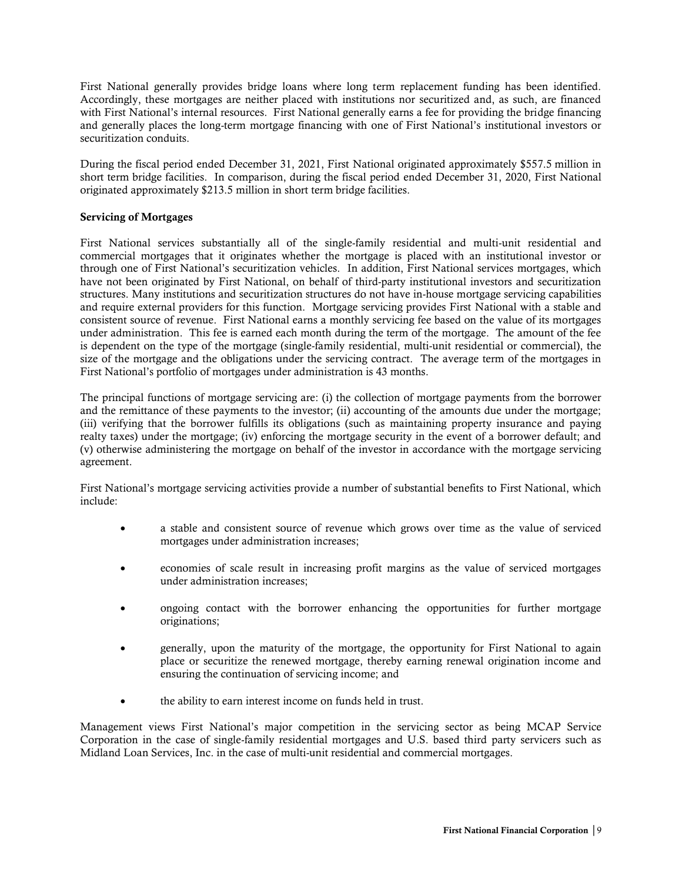First National generally provides bridge loans where long term replacement funding has been identified. Accordingly, these mortgages are neither placed with institutions nor securitized and, as such, are financed with First National's internal resources. First National generally earns a fee for providing the bridge financing and generally places the long-term mortgage financing with one of First National's institutional investors or securitization conduits.

During the fiscal period ended December 31, 2021, First National originated approximately $557.5 million in short term bridge facilities. In comparison, during the fiscal period ended December 31, 2020, First National originated approximately $213.5 million in short term bridge facilities.

**Servicing of Mortgages**

First National services substantially all of the single-family residential and multi-unit residential and commercial mortgages that it originates whether the mortgage is placed with an institutional investor or through one of First National's securitization vehicles. In addition, First National services mortgages, which have not been originated by First National, on behalf of third-party institutional investors and securitization structures. Many institutions and securitization structures do not have in-house mortgage servicing capabilities and require external providers for this function. Mortgage servicing provides First National with a stable and consistent source of revenue. First National earns a monthly servicing fee based on the value of its mortgages under administration. This fee is earned each month during the term of the mortgage. The amount of the fee is dependent on the type of the mortgage (single-family residential, multi-unit residential or commercial), the size of the mortgage and the obligations under the servicing contract. The average term of the mortgages in First National's portfolio of mortgages under administration is 43 months.

The principal functions of mortgage servicing are: (i) the collection of mortgage payments from the borrower and the remittance of these payments to the investor; (ii) accounting of the amounts due under the mortgage; (iii) verifying that the borrower fulfills its obligations (such as maintaining property insurance and paying realty taxes) under the mortgage; (iv) enforcing the mortgage security in the event of a borrower default; and (v) otherwise administering the mortgage on behalf of the investor in accordance with the mortgage servicing agreement.

First National's mortgage servicing activities provide a number of substantial benefits to First National, which include:

- a stable and consistent source of revenue which grows over time as the value of serviced mortgages under administration increases;
- economies of scale result in increasing profit margins as the value of serviced mortgages under administration increases;
- ongoing contact with the borrower enhancing the opportunities for further mortgage originations;
- generally, upon the maturity of the mortgage, the opportunity for First National to again place or securitize the renewed mortgage, thereby earning renewal origination income and ensuring the continuation of servicing income; and
- the ability to earn interest income on funds held in trust.

Management views First National's major competition in the servicing sector as being MCAP Service Corporation in the case of single-family residential mortgages and U.S. based third party servicers such as Midland Loan Services, Inc. in the case of multi-unit residential and commercial mortgages.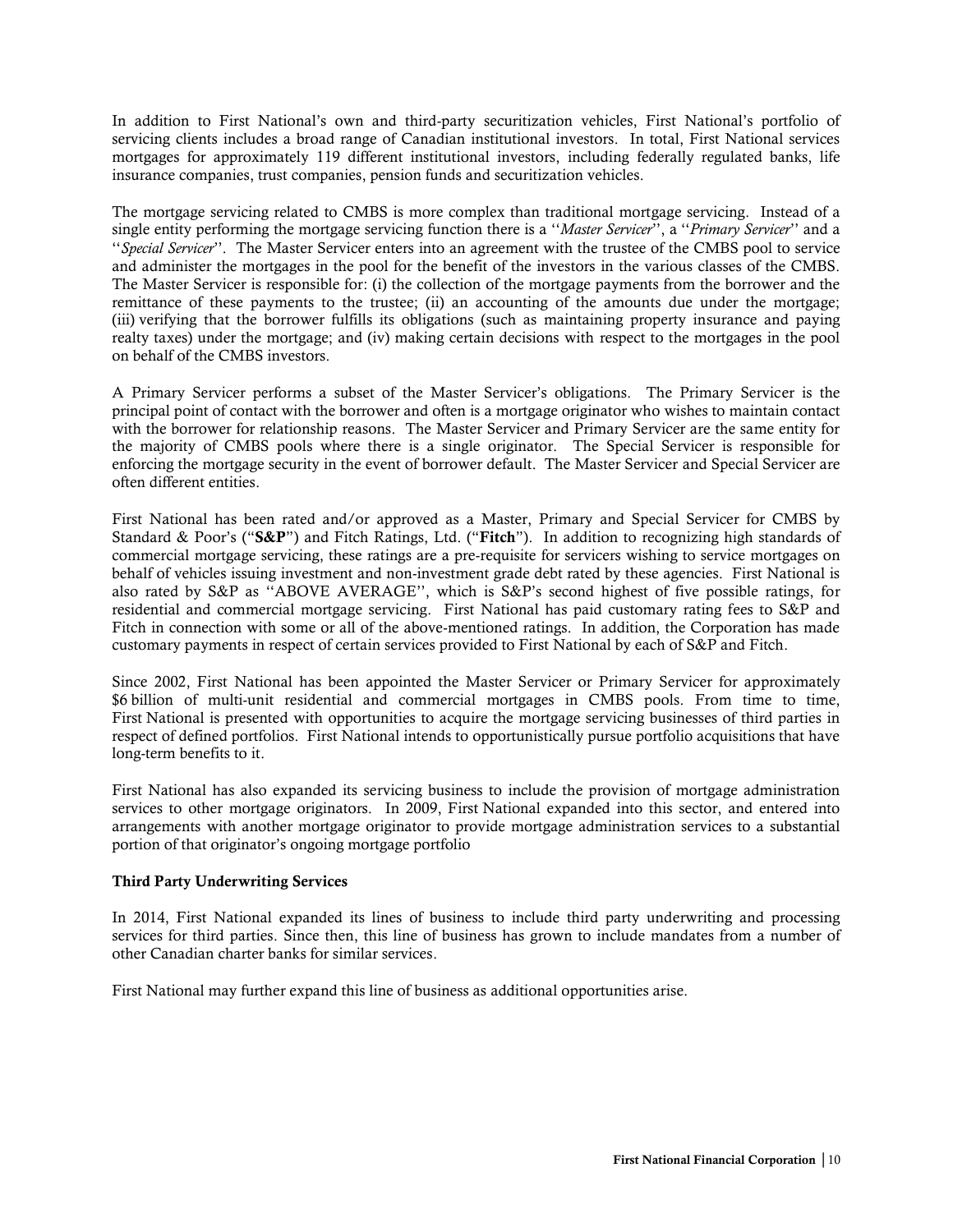In addition to First National's own and third-party securitization vehicles, First National's portfolio of servicing clients includes a broad range of Canadian institutional investors. In total, First National services mortgages for approximately 119 different institutional investors, including federally regulated banks, life insurance companies, trust companies, pension funds and securitization vehicles.

The mortgage servicing related to CMBS is more complex than traditional mortgage servicing. Instead of a single entity performing the mortgage servicing function there is a ''*Master Servicer*'', a ''*Primary Servicer*'' and a ''*Special Servicer*''. The Master Servicer enters into an agreement with the trustee of the CMBS pool to service and administer the mortgages in the pool for the benefit of the investors in the various classes of the CMBS. The Master Servicer is responsible for: (i) the collection of the mortgage payments from the borrower and the remittance of these payments to the trustee; (ii) an accounting of the amounts due under the mortgage; (iii) verifying that the borrower fulfills its obligations (such as maintaining property insurance and paying realty taxes) under the mortgage; and (iv) making certain decisions with respect to the mortgages in the pool on behalf of the CMBS investors.

A Primary Servicer performs a subset of the Master Servicer's obligations. The Primary Servicer is the principal point of contact with the borrower and often is a mortgage originator who wishes to maintain contact with the borrower for relationship reasons. The Master Servicer and Primary Servicer are the same entity for the majority of CMBS pools where there is a single originator. The Special Servicer is responsible for enforcing the mortgage security in the event of borrower default. The Master Servicer and Special Servicer are often different entities.

First National has been rated and/or approved as a Master, Primary and Special Servicer for CMBS by Standard & Poor's ("**S&P**") and Fitch Ratings, Ltd. ("**Fitch**"). In addition to recognizing high standards of commercial mortgage servicing, these ratings are a pre-requisite for servicers wishing to service mortgages on behalf of vehicles issuing investment and non-investment grade debt rated by these agencies. First National is also rated by S&P as ''ABOVE AVERAGE'', which is S&P's second highest of five possible ratings, for residential and commercial mortgage servicing. First National has paid customary rating fees to S&P and Fitch in connection with some or all of the above-mentioned ratings. In addition, the Corporation has made customary payments in respect of certain services provided to First National by each of S&P and Fitch.

Since 2002, First National has been appointed the Master Servicer or Primary Servicer for approximately $6 billion of multi-unit residential and commercial mortgages in CMBS pools. From time to time, First National is presented with opportunities to acquire the mortgage servicing businesses of third parties in respect of defined portfolios. First National intends to opportunistically pursue portfolio acquisitions that have long-term benefits to it.

First National has also expanded its servicing business to include the provision of mortgage administration services to other mortgage originators. In 2009, First National expanded into this sector, and entered into arrangements with another mortgage originator to provide mortgage administration services to a substantial portion of that originator's ongoing mortgage portfolio

**Third Party Underwriting Services**

In 2014, First National expanded its lines of business to include third party underwriting and processing services for third parties. Since then, this line of business has grown to include mandates from a number of other Canadian charter banks for similar services.

First National may further expand this line of business as additional opportunities arise.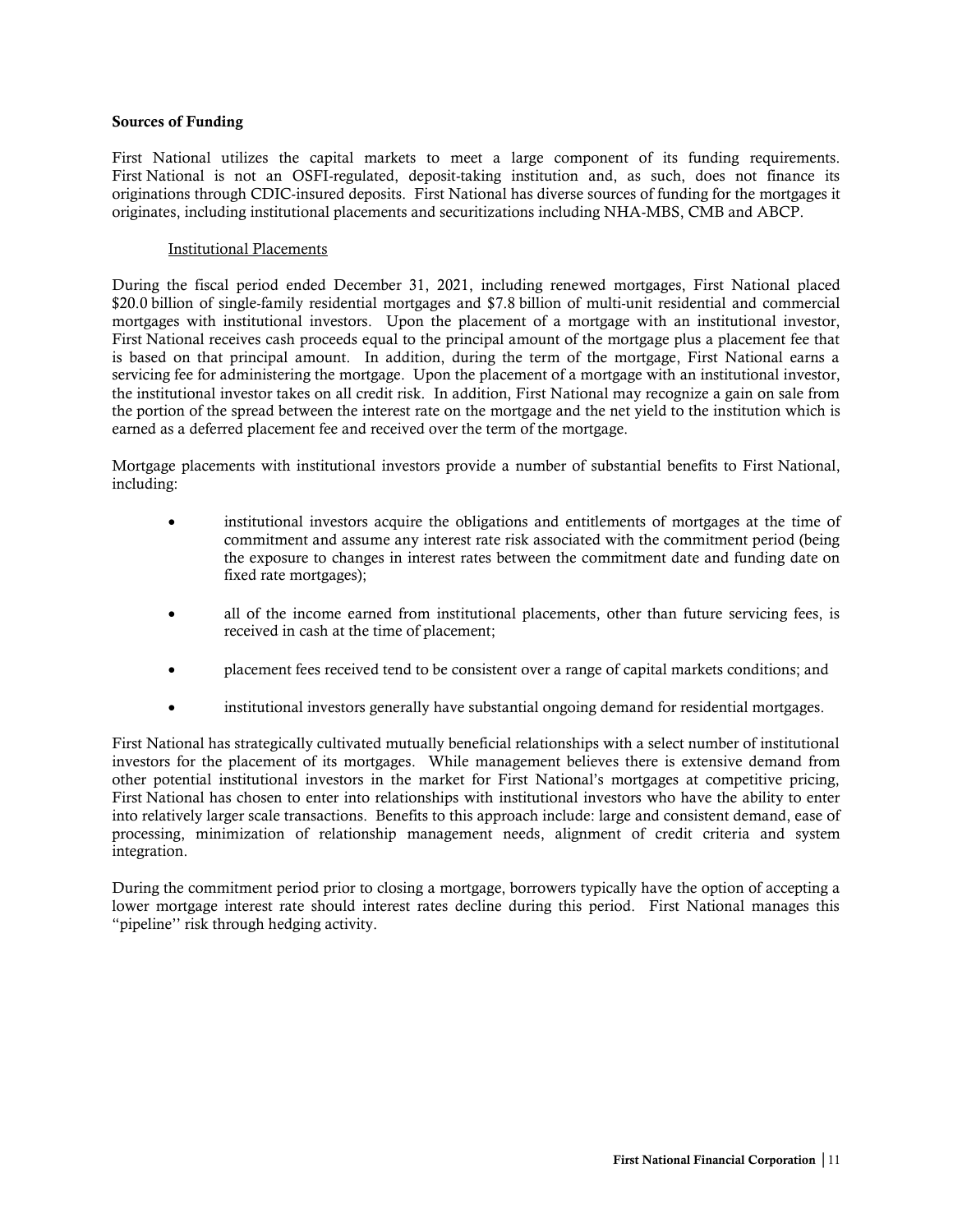## Sources of Funding

First National utilizes the capital markets to meet a large component of its funding requirements. First National is not an OSFI-regulated, deposit-taking institution and, as such, does not finance its originations through CDIC-insured deposits. First National has diverse sources of funding for the mortgages it originates, including institutional placements and securitizations including NHA-MBS, CMB and ABCP.

### Institutional Placements

During the fiscal period ended December 31, 2021, including renewed mortgages, First National placed $20.0 billion of single-family residential mortgages and $7.8 billion of multi-unit residential and commercial mortgages with institutional investors. Upon the placement of a mortgage with an institutional investor, First National receives cash proceeds equal to the principal amount of the mortgage plus a placement fee that is based on that principal amount. In addition, during the term of the mortgage, First National earns a servicing fee for administering the mortgage. Upon the placement of a mortgage with an institutional investor, the institutional investor takes on all credit risk. In addition, First National may recognize a gain on sale from the portion of the spread between the interest rate on the mortgage and the net yield to the institution which is earned as a deferred placement fee and received over the term of the mortgage.

Mortgage placements with institutional investors provide a number of substantial benefits to First National, including:

- institutional investors acquire the obligations and entitlements of mortgages at the time of commitment and assume any interest rate risk associated with the commitment period (being the exposure to changes in interest rates between the commitment date and funding date on fixed rate mortgages);
- all of the income earned from institutional placements, other than future servicing fees, is received in cash at the time of placement;
- placement fees received tend to be consistent over a range of capital markets conditions; and
- institutional investors generally have substantial ongoing demand for residential mortgages.

First National has strategically cultivated mutually beneficial relationships with a select number of institutional investors for the placement of its mortgages. While management believes there is extensive demand from other potential institutional investors in the market for First National's mortgages at competitive pricing, First National has chosen to enter into relationships with institutional investors who have the ability to enter into relatively larger scale transactions. Benefits to this approach include: large and consistent demand, ease of processing, minimization of relationship management needs, alignment of credit criteria and system integration.

During the commitment period prior to closing a mortgage, borrowers typically have the option of accepting a lower mortgage interest rate should interest rates decline during this period. First National manages this "pipeline" risk through hedging activity.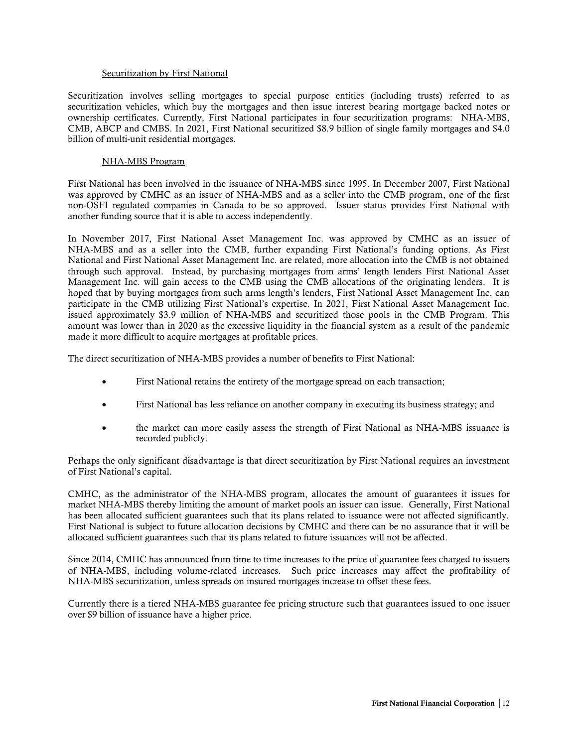### Securitization by First National

Securitization involves selling mortgages to special purpose entities (including trusts) referred to as securitization vehicles, which buy the mortgages and then issue interest bearing mortgage backed notes or ownership certificates. Currently, First National participates in four securitization programs: NHA-MBS, CMB, ABCP and CMBS. In 2021, First National securitized $8.9 billion of single family mortgages and $4.0 billion of multi-unit residential mortgages.

### NHA-MBS Program

First National has been involved in the issuance of NHA-MBS since 1995. In December 2007, First National was approved by CMHC as an issuer of NHA-MBS and as a seller into the CMB program, one of the first non-OSFI regulated companies in Canada to be so approved. Issuer status provides First National with another funding source that it is able to access independently.

In November 2017, First National Asset Management Inc. was approved by CMHC as an issuer of NHA-MBS and as a seller into the CMB, further expanding First National's funding options. As First National and First National Asset Management Inc. are related, more allocation into the CMB is not obtained through such approval. Instead, by purchasing mortgages from arms' length lenders First National Asset Management Inc. will gain access to the CMB using the CMB allocations of the originating lenders. It is hoped that by buying mortgages from such arms length's lenders, First National Asset Management Inc. can participate in the CMB utilizing First National's expertise. In 2021, First National Asset Management Inc. issued approximately $3.9 million of NHA-MBS and securitized those pools in the CMB Program. This amount was lower than in 2020 as the excessive liquidity in the financial system as a result of the pandemic made it more difficult to acquire mortgages at profitable prices.

The direct securitization of NHA-MBS provides a number of benefits to First National:

- First National retains the entirety of the mortgage spread on each transaction;
- First National has less reliance on another company in executing its business strategy; and
- the market can more easily assess the strength of First National as NHA-MBS issuance is recorded publicly.

Perhaps the only significant disadvantage is that direct securitization by First National requires an investment of First National's capital.

CMHC, as the administrator of the NHA-MBS program, allocates the amount of guarantees it issues for market NHA-MBS thereby limiting the amount of market pools an issuer can issue. Generally, First National has been allocated sufficient guarantees such that its plans related to issuance were not affected significantly. First National is subject to future allocation decisions by CMHC and there can be no assurance that it will be allocated sufficient guarantees such that its plans related to future issuances will not be affected.

Since 2014, CMHC has announced from time to time increases to the price of guarantee fees charged to issuers of NHA-MBS, including volume-related increases. Such price increases may affect the profitability of NHA-MBS securitization, unless spreads on insured mortgages increase to offset these fees.

Currently there is a tiered NHA-MBS guarantee fee pricing structure such that guarantees issued to one issuer over $9 billion of issuance have a higher price.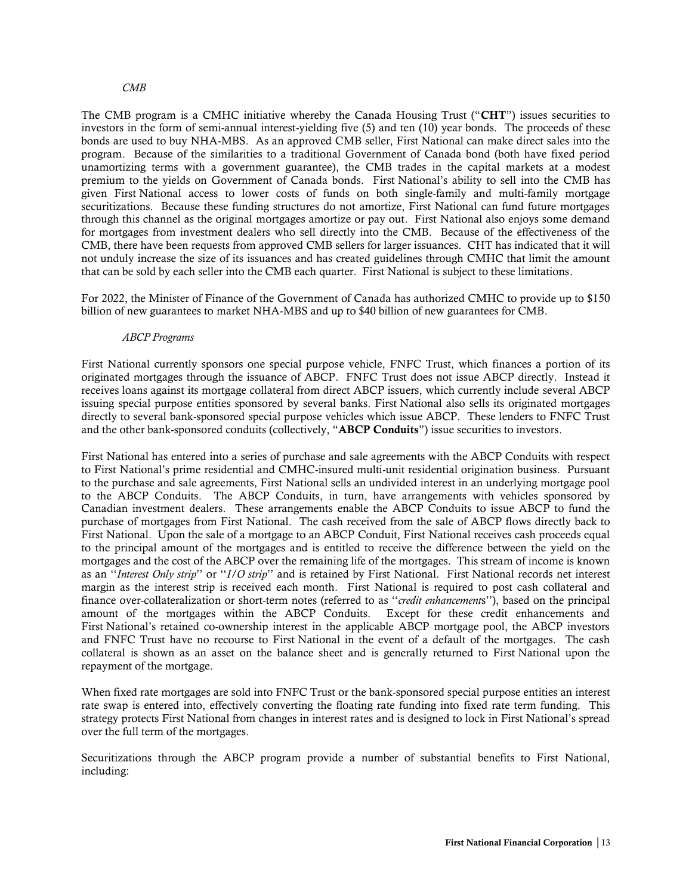*CMB*

The CMB program is a CMHC initiative whereby the Canada Housing Trust ("**CHT**") issues securities to investors in the form of semi-annual interest-yielding five (5) and ten (10) year bonds. The proceeds of these bonds are used to buy NHA-MBS. As an approved CMB seller, First National can make direct sales into the program. Because of the similarities to a traditional Government of Canada bond (both have fixed period unamortizing terms with a government guarantee), the CMB trades in the capital markets at a modest premium to the yields on Government of Canada bonds. First National's ability to sell into the CMB has given First National access to lower costs of funds on both single-family and multi-family mortgage securitizations. Because these funding structures do not amortize, First National can fund future mortgages through this channel as the original mortgages amortize or pay out. First National also enjoys some demand for mortgages from investment dealers who sell directly into the CMB. Because of the effectiveness of the CMB, there have been requests from approved CMB sellers for larger issuances. CHT has indicated that it will not unduly increase the size of its issuances and has created guidelines through CMHC that limit the amount that can be sold by each seller into the CMB each quarter. First National is subject to these limitations.

For 2022, the Minister of Finance of the Government of Canada has authorized CMHC to provide up to $150 billion of new guarantees to market NHA-MBS and up to $40 billion of new guarantees for CMB.

*ABCP Programs*

First National currently sponsors one special purpose vehicle, FNFC Trust, which finances a portion of its originated mortgages through the issuance of ABCP. FNFC Trust does not issue ABCP directly. Instead it receives loans against its mortgage collateral from direct ABCP issuers, which currently include several ABCP issuing special purpose entities sponsored by several banks. First National also sells its originated mortgages directly to several bank-sponsored special purpose vehicles which issue ABCP. These lenders to FNFC Trust and the other bank-sponsored conduits (collectively, "**ABCP Conduits**") issue securities to investors.

First National has entered into a series of purchase and sale agreements with the ABCP Conduits with respect to First National's prime residential and CMHC-insured multi-unit residential origination business. Pursuant to the purchase and sale agreements, First National sells an undivided interest in an underlying mortgage pool to the ABCP Conduits. The ABCP Conduits, in turn, have arrangements with vehicles sponsored by Canadian investment dealers. These arrangements enable the ABCP Conduits to issue ABCP to fund the purchase of mortgages from First National. The cash received from the sale of ABCP flows directly back to First National. Upon the sale of a mortgage to an ABCP Conduit, First National receives cash proceeds equal to the principal amount of the mortgages and is entitled to receive the difference between the yield on the mortgages and the cost of the ABCP over the remaining life of the mortgages. This stream of income is known as an "*Interest Only strip*" or "*I/O strip*" and is retained by First National. First National records net interest margin as the interest strip is received each month. First National is required to post cash collateral and finance over-collateralization or short-term notes (referred to as "*credit enhancements*"), based on the principal amount of the mortgages within the ABCP Conduits. Except for these credit enhancements and First National's retained co-ownership interest in the applicable ABCP mortgage pool, the ABCP investors and FNFC Trust have no recourse to First National in the event of a default of the mortgages. The cash collateral is shown as an asset on the balance sheet and is generally returned to First National upon the repayment of the mortgage.

When fixed rate mortgages are sold into FNFC Trust or the bank-sponsored special purpose entities an interest rate swap is entered into, effectively converting the floating rate funding into fixed rate term funding. This strategy protects First National from changes in interest rates and is designed to lock in First National's spread over the full term of the mortgages.

Securitizations through the ABCP program provide a number of substantial benefits to First National, including: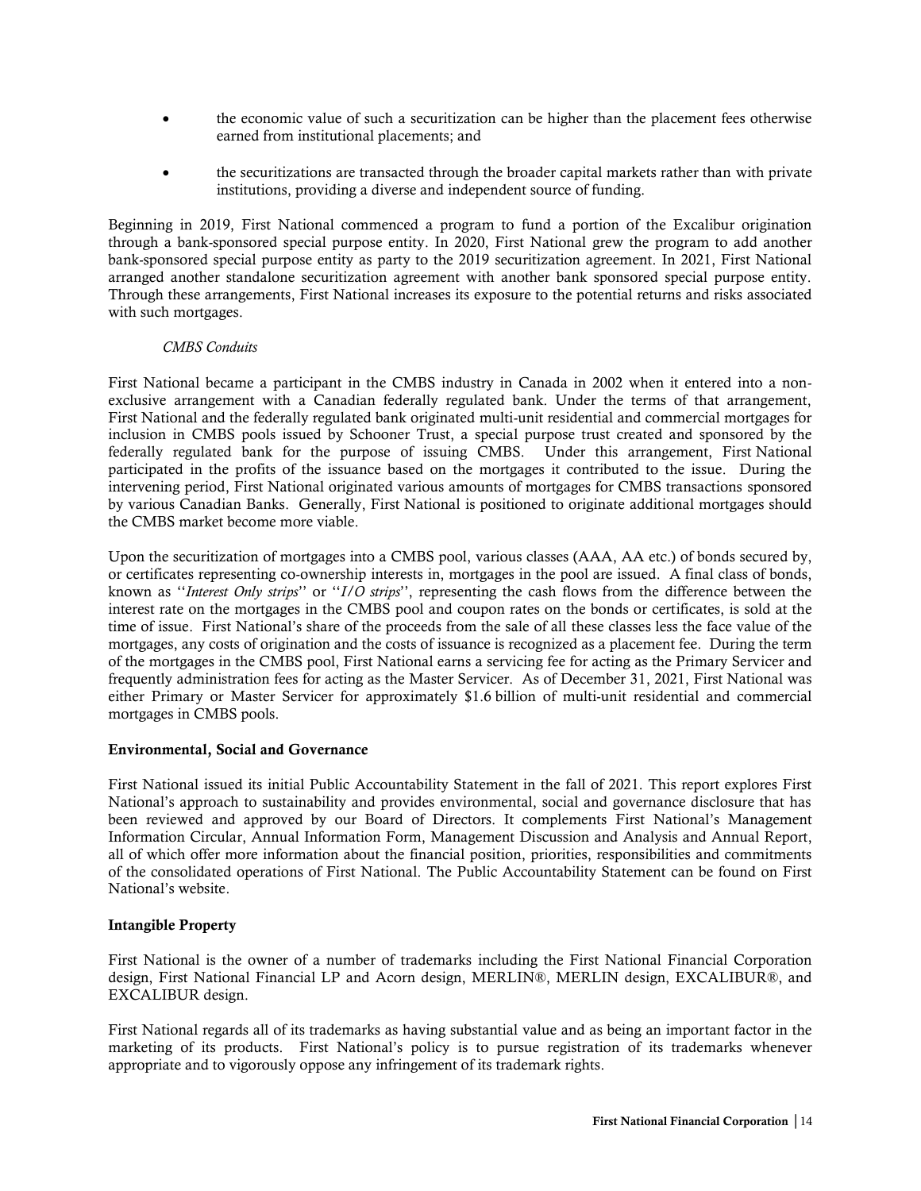- the economic value of such a securitization can be higher than the placement fees otherwise earned from institutional placements; and
- the securitizations are transacted through the broader capital markets rather than with private institutions, providing a diverse and independent source of funding.

Beginning in 2019, First National commenced a program to fund a portion of the Excalibur origination through a bank-sponsored special purpose entity. In 2020, First National grew the program to add another bank-sponsored special purpose entity as party to the 2019 securitization agreement. In 2021, First National arranged another standalone securitization agreement with another bank sponsored special purpose entity. Through these arrangements, First National increases its exposure to the potential returns and risks associated with such mortgages.

*CMBS Conduits*

First National became a participant in the CMBS industry in Canada in 2002 when it entered into a non-exclusive arrangement with a Canadian federally regulated bank. Under the terms of that arrangement, First National and the federally regulated bank originated multi-unit residential and commercial mortgages for inclusion in CMBS pools issued by Schooner Trust, a special purpose trust created and sponsored by the federally regulated bank for the purpose of issuing CMBS. Under this arrangement, First National participated in the profits of the issuance based on the mortgages it contributed to the issue. During the intervening period, First National originated various amounts of mortgages for CMBS transactions sponsored by various Canadian Banks. Generally, First National is positioned to originate additional mortgages should the CMBS market become more viable.

Upon the securitization of mortgages into a CMBS pool, various classes (AAA, AA etc.) of bonds secured by, or certificates representing co-ownership interests in, mortgages in the pool are issued. A final class of bonds, known as ''*Interest Only strips*'' or ''*I/O strips*'', representing the cash flows from the difference between the interest rate on the mortgages in the CMBS pool and coupon rates on the bonds or certificates, is sold at the time of issue. First National's share of the proceeds from the sale of all these classes less the face value of the mortgages, any costs of origination and the costs of issuance is recognized as a placement fee. During the term of the mortgages in the CMBS pool, First National earns a servicing fee for acting as the Primary Servicer and frequently administration fees for acting as the Master Servicer. As of December 31, 2021, First National was either Primary or Master Servicer for approximately $1.6 billion of multi-unit residential and commercial mortgages in CMBS pools.

**Environmental, Social and Governance**

First National issued its initial Public Accountability Statement in the fall of 2021. This report explores First National's approach to sustainability and provides environmental, social and governance disclosure that has been reviewed and approved by our Board of Directors. It complements First National's Management Information Circular, Annual Information Form, Management Discussion and Analysis and Annual Report, all of which offer more information about the financial position, priorities, responsibilities and commitments of the consolidated operations of First National. The Public Accountability Statement can be found on First National's website.

**Intangible Property**

First National is the owner of a number of trademarks including the First National Financial Corporation design, First National Financial LP and Acorn design, MERLIN®, MERLIN design, EXCALIBUR®, and EXCALIBUR design.

First National regards all of its trademarks as having substantial value and as being an important factor in the marketing of its products. First National's policy is to pursue registration of its trademarks whenever appropriate and to vigorously oppose any infringement of its trademark rights.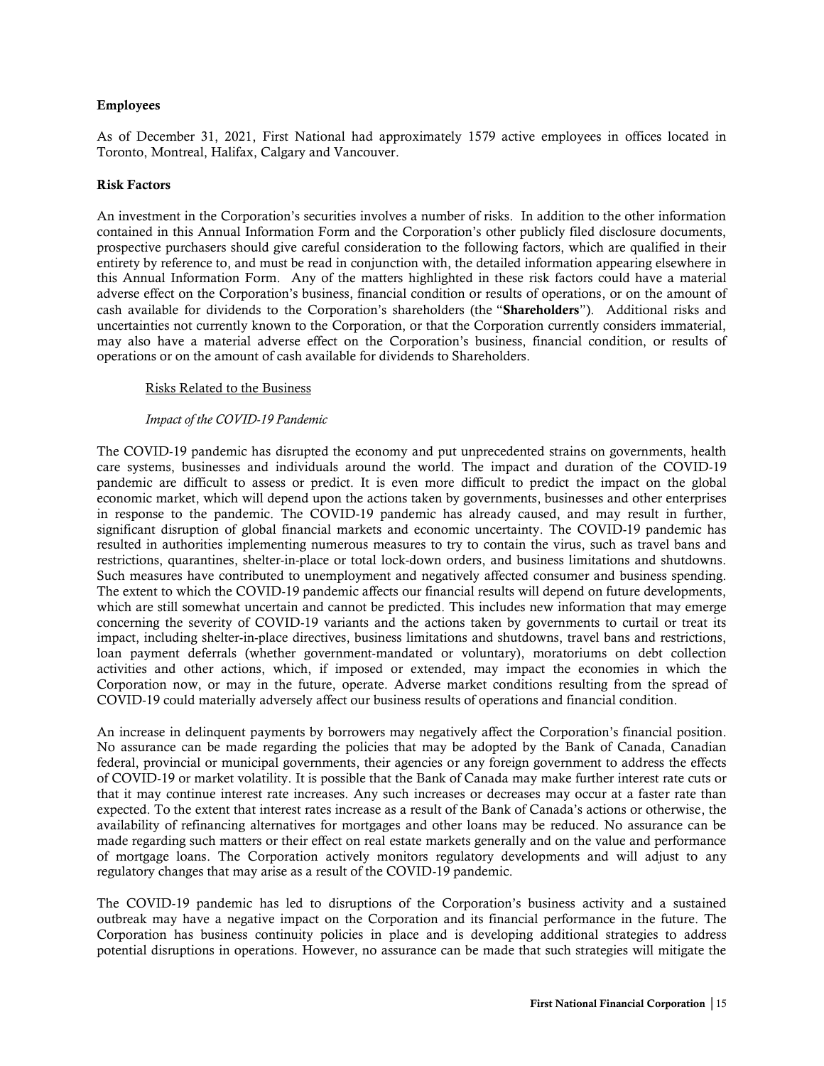### Employees

As of December 31, 2021, First National had approximately 1579 active employees in offices located in Toronto, Montreal, Halifax, Calgary and Vancouver.

### Risk Factors

An investment in the Corporation's securities involves a number of risks. In addition to the other information contained in this Annual Information Form and the Corporation's other publicly filed disclosure documents, prospective purchasers should give careful consideration to the following factors, which are qualified in their entirety by reference to, and must be read in conjunction with, the detailed information appearing elsewhere in this Annual Information Form. Any of the matters highlighted in these risk factors could have a material adverse effect on the Corporation's business, financial condition or results of operations, or on the amount of cash available for dividends to the Corporation's shareholders (the "**Shareholders**"). Additional risks and uncertainties not currently known to the Corporation, or that the Corporation currently considers immaterial, may also have a material adverse effect on the Corporation's business, financial condition, or results of operations or on the amount of cash available for dividends to Shareholders.

<u>Risks Related to the Business</u>

*Impact of the COVID-19 Pandemic*

The COVID-19 pandemic has disrupted the economy and put unprecedented strains on governments, health care systems, businesses and individuals around the world. The impact and duration of the COVID-19 pandemic are difficult to assess or predict. It is even more difficult to predict the impact on the global economic market, which will depend upon the actions taken by governments, businesses and other enterprises in response to the pandemic. The COVID-19 pandemic has already caused, and may result in further, significant disruption of global financial markets and economic uncertainty. The COVID-19 pandemic has resulted in authorities implementing numerous measures to try to contain the virus, such as travel bans and restrictions, quarantines, shelter-in-place or total lock-down orders, and business limitations and shutdowns. Such measures have contributed to unemployment and negatively affected consumer and business spending. The extent to which the COVID-19 pandemic affects our financial results will depend on future developments, which are still somewhat uncertain and cannot be predicted. This includes new information that may emerge concerning the severity of COVID-19 variants and the actions taken by governments to curtail or treat its impact, including shelter-in-place directives, business limitations and shutdowns, travel bans and restrictions, loan payment deferrals (whether government-mandated or voluntary), moratoriums on debt collection activities and other actions, which, if imposed or extended, may impact the economies in which the Corporation now, or may in the future, operate. Adverse market conditions resulting from the spread of COVID-19 could materially adversely affect our business results of operations and financial condition.

An increase in delinquent payments by borrowers may negatively affect the Corporation's financial position. No assurance can be made regarding the policies that may be adopted by the Bank of Canada, Canadian federal, provincial or municipal governments, their agencies or any foreign government to address the effects of COVID-19 or market volatility. It is possible that the Bank of Canada may make further interest rate cuts or that it may continue interest rate increases. Any such increases or decreases may occur at a faster rate than expected. To the extent that interest rates increase as a result of the Bank of Canada's actions or otherwise, the availability of refinancing alternatives for mortgages and other loans may be reduced. No assurance can be made regarding such matters or their effect on real estate markets generally and on the value and performance of mortgage loans. The Corporation actively monitors regulatory developments and will adjust to any regulatory changes that may arise as a result of the COVID-19 pandemic.

The COVID-19 pandemic has led to disruptions of the Corporation's business activity and a sustained outbreak may have a negative impact on the Corporation and its financial performance in the future. The Corporation has business continuity policies in place and is developing additional strategies to address potential disruptions in operations. However, no assurance can be made that such strategies will mitigate the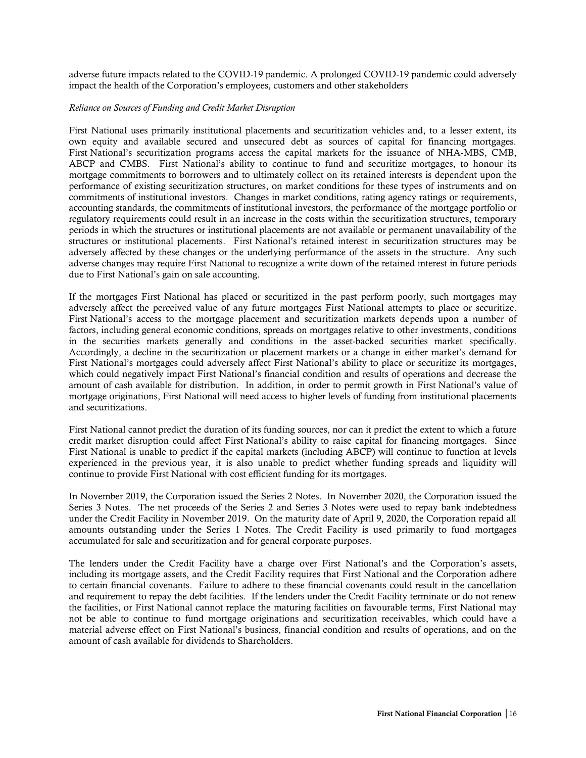adverse future impacts related to the COVID-19 pandemic. A prolonged COVID-19 pandemic could adversely impact the health of the Corporation's employees, customers and other stakeholders

*Reliance on Sources of Funding and Credit Market Disruption*

First National uses primarily institutional placements and securitization vehicles and, to a lesser extent, its own equity and available secured and unsecured debt as sources of capital for financing mortgages. First National's securitization programs access the capital markets for the issuance of NHA-MBS, CMB, ABCP and CMBS. First National's ability to continue to fund and securitize mortgages, to honour its mortgage commitments to borrowers and to ultimately collect on its retained interests is dependent upon the performance of existing securitization structures, on market conditions for these types of instruments and on commitments of institutional investors. Changes in market conditions, rating agency ratings or requirements, accounting standards, the commitments of institutional investors, the performance of the mortgage portfolio or regulatory requirements could result in an increase in the costs within the securitization structures, temporary periods in which the structures or institutional placements are not available or permanent unavailability of the structures or institutional placements. First National's retained interest in securitization structures may be adversely affected by these changes or the underlying performance of the assets in the structure. Any such adverse changes may require First National to recognize a write down of the retained interest in future periods due to First National's gain on sale accounting.

If the mortgages First National has placed or securitized in the past perform poorly, such mortgages may adversely affect the perceived value of any future mortgages First National attempts to place or securitize. First National's access to the mortgage placement and securitization markets depends upon a number of factors, including general economic conditions, spreads on mortgages relative to other investments, conditions in the securities markets generally and conditions in the asset-backed securities market specifically. Accordingly, a decline in the securitization or placement markets or a change in either market's demand for First National's mortgages could adversely affect First National's ability to place or securitize its mortgages, which could negatively impact First National's financial condition and results of operations and decrease the amount of cash available for distribution. In addition, in order to permit growth in First National's value of mortgage originations, First National will need access to higher levels of funding from institutional placements and securitizations.

First National cannot predict the duration of its funding sources, nor can it predict the extent to which a future credit market disruption could affect First National's ability to raise capital for financing mortgages. Since First National is unable to predict if the capital markets (including ABCP) will continue to function at levels experienced in the previous year, it is also unable to predict whether funding spreads and liquidity will continue to provide First National with cost efficient funding for its mortgages.

In November 2019, the Corporation issued the Series 2 Notes. In November 2020, the Corporation issued the Series 3 Notes. The net proceeds of the Series 2 and Series 3 Notes were used to repay bank indebtedness under the Credit Facility in November 2019. On the maturity date of April 9, 2020, the Corporation repaid all amounts outstanding under the Series 1 Notes. The Credit Facility is used primarily to fund mortgages accumulated for sale and securitization and for general corporate purposes.

The lenders under the Credit Facility have a charge over First National's and the Corporation's assets, including its mortgage assets, and the Credit Facility requires that First National and the Corporation adhere to certain financial covenants. Failure to adhere to these financial covenants could result in the cancellation and requirement to repay the debt facilities. If the lenders under the Credit Facility terminate or do not renew the facilities, or First National cannot replace the maturing facilities on favourable terms, First National may not be able to continue to fund mortgage originations and securitization receivables, which could have a material adverse effect on First National's business, financial condition and results of operations, and on the amount of cash available for dividends to Shareholders.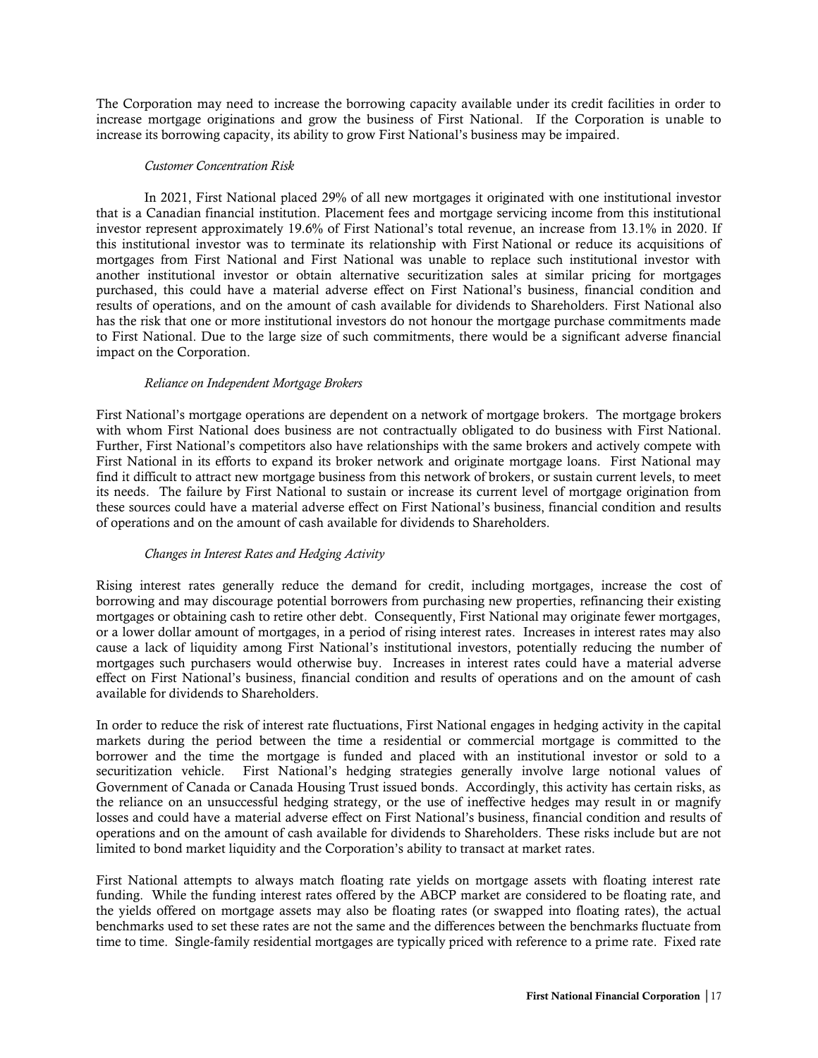The Corporation may need to increase the borrowing capacity available under its credit facilities in order to increase mortgage originations and grow the business of First National. If the Corporation is unable to increase its borrowing capacity, its ability to grow First National's business may be impaired.

*Customer Concentration Risk*

In 2021, First National placed 29% of all new mortgages it originated with one institutional investor that is a Canadian financial institution. Placement fees and mortgage servicing income from this institutional investor represent approximately 19.6% of First National's total revenue, an increase from 13.1% in 2020. If this institutional investor was to terminate its relationship with First National or reduce its acquisitions of mortgages from First National and First National was unable to replace such institutional investor with another institutional investor or obtain alternative securitization sales at similar pricing for mortgages purchased, this could have a material adverse effect on First National's business, financial condition and results of operations, and on the amount of cash available for dividends to Shareholders. First National also has the risk that one or more institutional investors do not honour the mortgage purchase commitments made to First National. Due to the large size of such commitments, there would be a significant adverse financial impact on the Corporation.

*Reliance on Independent Mortgage Brokers*

First National's mortgage operations are dependent on a network of mortgage brokers. The mortgage brokers with whom First National does business are not contractually obligated to do business with First National. Further, First National's competitors also have relationships with the same brokers and actively compete with First National in its efforts to expand its broker network and originate mortgage loans. First National may find it difficult to attract new mortgage business from this network of brokers, or sustain current levels, to meet its needs. The failure by First National to sustain or increase its current level of mortgage origination from these sources could have a material adverse effect on First National's business, financial condition and results of operations and on the amount of cash available for dividends to Shareholders.

*Changes in Interest Rates and Hedging Activity*

Rising interest rates generally reduce the demand for credit, including mortgages, increase the cost of borrowing and may discourage potential borrowers from purchasing new properties, refinancing their existing mortgages or obtaining cash to retire other debt. Consequently, First National may originate fewer mortgages, or a lower dollar amount of mortgages, in a period of rising interest rates. Increases in interest rates may also cause a lack of liquidity among First National's institutional investors, potentially reducing the number of mortgages such purchasers would otherwise buy. Increases in interest rates could have a material adverse effect on First National's business, financial condition and results of operations and on the amount of cash available for dividends to Shareholders.

In order to reduce the risk of interest rate fluctuations, First National engages in hedging activity in the capital markets during the period between the time a residential or commercial mortgage is committed to the borrower and the time the mortgage is funded and placed with an institutional investor or sold to a securitization vehicle. First National's hedging strategies generally involve large notional values of Government of Canada or Canada Housing Trust issued bonds. Accordingly, this activity has certain risks, as the reliance on an unsuccessful hedging strategy, or the use of ineffective hedges may result in or magnify losses and could have a material adverse effect on First National's business, financial condition and results of operations and on the amount of cash available for dividends to Shareholders. These risks include but are not limited to bond market liquidity and the Corporation's ability to transact at market rates.

First National attempts to always match floating rate yields on mortgage assets with floating interest rate funding. While the funding interest rates offered by the ABCP market are considered to be floating rate, and the yields offered on mortgage assets may also be floating rates (or swapped into floating rates), the actual benchmarks used to set these rates are not the same and the differences between the benchmarks fluctuate from time to time. Single-family residential mortgages are typically priced with reference to a prime rate. Fixed rate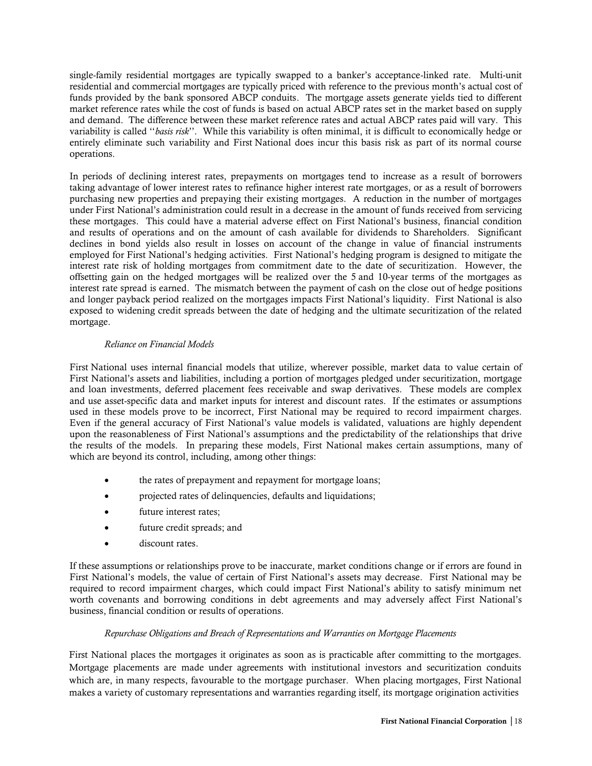single-family residential mortgages are typically swapped to a banker's acceptance-linked rate. Multi-unit residential and commercial mortgages are typically priced with reference to the previous month's actual cost of funds provided by the bank sponsored ABCP conduits. The mortgage assets generate yields tied to different market reference rates while the cost of funds is based on actual ABCP rates set in the market based on supply and demand. The difference between these market reference rates and actual ABCP rates paid will vary. This variability is called ''*basis risk*''. While this variability is often minimal, it is difficult to economically hedge or entirely eliminate such variability and First National does incur this basis risk as part of its normal course operations.

In periods of declining interest rates, prepayments on mortgages tend to increase as a result of borrowers taking advantage of lower interest rates to refinance higher interest rate mortgages, or as a result of borrowers purchasing new properties and prepaying their existing mortgages. A reduction in the number of mortgages under First National's administration could result in a decrease in the amount of funds received from servicing these mortgages. This could have a material adverse effect on First National's business, financial condition and results of operations and on the amount of cash available for dividends to Shareholders. Significant declines in bond yields also result in losses on account of the change in value of financial instruments employed for First National's hedging activities. First National's hedging program is designed to mitigate the interest rate risk of holding mortgages from commitment date to the date of securitization. However, the offsetting gain on the hedged mortgages will be realized over the 5 and 10-year terms of the mortgages as interest rate spread is earned. The mismatch between the payment of cash on the close out of hedge positions and longer payback period realized on the mortgages impacts First National's liquidity. First National is also exposed to widening credit spreads between the date of hedging and the ultimate securitization of the related mortgage.

*Reliance on Financial Models*

First National uses internal financial models that utilize, wherever possible, market data to value certain of First National's assets and liabilities, including a portion of mortgages pledged under securitization, mortgage and loan investments, deferred placement fees receivable and swap derivatives. These models are complex and use asset-specific data and market inputs for interest and discount rates. If the estimates or assumptions used in these models prove to be incorrect, First National may be required to record impairment charges. Even if the general accuracy of First National's value models is validated, valuations are highly dependent upon the reasonableness of First National's assumptions and the predictability of the relationships that drive the results of the models. In preparing these models, First National makes certain assumptions, many of which are beyond its control, including, among other things:

- the rates of prepayment and repayment for mortgage loans;
- projected rates of delinquencies, defaults and liquidations;
- future interest rates;
- future credit spreads; and
- discount rates.

If these assumptions or relationships prove to be inaccurate, market conditions change or if errors are found in First National's models, the value of certain of First National's assets may decrease. First National may be required to record impairment charges, which could impact First National's ability to satisfy minimum net worth covenants and borrowing conditions in debt agreements and may adversely affect First National's business, financial condition or results of operations.

*Repurchase Obligations and Breach of Representations and Warranties on Mortgage Placements*

First National places the mortgages it originates as soon as is practicable after committing to the mortgages. Mortgage placements are made under agreements with institutional investors and securitization conduits which are, in many respects, favourable to the mortgage purchaser. When placing mortgages, First National makes a variety of customary representations and warranties regarding itself, its mortgage origination activities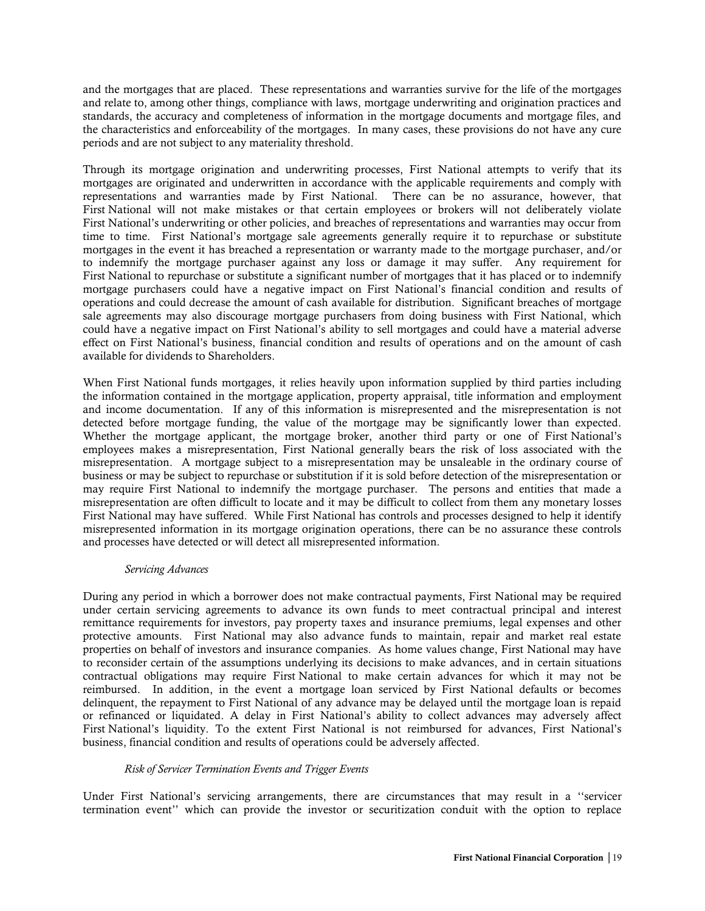and the mortgages that are placed. These representations and warranties survive for the life of the mortgages and relate to, among other things, compliance with laws, mortgage underwriting and origination practices and standards, the accuracy and completeness of information in the mortgage documents and mortgage files, and the characteristics and enforceability of the mortgages. In many cases, these provisions do not have any cure periods and are not subject to any materiality threshold.

Through its mortgage origination and underwriting processes, First National attempts to verify that its mortgages are originated and underwritten in accordance with the applicable requirements and comply with representations and warranties made by First National. There can be no assurance, however, that First National will not make mistakes or that certain employees or brokers will not deliberately violate First National's underwriting or other policies, and breaches of representations and warranties may occur from time to time. First National's mortgage sale agreements generally require it to repurchase or substitute mortgages in the event it has breached a representation or warranty made to the mortgage purchaser, and/or to indemnify the mortgage purchaser against any loss or damage it may suffer. Any requirement for First National to repurchase or substitute a significant number of mortgages that it has placed or to indemnify mortgage purchasers could have a negative impact on First National's financial condition and results of operations and could decrease the amount of cash available for distribution. Significant breaches of mortgage sale agreements may also discourage mortgage purchasers from doing business with First National, which could have a negative impact on First National's ability to sell mortgages and could have a material adverse effect on First National's business, financial condition and results of operations and on the amount of cash available for dividends to Shareholders.

When First National funds mortgages, it relies heavily upon information supplied by third parties including the information contained in the mortgage application, property appraisal, title information and employment and income documentation. If any of this information is misrepresented and the misrepresentation is not detected before mortgage funding, the value of the mortgage may be significantly lower than expected. Whether the mortgage applicant, the mortgage broker, another third party or one of First National's employees makes a misrepresentation, First National generally bears the risk of loss associated with the misrepresentation. A mortgage subject to a misrepresentation may be unsaleable in the ordinary course of business or may be subject to repurchase or substitution if it is sold before detection of the misrepresentation or may require First National to indemnify the mortgage purchaser. The persons and entities that made a misrepresentation are often difficult to locate and it may be difficult to collect from them any monetary losses First National may have suffered. While First National has controls and processes designed to help it identify misrepresented information in its mortgage origination operations, there can be no assurance these controls and processes have detected or will detect all misrepresented information.

*Servicing Advances*

During any period in which a borrower does not make contractual payments, First National may be required under certain servicing agreements to advance its own funds to meet contractual principal and interest remittance requirements for investors, pay property taxes and insurance premiums, legal expenses and other protective amounts. First National may also advance funds to maintain, repair and market real estate properties on behalf of investors and insurance companies. As home values change, First National may have to reconsider certain of the assumptions underlying its decisions to make advances, and in certain situations contractual obligations may require First National to make certain advances for which it may not be reimbursed. In addition, in the event a mortgage loan serviced by First National defaults or becomes delinquent, the repayment to First National of any advance may be delayed until the mortgage loan is repaid or refinanced or liquidated. A delay in First National's ability to collect advances may adversely affect First National's liquidity. To the extent First National is not reimbursed for advances, First National's business, financial condition and results of operations could be adversely affected.

*Risk of Servicer Termination Events and Trigger Events*

Under First National's servicing arrangements, there are circumstances that may result in a ''servicer termination event'' which can provide the investor or securitization conduit with the option to replace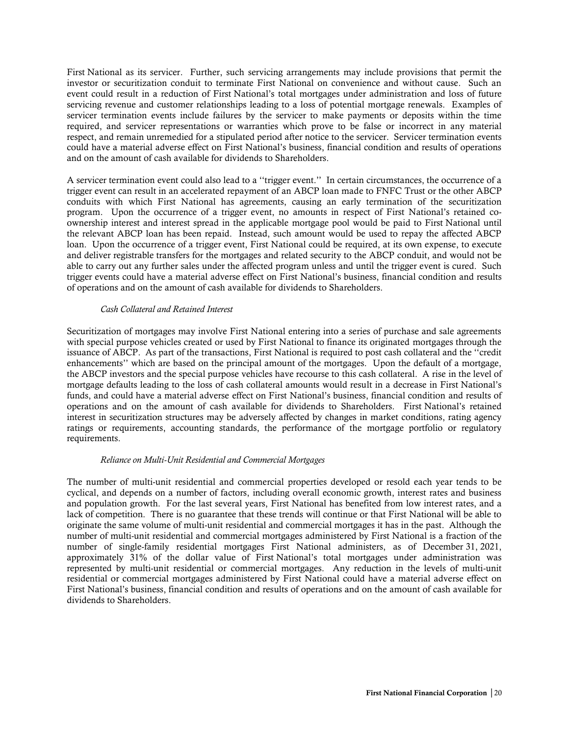First National as its servicer. Further, such servicing arrangements may include provisions that permit the investor or securitization conduit to terminate First National on convenience and without cause. Such an event could result in a reduction of First National's total mortgages under administration and loss of future servicing revenue and customer relationships leading to a loss of potential mortgage renewals. Examples of servicer termination events include failures by the servicer to make payments or deposits within the time required, and servicer representations or warranties which prove to be false or incorrect in any material respect, and remain unremedied for a stipulated period after notice to the servicer. Servicer termination events could have a material adverse effect on First National's business, financial condition and results of operations and on the amount of cash available for dividends to Shareholders.

A servicer termination event could also lead to a ''trigger event.'' In certain circumstances, the occurrence of a trigger event can result in an accelerated repayment of an ABCP loan made to FNFC Trust or the other ABCP conduits with which First National has agreements, causing an early termination of the securitization program. Upon the occurrence of a trigger event, no amounts in respect of First National's retained co-ownership interest and interest spread in the applicable mortgage pool would be paid to First National until the relevant ABCP loan has been repaid. Instead, such amount would be used to repay the affected ABCP loan. Upon the occurrence of a trigger event, First National could be required, at its own expense, to execute and deliver registrable transfers for the mortgages and related security to the ABCP conduit, and would not be able to carry out any further sales under the affected program unless and until the trigger event is cured. Such trigger events could have a material adverse effect on First National's business, financial condition and results of operations and on the amount of cash available for dividends to Shareholders.

*Cash Collateral and Retained Interest*

Securitization of mortgages may involve First National entering into a series of purchase and sale agreements with special purpose vehicles created or used by First National to finance its originated mortgages through the issuance of ABCP. As part of the transactions, First National is required to post cash collateral and the ''credit enhancements'' which are based on the principal amount of the mortgages. Upon the default of a mortgage, the ABCP investors and the special purpose vehicles have recourse to this cash collateral. A rise in the level of mortgage defaults leading to the loss of cash collateral amounts would result in a decrease in First National's funds, and could have a material adverse effect on First National's business, financial condition and results of operations and on the amount of cash available for dividends to Shareholders. First National's retained interest in securitization structures may be adversely affected by changes in market conditions, rating agency ratings or requirements, accounting standards, the performance of the mortgage portfolio or regulatory requirements.

*Reliance on Multi-Unit Residential and Commercial Mortgages*

The number of multi-unit residential and commercial properties developed or resold each year tends to be cyclical, and depends on a number of factors, including overall economic growth, interest rates and business and population growth. For the last several years, First National has benefited from low interest rates, and a lack of competition. There is no guarantee that these trends will continue or that First National will be able to originate the same volume of multi-unit residential and commercial mortgages it has in the past. Although the number of multi-unit residential and commercial mortgages administered by First National is a fraction of the number of single-family residential mortgages First National administers, as of December 31, 2021, approximately 31% of the dollar value of First National's total mortgages under administration was represented by multi-unit residential or commercial mortgages. Any reduction in the levels of multi-unit residential or commercial mortgages administered by First National could have a material adverse effect on First National's business, financial condition and results of operations and on the amount of cash available for dividends to Shareholders.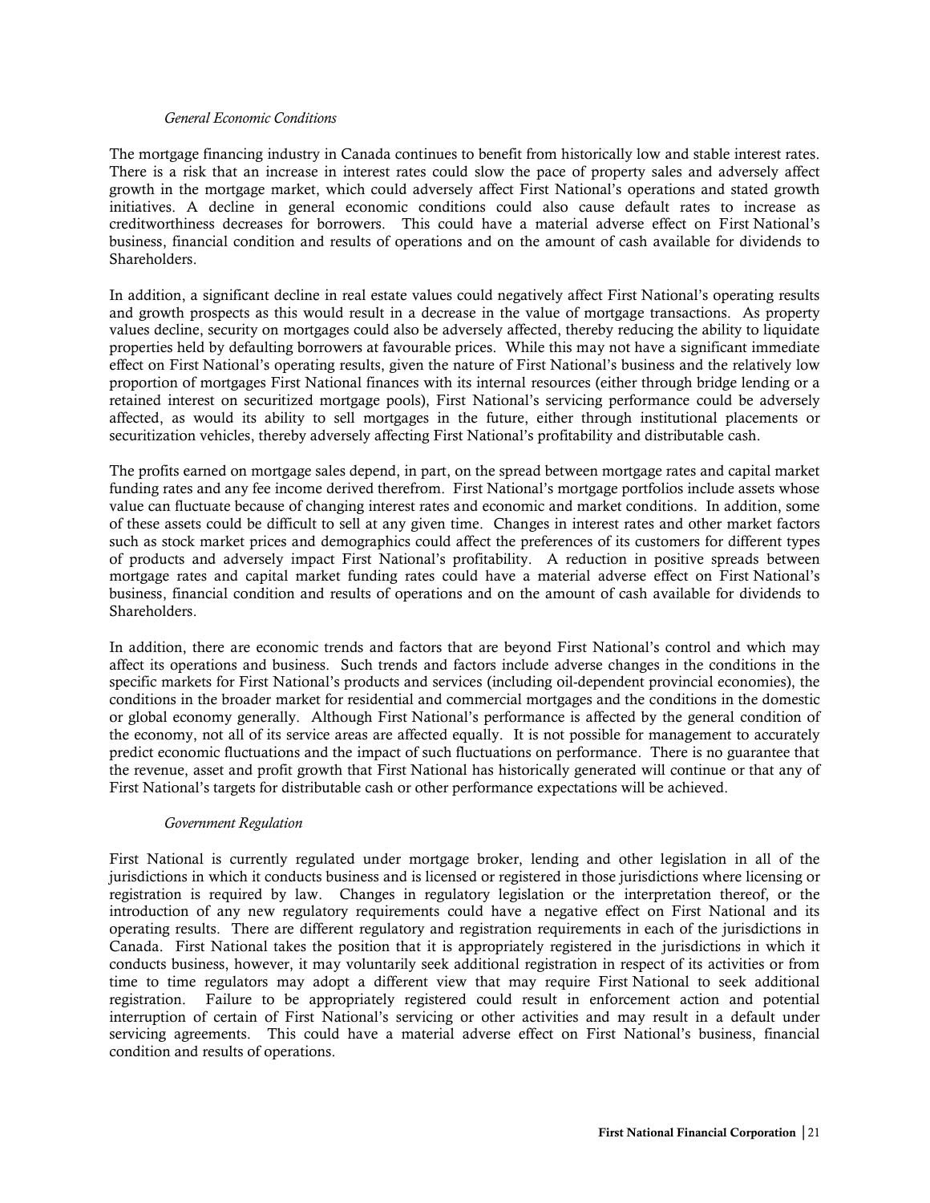*General Economic Conditions*

The mortgage financing industry in Canada continues to benefit from historically low and stable interest rates. There is a risk that an increase in interest rates could slow the pace of property sales and adversely affect growth in the mortgage market, which could adversely affect First National's operations and stated growth initiatives. A decline in general economic conditions could also cause default rates to increase as creditworthiness decreases for borrowers. This could have a material adverse effect on First National's business, financial condition and results of operations and on the amount of cash available for dividends to Shareholders.

In addition, a significant decline in real estate values could negatively affect First National's operating results and growth prospects as this would result in a decrease in the value of mortgage transactions. As property values decline, security on mortgages could also be adversely affected, thereby reducing the ability to liquidate properties held by defaulting borrowers at favourable prices. While this may not have a significant immediate effect on First National's operating results, given the nature of First National's business and the relatively low proportion of mortgages First National finances with its internal resources (either through bridge lending or a retained interest on securitized mortgage pools), First National's servicing performance could be adversely affected, as would its ability to sell mortgages in the future, either through institutional placements or securitization vehicles, thereby adversely affecting First National's profitability and distributable cash.

The profits earned on mortgage sales depend, in part, on the spread between mortgage rates and capital market funding rates and any fee income derived therefrom. First National's mortgage portfolios include assets whose value can fluctuate because of changing interest rates and economic and market conditions. In addition, some of these assets could be difficult to sell at any given time. Changes in interest rates and other market factors such as stock market prices and demographics could affect the preferences of its customers for different types of products and adversely impact First National's profitability. A reduction in positive spreads between mortgage rates and capital market funding rates could have a material adverse effect on First National's business, financial condition and results of operations and on the amount of cash available for dividends to Shareholders.

In addition, there are economic trends and factors that are beyond First National's control and which may affect its operations and business. Such trends and factors include adverse changes in the conditions in the specific markets for First National's products and services (including oil-dependent provincial economies), the conditions in the broader market for residential and commercial mortgages and the conditions in the domestic or global economy generally. Although First National's performance is affected by the general condition of the economy, not all of its service areas are affected equally. It is not possible for management to accurately predict economic fluctuations and the impact of such fluctuations on performance. There is no guarantee that the revenue, asset and profit growth that First National has historically generated will continue or that any of First National's targets for distributable cash or other performance expectations will be achieved.

*Government Regulation*

First National is currently regulated under mortgage broker, lending and other legislation in all of the jurisdictions in which it conducts business and is licensed or registered in those jurisdictions where licensing or registration is required by law. Changes in regulatory legislation or the interpretation thereof, or the introduction of any new regulatory requirements could have a negative effect on First National and its operating results. There are different regulatory and registration requirements in each of the jurisdictions in Canada. First National takes the position that it is appropriately registered in the jurisdictions in which it conducts business, however, it may voluntarily seek additional registration in respect of its activities or from time to time regulators may adopt a different view that may require First National to seek additional registration. Failure to be appropriately registered could result in enforcement action and potential interruption of certain of First National's servicing or other activities and may result in a default under servicing agreements. This could have a material adverse effect on First National's business, financial condition and results of operations.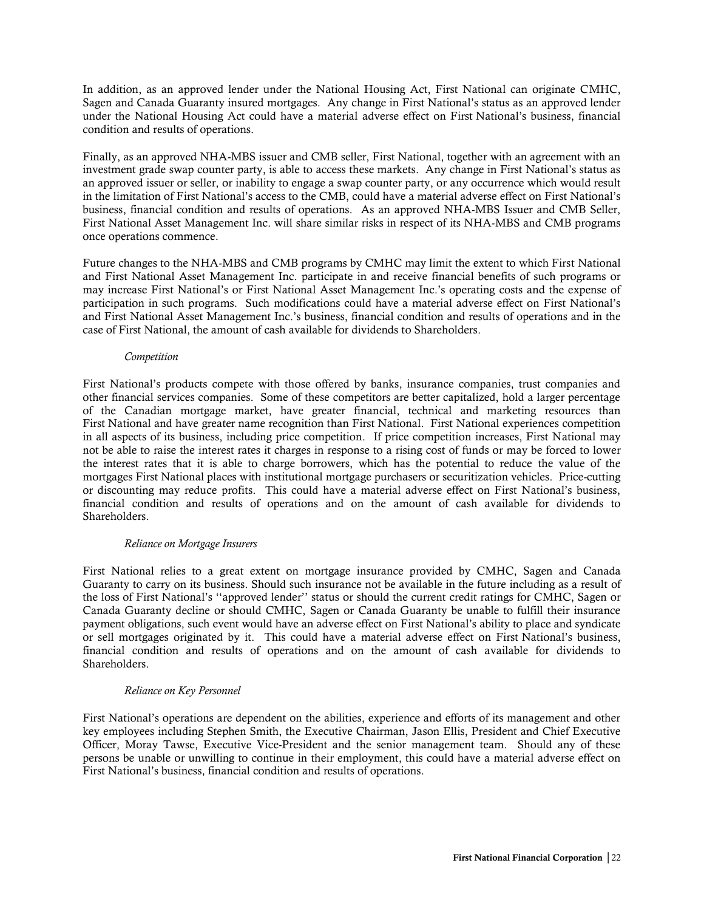In addition, as an approved lender under the National Housing Act, First National can originate CMHC, Sagen and Canada Guaranty insured mortgages. Any change in First National's status as an approved lender under the National Housing Act could have a material adverse effect on First National's business, financial condition and results of operations.

Finally, as an approved NHA-MBS issuer and CMB seller, First National, together with an agreement with an investment grade swap counter party, is able to access these markets. Any change in First National's status as an approved issuer or seller, or inability to engage a swap counter party, or any occurrence which would result in the limitation of First National's access to the CMB, could have a material adverse effect on First National's business, financial condition and results of operations. As an approved NHA-MBS Issuer and CMB Seller, First National Asset Management Inc. will share similar risks in respect of its NHA-MBS and CMB programs once operations commence.

Future changes to the NHA-MBS and CMB programs by CMHC may limit the extent to which First National and First National Asset Management Inc. participate in and receive financial benefits of such programs or may increase First National's or First National Asset Management Inc.'s operating costs and the expense of participation in such programs. Such modifications could have a material adverse effect on First National's and First National Asset Management Inc.'s business, financial condition and results of operations and in the case of First National, the amount of cash available for dividends to Shareholders.

*Competition*

First National's products compete with those offered by banks, insurance companies, trust companies and other financial services companies. Some of these competitors are better capitalized, hold a larger percentage of the Canadian mortgage market, have greater financial, technical and marketing resources than First National and have greater name recognition than First National. First National experiences competition in all aspects of its business, including price competition. If price competition increases, First National may not be able to raise the interest rates it charges in response to a rising cost of funds or may be forced to lower the interest rates that it is able to charge borrowers, which has the potential to reduce the value of the mortgages First National places with institutional mortgage purchasers or securitization vehicles. Price-cutting or discounting may reduce profits. This could have a material adverse effect on First National's business, financial condition and results of operations and on the amount of cash available for dividends to Shareholders.

*Reliance on Mortgage Insurers*

First National relies to a great extent on mortgage insurance provided by CMHC, Sagen and Canada Guaranty to carry on its business. Should such insurance not be available in the future including as a result of the loss of First National's ''approved lender'' status or should the current credit ratings for CMHC, Sagen or Canada Guaranty decline or should CMHC, Sagen or Canada Guaranty be unable to fulfill their insurance payment obligations, such event would have an adverse effect on First National's ability to place and syndicate or sell mortgages originated by it. This could have a material adverse effect on First National's business, financial condition and results of operations and on the amount of cash available for dividends to Shareholders.

*Reliance on Key Personnel*

First National's operations are dependent on the abilities, experience and efforts of its management and other key employees including Stephen Smith, the Executive Chairman, Jason Ellis, President and Chief Executive Officer, Moray Tawse, Executive Vice-President and the senior management team. Should any of these persons be unable or unwilling to continue in their employment, this could have a material adverse effect on First National's business, financial condition and results of operations.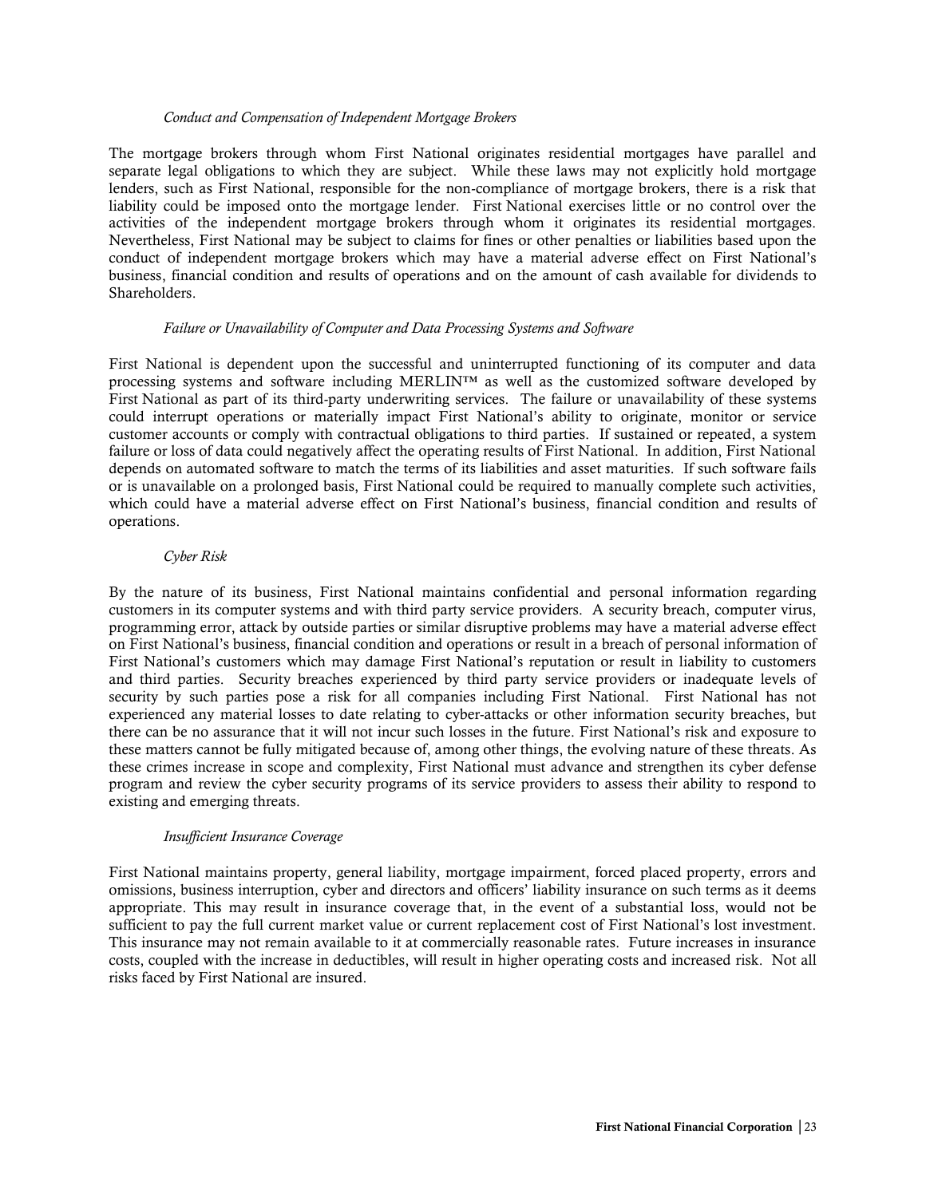*Conduct and Compensation of Independent Mortgage Brokers*

The mortgage brokers through whom First National originates residential mortgages have parallel and separate legal obligations to which they are subject. While these laws may not explicitly hold mortgage lenders, such as First National, responsible for the non-compliance of mortgage brokers, there is a risk that liability could be imposed onto the mortgage lender. First National exercises little or no control over the activities of the independent mortgage brokers through whom it originates its residential mortgages. Nevertheless, First National may be subject to claims for fines or other penalties or liabilities based upon the conduct of independent mortgage brokers which may have a material adverse effect on First National's business, financial condition and results of operations and on the amount of cash available for dividends to Shareholders.

*Failure or Unavailability of Computer and Data Processing Systems and Software*

First National is dependent upon the successful and uninterrupted functioning of its computer and data processing systems and software including MERLIN™ as well as the customized software developed by First National as part of its third-party underwriting services. The failure or unavailability of these systems could interrupt operations or materially impact First National's ability to originate, monitor or service customer accounts or comply with contractual obligations to third parties. If sustained or repeated, a system failure or loss of data could negatively affect the operating results of First National. In addition, First National depends on automated software to match the terms of its liabilities and asset maturities. If such software fails or is unavailable on a prolonged basis, First National could be required to manually complete such activities, which could have a material adverse effect on First National's business, financial condition and results of operations.

*Cyber Risk*

By the nature of its business, First National maintains confidential and personal information regarding customers in its computer systems and with third party service providers. A security breach, computer virus, programming error, attack by outside parties or similar disruptive problems may have a material adverse effect on First National's business, financial condition and operations or result in a breach of personal information of First National's customers which may damage First National's reputation or result in liability to customers and third parties. Security breaches experienced by third party service providers or inadequate levels of security by such parties pose a risk for all companies including First National. First National has not experienced any material losses to date relating to cyber-attacks or other information security breaches, but there can be no assurance that it will not incur such losses in the future. First National's risk and exposure to these matters cannot be fully mitigated because of, among other things, the evolving nature of these threats. As these crimes increase in scope and complexity, First National must advance and strengthen its cyber defense program and review the cyber security programs of its service providers to assess their ability to respond to existing and emerging threats.

*Insufficient Insurance Coverage*

First National maintains property, general liability, mortgage impairment, forced placed property, errors and omissions, business interruption, cyber and directors and officers' liability insurance on such terms as it deems appropriate. This may result in insurance coverage that, in the event of a substantial loss, would not be sufficient to pay the full current market value or current replacement cost of First National's lost investment. This insurance may not remain available to it at commercially reasonable rates. Future increases in insurance costs, coupled with the increase in deductibles, will result in higher operating costs and increased risk. Not all risks faced by First National are insured.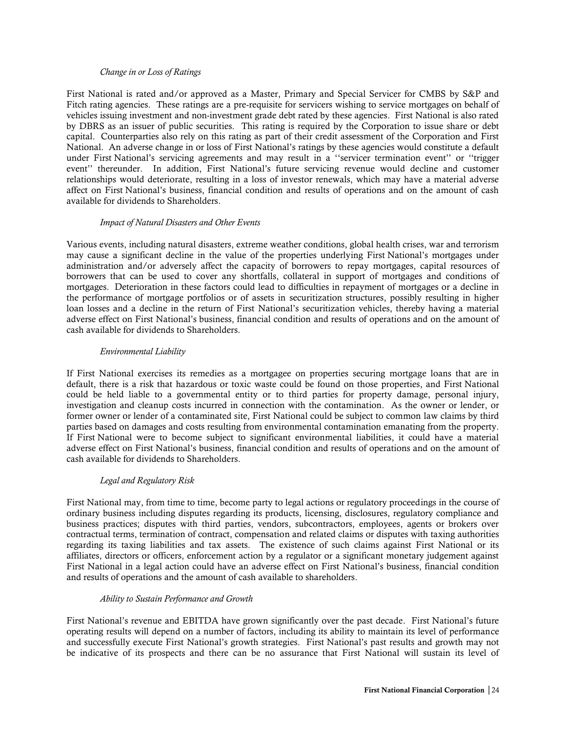*Change in or Loss of Ratings*

First National is rated and/or approved as a Master, Primary and Special Servicer for CMBS by S&P and Fitch rating agencies. These ratings are a pre-requisite for servicers wishing to service mortgages on behalf of vehicles issuing investment and non-investment grade debt rated by these agencies. First National is also rated by DBRS as an issuer of public securities. This rating is required by the Corporation to issue share or debt capital. Counterparties also rely on this rating as part of their credit assessment of the Corporation and First National. An adverse change in or loss of First National's ratings by these agencies would constitute a default under First National's servicing agreements and may result in a ''servicer termination event'' or ''trigger event'' thereunder. In addition, First National's future servicing revenue would decline and customer relationships would deteriorate, resulting in a loss of investor renewals, which may have a material adverse affect on First National's business, financial condition and results of operations and on the amount of cash available for dividends to Shareholders.

*Impact of Natural Disasters and Other Events*

Various events, including natural disasters, extreme weather conditions, global health crises, war and terrorism may cause a significant decline in the value of the properties underlying First National's mortgages under administration and/or adversely affect the capacity of borrowers to repay mortgages, capital resources of borrowers that can be used to cover any shortfalls, collateral in support of mortgages and conditions of mortgages. Deterioration in these factors could lead to difficulties in repayment of mortgages or a decline in the performance of mortgage portfolios or of assets in securitization structures, possibly resulting in higher loan losses and a decline in the return of First National's securitization vehicles, thereby having a material adverse effect on First National's business, financial condition and results of operations and on the amount of cash available for dividends to Shareholders.

*Environmental Liability*

If First National exercises its remedies as a mortgagee on properties securing mortgage loans that are in default, there is a risk that hazardous or toxic waste could be found on those properties, and First National could be held liable to a governmental entity or to third parties for property damage, personal injury, investigation and cleanup costs incurred in connection with the contamination. As the owner or lender, or former owner or lender of a contaminated site, First National could be subject to common law claims by third parties based on damages and costs resulting from environmental contamination emanating from the property. If First National were to become subject to significant environmental liabilities, it could have a material adverse effect on First National's business, financial condition and results of operations and on the amount of cash available for dividends to Shareholders.

*Legal and Regulatory Risk*

First National may, from time to time, become party to legal actions or regulatory proceedings in the course of ordinary business including disputes regarding its products, licensing, disclosures, regulatory compliance and business practices; disputes with third parties, vendors, subcontractors, employees, agents or brokers over contractual terms, termination of contract, compensation and related claims or disputes with taxing authorities regarding its taxing liabilities and tax assets. The existence of such claims against First National or its affiliates, directors or officers, enforcement action by a regulator or a significant monetary judgement against First National in a legal action could have an adverse effect on First National's business, financial condition and results of operations and the amount of cash available to shareholders.

*Ability to Sustain Performance and Growth*

First National's revenue and EBITDA have grown significantly over the past decade. First National's future operating results will depend on a number of factors, including its ability to maintain its level of performance and successfully execute First National's growth strategies. First National's past results and growth may not be indicative of its prospects and there can be no assurance that First National will sustain its level of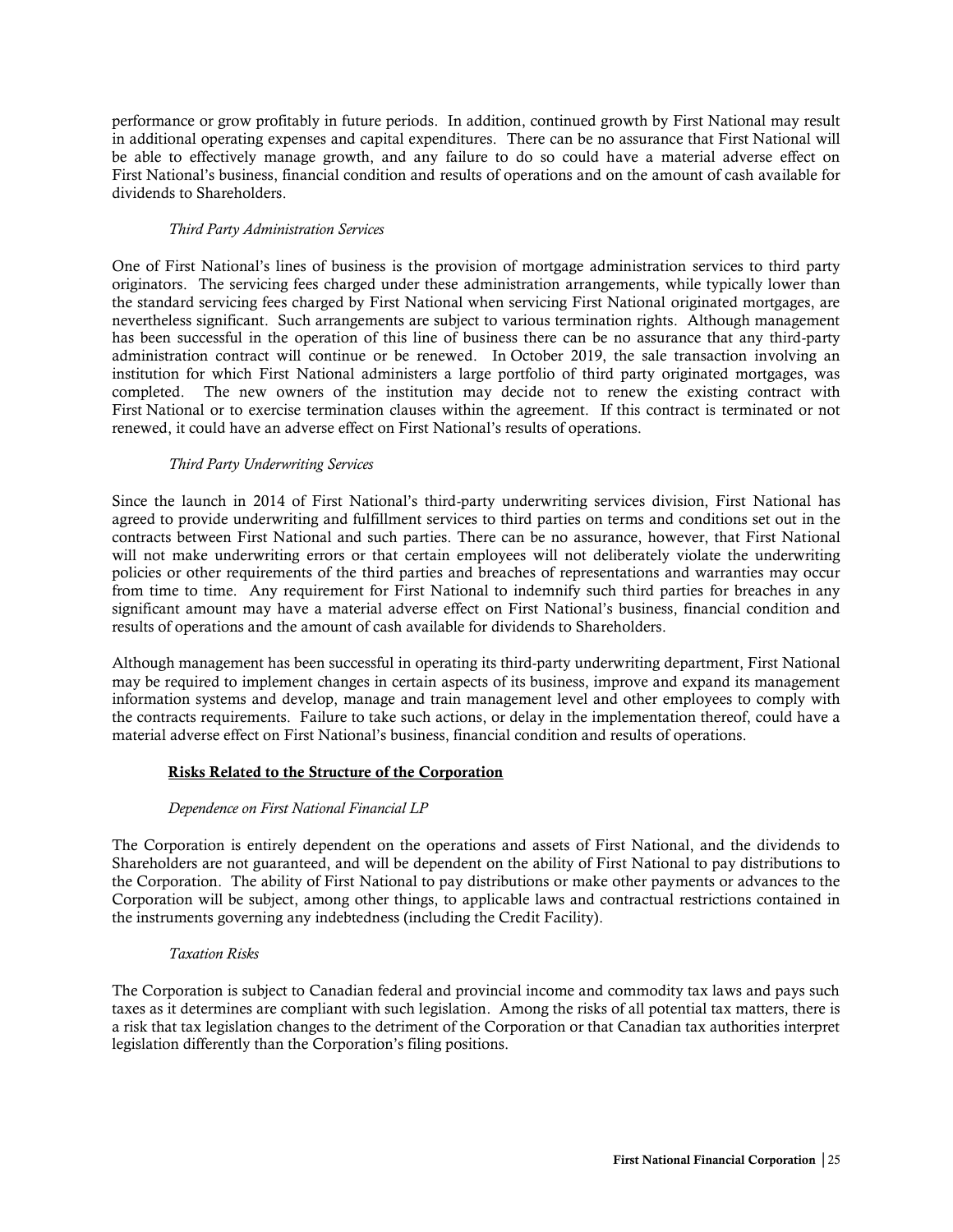performance or grow profitably in future periods. In addition, continued growth by First National may result in additional operating expenses and capital expenditures. There can be no assurance that First National will be able to effectively manage growth, and any failure to do so could have a material adverse effect on First National's business, financial condition and results of operations and on the amount of cash available for dividends to Shareholders.

*Third Party Administration Services*

One of First National's lines of business is the provision of mortgage administration services to third party originators. The servicing fees charged under these administration arrangements, while typically lower than the standard servicing fees charged by First National when servicing First National originated mortgages, are nevertheless significant. Such arrangements are subject to various termination rights. Although management has been successful in the operation of this line of business there can be no assurance that any third-party administration contract will continue or be renewed. In October 2019, the sale transaction involving an institution for which First National administers a large portfolio of third party originated mortgages, was completed. The new owners of the institution may decide not to renew the existing contract with First National or to exercise termination clauses within the agreement. If this contract is terminated or not renewed, it could have an adverse effect on First National's results of operations.

*Third Party Underwriting Services*

Since the launch in 2014 of First National's third-party underwriting services division, First National has agreed to provide underwriting and fulfillment services to third parties on terms and conditions set out in the contracts between First National and such parties. There can be no assurance, however, that First National will not make underwriting errors or that certain employees will not deliberately violate the underwriting policies or other requirements of the third parties and breaches of representations and warranties may occur from time to time. Any requirement for First National to indemnify such third parties for breaches in any significant amount may have a material adverse effect on First National's business, financial condition and results of operations and the amount of cash available for dividends to Shareholders.

Although management has been successful in operating its third-party underwriting department, First National may be required to implement changes in certain aspects of its business, improve and expand its management information systems and develop, manage and train management level and other employees to comply with the contracts requirements. Failure to take such actions, or delay in the implementation thereof, could have a material adverse effect on First National's business, financial condition and results of operations.

**Risks Related to the Structure of the Corporation**

*Dependence on First National Financial LP*

The Corporation is entirely dependent on the operations and assets of First National, and the dividends to Shareholders are not guaranteed, and will be dependent on the ability of First National to pay distributions to the Corporation. The ability of First National to pay distributions or make other payments or advances to the Corporation will be subject, among other things, to applicable laws and contractual restrictions contained in the instruments governing any indebtedness (including the Credit Facility).

*Taxation Risks*

The Corporation is subject to Canadian federal and provincial income and commodity tax laws and pays such taxes as it determines are compliant with such legislation. Among the risks of all potential tax matters, there is a risk that tax legislation changes to the detriment of the Corporation or that Canadian tax authorities interpret legislation differently than the Corporation's filing positions.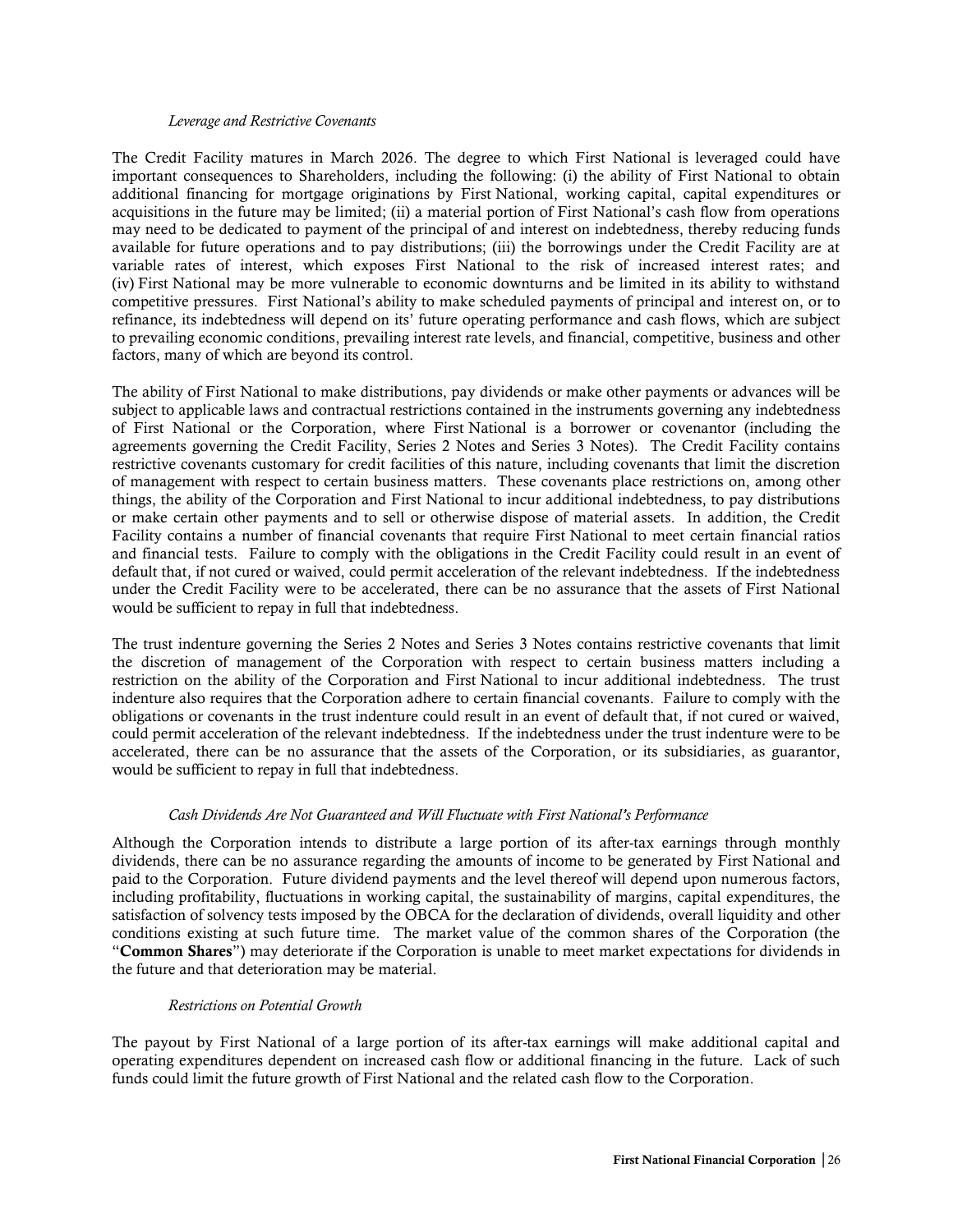*Leverage and Restrictive Covenants*

The Credit Facility matures in March 2026. The degree to which First National is leveraged could have important consequences to Shareholders, including the following: (i) the ability of First National to obtain additional financing for mortgage originations by First National, working capital, capital expenditures or acquisitions in the future may be limited; (ii) a material portion of First National's cash flow from operations may need to be dedicated to payment of the principal of and interest on indebtedness, thereby reducing funds available for future operations and to pay distributions; (iii) the borrowings under the Credit Facility are at variable rates of interest, which exposes First National to the risk of increased interest rates; and (iv) First National may be more vulnerable to economic downturns and be limited in its ability to withstand competitive pressures. First National's ability to make scheduled payments of principal and interest on, or to refinance, its indebtedness will depend on its' future operating performance and cash flows, which are subject to prevailing economic conditions, prevailing interest rate levels, and financial, competitive, business and other factors, many of which are beyond its control.

The ability of First National to make distributions, pay dividends or make other payments or advances will be subject to applicable laws and contractual restrictions contained in the instruments governing any indebtedness of First National or the Corporation, where First National is a borrower or covenantor (including the agreements governing the Credit Facility, Series 2 Notes and Series 3 Notes). The Credit Facility contains restrictive covenants customary for credit facilities of this nature, including covenants that limit the discretion of management with respect to certain business matters. These covenants place restrictions on, among other things, the ability of the Corporation and First National to incur additional indebtedness, to pay distributions or make certain other payments and to sell or otherwise dispose of material assets. In addition, the Credit Facility contains a number of financial covenants that require First National to meet certain financial ratios and financial tests. Failure to comply with the obligations in the Credit Facility could result in an event of default that, if not cured or waived, could permit acceleration of the relevant indebtedness. If the indebtedness under the Credit Facility were to be accelerated, there can be no assurance that the assets of First National would be sufficient to repay in full that indebtedness.

The trust indenture governing the Series 2 Notes and Series 3 Notes contains restrictive covenants that limit the discretion of management of the Corporation with respect to certain business matters including a restriction on the ability of the Corporation and First National to incur additional indebtedness. The trust indenture also requires that the Corporation adhere to certain financial covenants. Failure to comply with the obligations or covenants in the trust indenture could result in an event of default that, if not cured or waived, could permit acceleration of the relevant indebtedness. If the indebtedness under the trust indenture were to be accelerated, there can be no assurance that the assets of the Corporation, or its subsidiaries, as guarantor, would be sufficient to repay in full that indebtedness.

*Cash Dividends Are Not Guaranteed and Will Fluctuate with First National's Performance*

Although the Corporation intends to distribute a large portion of its after-tax earnings through monthly dividends, there can be no assurance regarding the amounts of income to be generated by First National and paid to the Corporation. Future dividend payments and the level thereof will depend upon numerous factors, including profitability, fluctuations in working capital, the sustainability of margins, capital expenditures, the satisfaction of solvency tests imposed by the OBCA for the declaration of dividends, overall liquidity and other conditions existing at such future time. The market value of the common shares of the Corporation (the "**Common Shares**") may deteriorate if the Corporation is unable to meet market expectations for dividends in the future and that deterioration may be material.

*Restrictions on Potential Growth*

The payout by First National of a large portion of its after-tax earnings will make additional capital and operating expenditures dependent on increased cash flow or additional financing in the future. Lack of such funds could limit the future growth of First National and the related cash flow to the Corporation.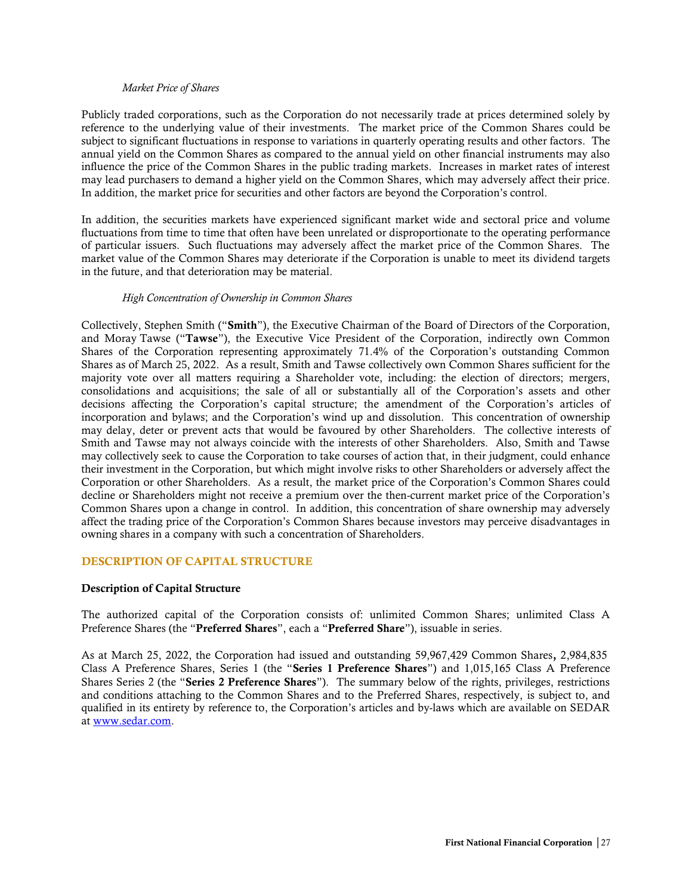*Market Price of Shares*

Publicly traded corporations, such as the Corporation do not necessarily trade at prices determined solely by reference to the underlying value of their investments. The market price of the Common Shares could be subject to significant fluctuations in response to variations in quarterly operating results and other factors. The annual yield on the Common Shares as compared to the annual yield on other financial instruments may also influence the price of the Common Shares in the public trading markets. Increases in market rates of interest may lead purchasers to demand a higher yield on the Common Shares, which may adversely affect their price. In addition, the market price for securities and other factors are beyond the Corporation's control.

In addition, the securities markets have experienced significant market wide and sectoral price and volume fluctuations from time to time that often have been unrelated or disproportionate to the operating performance of particular issuers. Such fluctuations may adversely affect the market price of the Common Shares. The market value of the Common Shares may deteriorate if the Corporation is unable to meet its dividend targets in the future, and that deterioration may be material.

*High Concentration of Ownership in Common Shares*

Collectively, Stephen Smith ("**Smith**"), the Executive Chairman of the Board of Directors of the Corporation, and Moray Tawse ("**Tawse**"), the Executive Vice President of the Corporation, indirectly own Common Shares of the Corporation representing approximately 71.4% of the Corporation's outstanding Common Shares as of March 25, 2022. As a result, Smith and Tawse collectively own Common Shares sufficient for the majority vote over all matters requiring a Shareholder vote, including: the election of directors; mergers, consolidations and acquisitions; the sale of all or substantially all of the Corporation's assets and other decisions affecting the Corporation's capital structure; the amendment of the Corporation's articles of incorporation and bylaws; and the Corporation's wind up and dissolution. This concentration of ownership may delay, deter or prevent acts that would be favoured by other Shareholders. The collective interests of Smith and Tawse may not always coincide with the interests of other Shareholders. Also, Smith and Tawse may collectively seek to cause the Corporation to take courses of action that, in their judgment, could enhance their investment in the Corporation, but which might involve risks to other Shareholders or adversely affect the Corporation or other Shareholders. As a result, the market price of the Corporation's Common Shares could decline or Shareholders might not receive a premium over the then-current market price of the Corporation's Common Shares upon a change in control. In addition, this concentration of share ownership may adversely affect the trading price of the Corporation's Common Shares because investors may perceive disadvantages in owning shares in a company with such a concentration of Shareholders.

## DESCRIPTION OF CAPITAL STRUCTURE

### Description of Capital Structure

The authorized capital of the Corporation consists of: unlimited Common Shares; unlimited Class A Preference Shares (the "**Preferred Shares**", each a "**Preferred Share**"), issuable in series.

As at March 25, 2022, the Corporation had issued and outstanding 59,967,429 Common Shares**,** 2,984,835 Class A Preference Shares, Series 1 (the "**Series 1 Preference Shares**") and 1,015,165 Class A Preference Shares Series 2 (the "**Series 2 Preference Shares**"). The summary below of the rights, privileges, restrictions and conditions attaching to the Common Shares and to the Preferred Shares, respectively, is subject to, and qualified in its entirety by reference to, the Corporation's articles and by-laws which are available on SEDAR at www.sedar.com.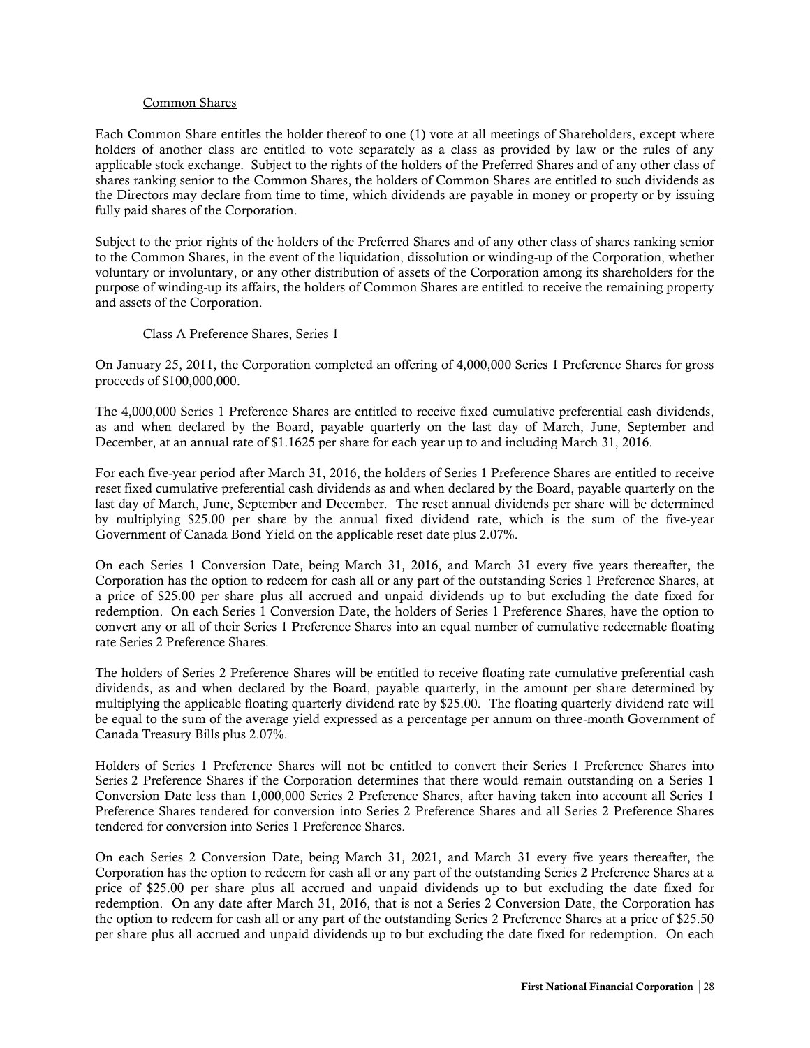Common Shares

Each Common Share entitles the holder thereof to one (1) vote at all meetings of Shareholders, except where holders of another class are entitled to vote separately as a class as provided by law or the rules of any applicable stock exchange. Subject to the rights of the holders of the Preferred Shares and of any other class of shares ranking senior to the Common Shares, the holders of Common Shares are entitled to such dividends as the Directors may declare from time to time, which dividends are payable in money or property or by issuing fully paid shares of the Corporation.

Subject to the prior rights of the holders of the Preferred Shares and of any other class of shares ranking senior to the Common Shares, in the event of the liquidation, dissolution or winding-up of the Corporation, whether voluntary or involuntary, or any other distribution of assets of the Corporation among its shareholders for the purpose of winding-up its affairs, the holders of Common Shares are entitled to receive the remaining property and assets of the Corporation.

Class A Preference Shares, Series 1

On January 25, 2011, the Corporation completed an offering of 4,000,000 Series 1 Preference Shares for gross proceeds of $100,000,000.

The 4,000,000 Series 1 Preference Shares are entitled to receive fixed cumulative preferential cash dividends, as and when declared by the Board, payable quarterly on the last day of March, June, September and December, at an annual rate of $1.1625 per share for each year up to and including March 31, 2016.

For each five-year period after March 31, 2016, the holders of Series 1 Preference Shares are entitled to receive reset fixed cumulative preferential cash dividends as and when declared by the Board, payable quarterly on the last day of March, June, September and December. The reset annual dividends per share will be determined by multiplying $25.00 per share by the annual fixed dividend rate, which is the sum of the five-year Government of Canada Bond Yield on the applicable reset date plus 2.07%.

On each Series 1 Conversion Date, being March 31, 2016, and March 31 every five years thereafter, the Corporation has the option to redeem for cash all or any part of the outstanding Series 1 Preference Shares, at a price of $25.00 per share plus all accrued and unpaid dividends up to but excluding the date fixed for redemption. On each Series 1 Conversion Date, the holders of Series 1 Preference Shares, have the option to convert any or all of their Series 1 Preference Shares into an equal number of cumulative redeemable floating rate Series 2 Preference Shares.

The holders of Series 2 Preference Shares will be entitled to receive floating rate cumulative preferential cash dividends, as and when declared by the Board, payable quarterly, in the amount per share determined by multiplying the applicable floating quarterly dividend rate by $25.00. The floating quarterly dividend rate will be equal to the sum of the average yield expressed as a percentage per annum on three-month Government of Canada Treasury Bills plus 2.07%.

Holders of Series 1 Preference Shares will not be entitled to convert their Series 1 Preference Shares into Series 2 Preference Shares if the Corporation determines that there would remain outstanding on a Series 1 Conversion Date less than 1,000,000 Series 2 Preference Shares, after having taken into account all Series 1 Preference Shares tendered for conversion into Series 2 Preference Shares and all Series 2 Preference Shares tendered for conversion into Series 1 Preference Shares.

On each Series 2 Conversion Date, being March 31, 2021, and March 31 every five years thereafter, the Corporation has the option to redeem for cash all or any part of the outstanding Series 2 Preference Shares at a price of $25.00 per share plus all accrued and unpaid dividends up to but excluding the date fixed for redemption. On any date after March 31, 2016, that is not a Series 2 Conversion Date, the Corporation has the option to redeem for cash all or any part of the outstanding Series 2 Preference Shares at a price of $25.50 per share plus all accrued and unpaid dividends up to but excluding the date fixed for redemption. On each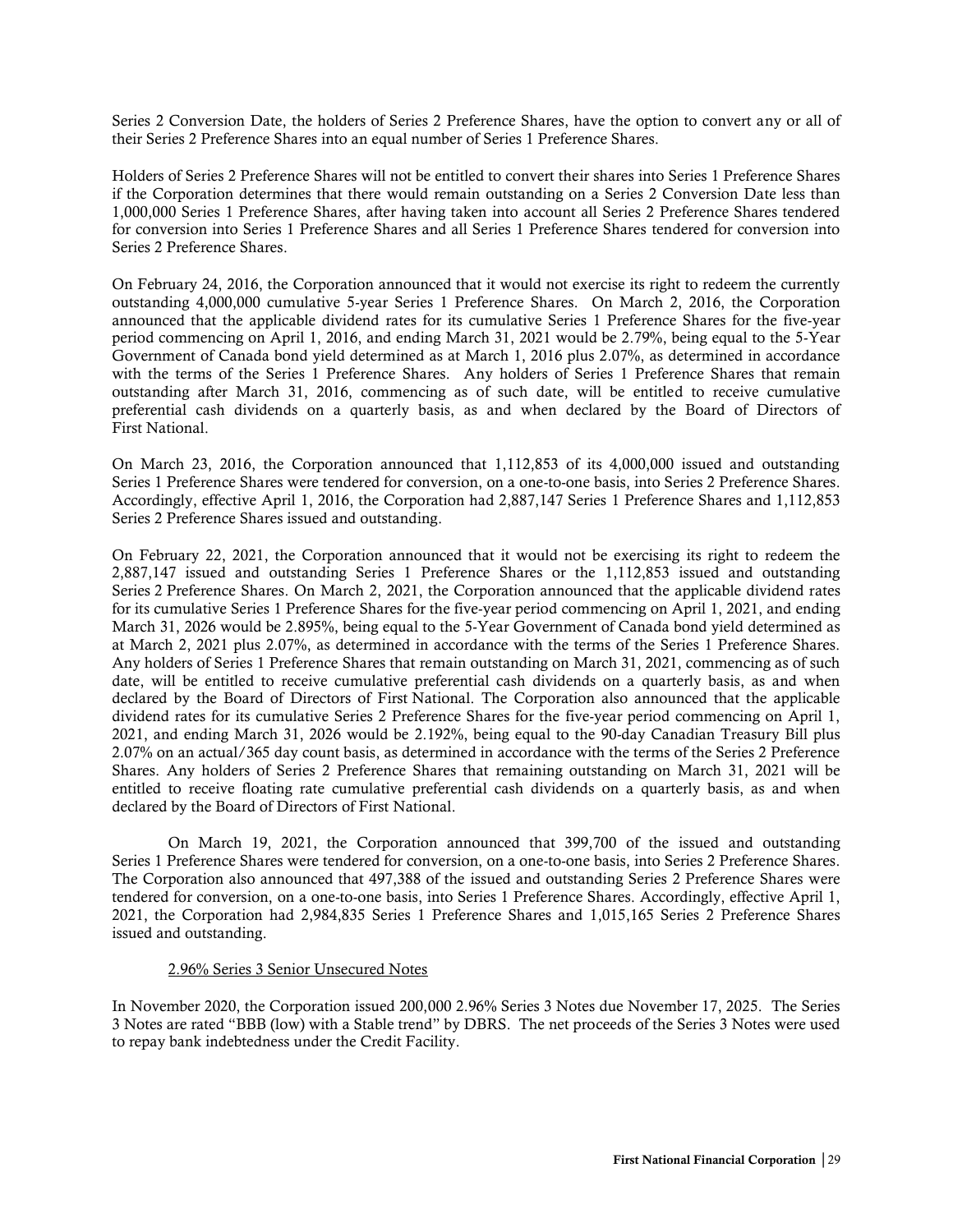Series 2 Conversion Date, the holders of Series 2 Preference Shares, have the option to convert any or all of their Series 2 Preference Shares into an equal number of Series 1 Preference Shares.

Holders of Series 2 Preference Shares will not be entitled to convert their shares into Series 1 Preference Shares if the Corporation determines that there would remain outstanding on a Series 2 Conversion Date less than 1,000,000 Series 1 Preference Shares, after having taken into account all Series 2 Preference Shares tendered for conversion into Series 1 Preference Shares and all Series 1 Preference Shares tendered for conversion into Series 2 Preference Shares.

On February 24, 2016, the Corporation announced that it would not exercise its right to redeem the currently outstanding 4,000,000 cumulative 5-year Series 1 Preference Shares. On March 2, 2016, the Corporation announced that the applicable dividend rates for its cumulative Series 1 Preference Shares for the five-year period commencing on April 1, 2016, and ending March 31, 2021 would be 2.79%, being equal to the 5-Year Government of Canada bond yield determined as at March 1, 2016 plus 2.07%, as determined in accordance with the terms of the Series 1 Preference Shares. Any holders of Series 1 Preference Shares that remain outstanding after March 31, 2016, commencing as of such date, will be entitled to receive cumulative preferential cash dividends on a quarterly basis, as and when declared by the Board of Directors of First National.

On March 23, 2016, the Corporation announced that 1,112,853 of its 4,000,000 issued and outstanding Series 1 Preference Shares were tendered for conversion, on a one-to-one basis, into Series 2 Preference Shares. Accordingly, effective April 1, 2016, the Corporation had 2,887,147 Series 1 Preference Shares and 1,112,853 Series 2 Preference Shares issued and outstanding.

On February 22, 2021, the Corporation announced that it would not be exercising its right to redeem the 2,887,147 issued and outstanding Series 1 Preference Shares or the 1,112,853 issued and outstanding Series 2 Preference Shares. On March 2, 2021, the Corporation announced that the applicable dividend rates for its cumulative Series 1 Preference Shares for the five-year period commencing on April 1, 2021, and ending March 31, 2026 would be 2.895%, being equal to the 5-Year Government of Canada bond yield determined as at March 2, 2021 plus 2.07%, as determined in accordance with the terms of the Series 1 Preference Shares. Any holders of Series 1 Preference Shares that remain outstanding on March 31, 2021, commencing as of such date, will be entitled to receive cumulative preferential cash dividends on a quarterly basis, as and when declared by the Board of Directors of First National. The Corporation also announced that the applicable dividend rates for its cumulative Series 2 Preference Shares for the five-year period commencing on April 1, 2021, and ending March 31, 2026 would be 2.192%, being equal to the 90-day Canadian Treasury Bill plus 2.07% on an actual/365 day count basis, as determined in accordance with the terms of the Series 2 Preference Shares. Any holders of Series 2 Preference Shares that remaining outstanding on March 31, 2021 will be entitled to receive floating rate cumulative preferential cash dividends on a quarterly basis, as and when declared by the Board of Directors of First National.

On March 19, 2021, the Corporation announced that 399,700 of the issued and outstanding Series 1 Preference Shares were tendered for conversion, on a one-to-one basis, into Series 2 Preference Shares. The Corporation also announced that 497,388 of the issued and outstanding Series 2 Preference Shares were tendered for conversion, on a one-to-one basis, into Series 1 Preference Shares. Accordingly, effective April 1, 2021, the Corporation had 2,984,835 Series 1 Preference Shares and 1,015,165 Series 2 Preference Shares issued and outstanding.

2.96% Series 3 Senior Unsecured Notes

In November 2020, the Corporation issued 200,000 2.96% Series 3 Notes due November 17, 2025. The Series 3 Notes are rated "BBB (low) with a Stable trend" by DBRS. The net proceeds of the Series 3 Notes were used to repay bank indebtedness under the Credit Facility.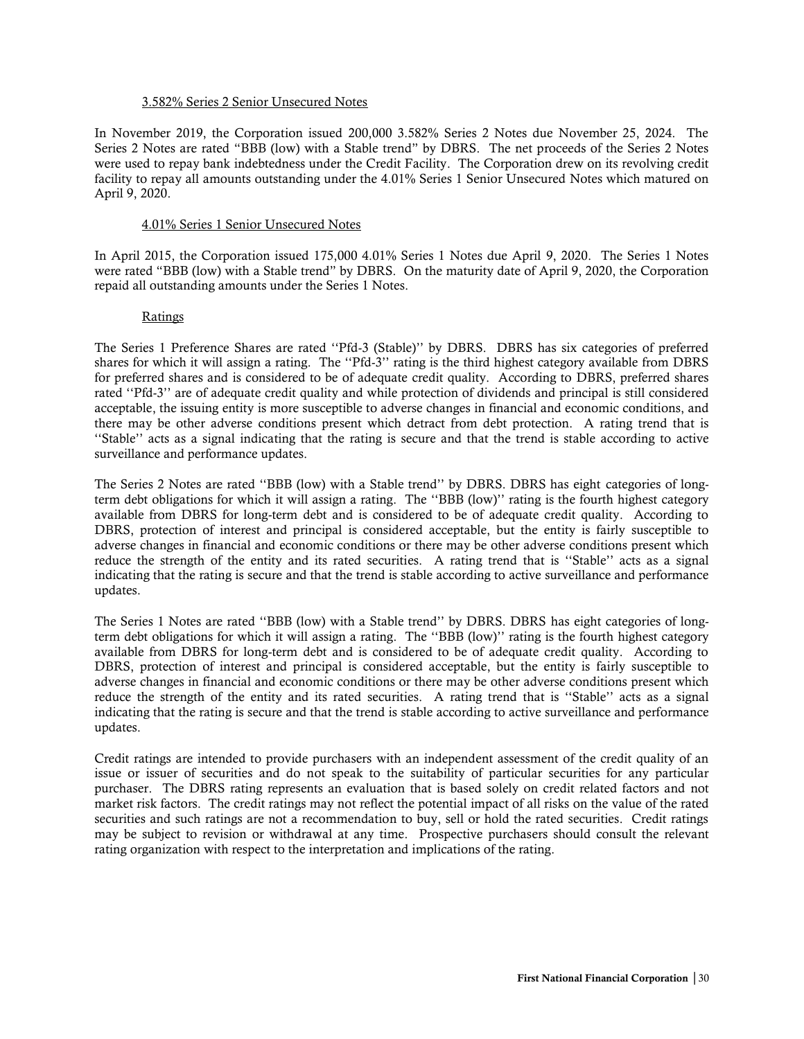### 3.582% Series 2 Senior Unsecured Notes

In November 2019, the Corporation issued 200,000 3.582% Series 2 Notes due November 25, 2024. The Series 2 Notes are rated "BBB (low) with a Stable trend" by DBRS. The net proceeds of the Series 2 Notes were used to repay bank indebtedness under the Credit Facility. The Corporation drew on its revolving credit facility to repay all amounts outstanding under the 4.01% Series 1 Senior Unsecured Notes which matured on April 9, 2020.

### 4.01% Series 1 Senior Unsecured Notes

In April 2015, the Corporation issued 175,000 4.01% Series 1 Notes due April 9, 2020. The Series 1 Notes were rated "BBB (low) with a Stable trend" by DBRS. On the maturity date of April 9, 2020, the Corporation repaid all outstanding amounts under the Series 1 Notes.

### Ratings

The Series 1 Preference Shares are rated ''Pfd-3 (Stable)'' by DBRS. DBRS has six categories of preferred shares for which it will assign a rating. The ''Pfd-3'' rating is the third highest category available from DBRS for preferred shares and is considered to be of adequate credit quality. According to DBRS, preferred shares rated ''Pfd-3'' are of adequate credit quality and while protection of dividends and principal is still considered acceptable, the issuing entity is more susceptible to adverse changes in financial and economic conditions, and there may be other adverse conditions present which detract from debt protection. A rating trend that is ''Stable'' acts as a signal indicating that the rating is secure and that the trend is stable according to active surveillance and performance updates.

The Series 2 Notes are rated ''BBB (low) with a Stable trend'' by DBRS. DBRS has eight categories of long-term debt obligations for which it will assign a rating. The ''BBB (low)'' rating is the fourth highest category available from DBRS for long-term debt and is considered to be of adequate credit quality. According to DBRS, protection of interest and principal is considered acceptable, but the entity is fairly susceptible to adverse changes in financial and economic conditions or there may be other adverse conditions present which reduce the strength of the entity and its rated securities. A rating trend that is ''Stable'' acts as a signal indicating that the rating is secure and that the trend is stable according to active surveillance and performance updates.

The Series 1 Notes are rated ''BBB (low) with a Stable trend'' by DBRS. DBRS has eight categories of long-term debt obligations for which it will assign a rating. The ''BBB (low)'' rating is the fourth highest category available from DBRS for long-term debt and is considered to be of adequate credit quality. According to DBRS, protection of interest and principal is considered acceptable, but the entity is fairly susceptible to adverse changes in financial and economic conditions or there may be other adverse conditions present which reduce the strength of the entity and its rated securities. A rating trend that is ''Stable'' acts as a signal indicating that the rating is secure and that the trend is stable according to active surveillance and performance updates.

Credit ratings are intended to provide purchasers with an independent assessment of the credit quality of an issue or issuer of securities and do not speak to the suitability of particular securities for any particular purchaser. The DBRS rating represents an evaluation that is based solely on credit related factors and not market risk factors. The credit ratings may not reflect the potential impact of all risks on the value of the rated securities and such ratings are not a recommendation to buy, sell or hold the rated securities. Credit ratings may be subject to revision or withdrawal at any time. Prospective purchasers should consult the relevant rating organization with respect to the interpretation and implications of the rating.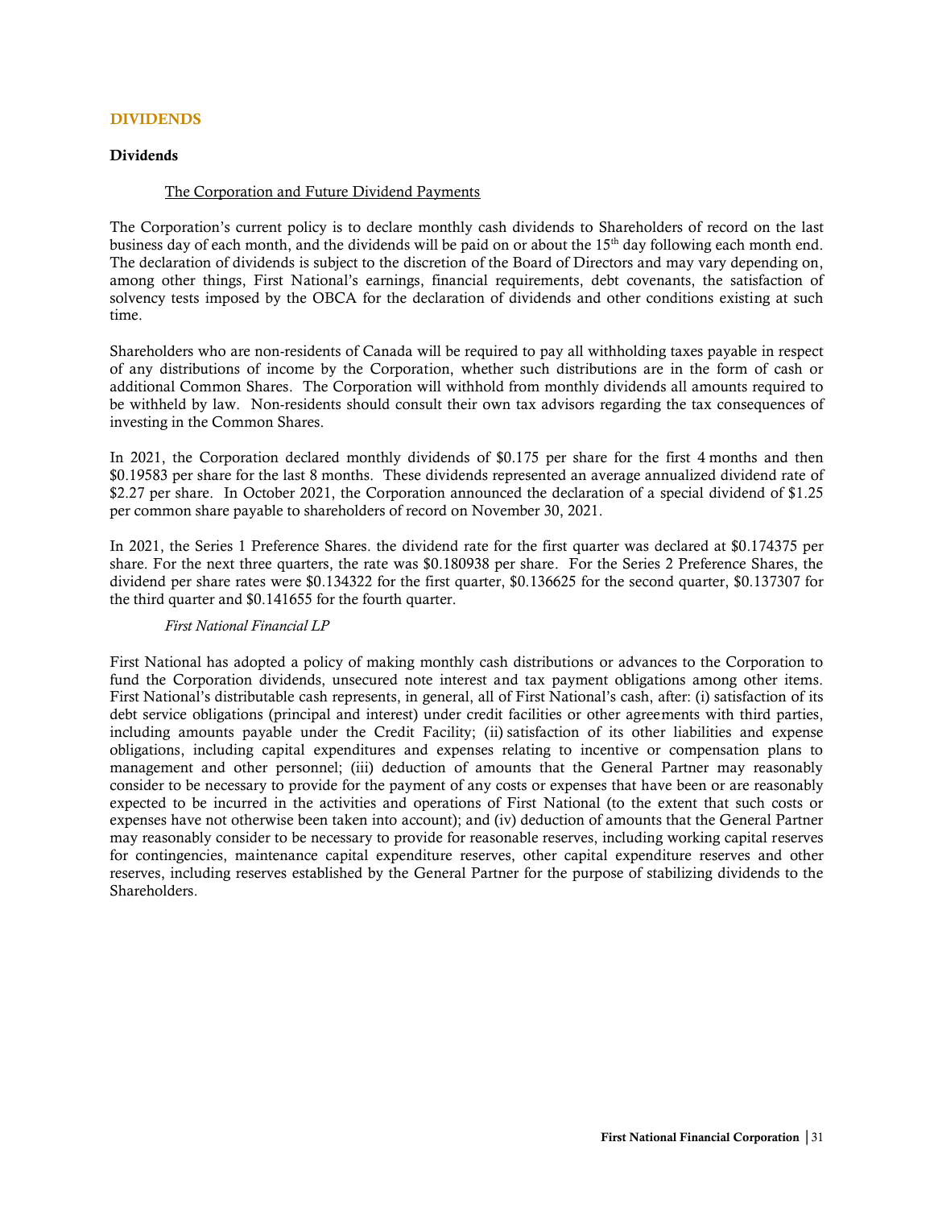## DIVIDENDS

### Dividends

The Corporation and Future Dividend Payments

The Corporation's current policy is to declare monthly cash dividends to Shareholders of record on the last business day of each month, and the dividends will be paid on or about the 15th day following each month end. The declaration of dividends is subject to the discretion of the Board of Directors and may vary depending on, among other things, First National's earnings, financial requirements, debt covenants, the satisfaction of solvency tests imposed by the OBCA for the declaration of dividends and other conditions existing at such time.

Shareholders who are non-residents of Canada will be required to pay all withholding taxes payable in respect of any distributions of income by the Corporation, whether such distributions are in the form of cash or additional Common Shares. The Corporation will withhold from monthly dividends all amounts required to be withheld by law. Non-residents should consult their own tax advisors regarding the tax consequences of investing in the Common Shares.

In 2021, the Corporation declared monthly dividends of $0.175 per share for the first 4 months and then $0.19583 per share for the last 8 months. These dividends represented an average annualized dividend rate of $2.27 per share. In October 2021, the Corporation announced the declaration of a special dividend of $1.25 per common share payable to shareholders of record on November 30, 2021.

In 2021, the Series 1 Preference Shares. the dividend rate for the first quarter was declared at $0.174375 per share. For the next three quarters, the rate was $0.180938 per share. For the Series 2 Preference Shares, the dividend per share rates were $0.134322 for the first quarter, $0.136625 for the second quarter, $0.137307 for the third quarter and $0.141655 for the fourth quarter.

*First National Financial LP*

First National has adopted a policy of making monthly cash distributions or advances to the Corporation to fund the Corporation dividends, unsecured note interest and tax payment obligations among other items. First National's distributable cash represents, in general, all of First National's cash, after: (i) satisfaction of its debt service obligations (principal and interest) under credit facilities or other agreements with third parties, including amounts payable under the Credit Facility; (ii) satisfaction of its other liabilities and expense obligations, including capital expenditures and expenses relating to incentive or compensation plans to management and other personnel; (iii) deduction of amounts that the General Partner may reasonably consider to be necessary to provide for the payment of any costs or expenses that have been or are reasonably expected to be incurred in the activities and operations of First National (to the extent that such costs or expenses have not otherwise been taken into account); and (iv) deduction of amounts that the General Partner may reasonably consider to be necessary to provide for reasonable reserves, including working capital reserves for contingencies, maintenance capital expenditure reserves, other capital expenditure reserves and other reserves, including reserves established by the General Partner for the purpose of stabilizing dividends to the Shareholders.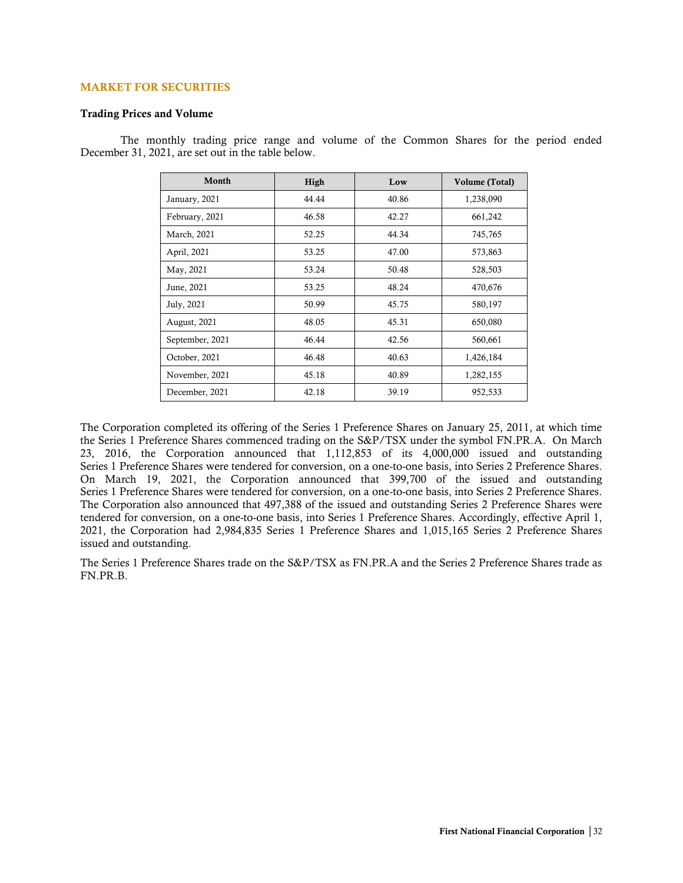## MARKET FOR SECURITIES

### Trading Prices and Volume

The monthly trading price range and volume of the Common Shares for the period ended December 31, 2021, are set out in the table below.

| Month | High | Low | Volume (Total) |
|---|---|---|---|
| January, 2021 | 44.44 | 40.86 | 1,238,090 |
| February, 2021 | 46.58 | 42.27 | 661,242 |
| March, 2021 | 52.25 | 44.34 | 745,765 |
| April, 2021 | 53.25 | 47.00 | 573,863 |
| May, 2021 | 53.24 | 50.48 | 528,503 |
| June, 2021 | 53.25 | 48.24 | 470,676 |
| July, 2021 | 50.99 | 45.75 | 580,197 |
| August, 2021 | 48.05 | 45.31 | 650,080 |
| September, 2021 | 46.44 | 42.56 | 560,661 |
| October, 2021 | 46.48 | 40.63 | 1,426,184 |
| November, 2021 | 45.18 | 40.89 | 1,282,155 |
| December, 2021 | 42.18 | 39.19 | 952,533 |

The Corporation completed its offering of the Series 1 Preference Shares on January 25, 2011, at which time the Series 1 Preference Shares commenced trading on the S&P/TSX under the symbol FN.PR.A. On March 23, 2016, the Corporation announced that 1,112,853 of its 4,000,000 issued and outstanding Series 1 Preference Shares were tendered for conversion, on a one-to-one basis, into Series 2 Preference Shares. On March 19, 2021, the Corporation announced that 399,700 of the issued and outstanding Series 1 Preference Shares were tendered for conversion, on a one-to-one basis, into Series 2 Preference Shares. The Corporation also announced that 497,388 of the issued and outstanding Series 2 Preference Shares were tendered for conversion, on a one-to-one basis, into Series 1 Preference Shares. Accordingly, effective April 1, 2021, the Corporation had 2,984,835 Series 1 Preference Shares and 1,015,165 Series 2 Preference Shares issued and outstanding.

The Series 1 Preference Shares trade on the S&P/TSX as FN.PR.A and the Series 2 Preference Shares trade as FN.PR.B.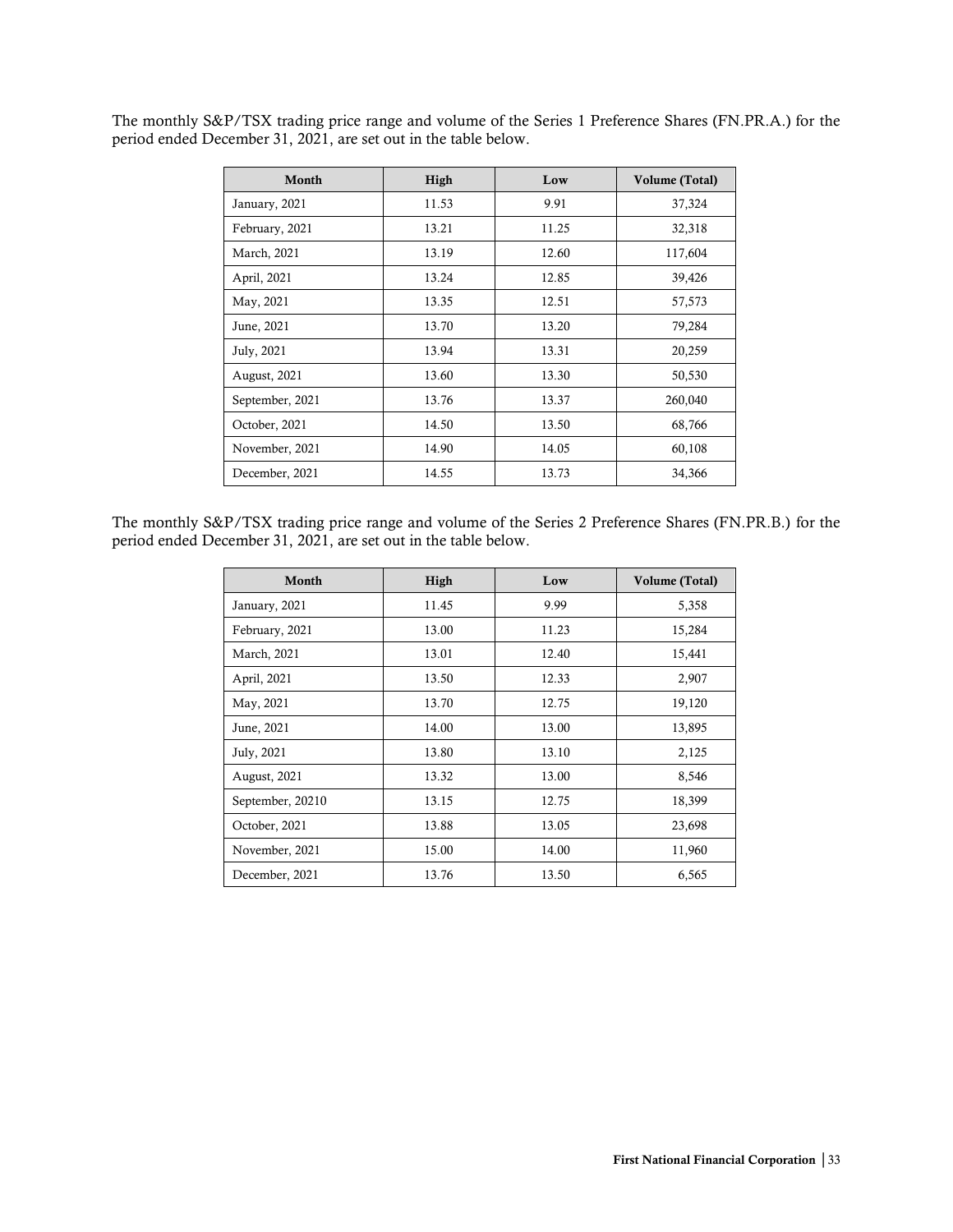The monthly S&P/TSX trading price range and volume of the Series 1 Preference Shares (FN.PR.A.) for the period ended December 31, 2021, are set out in the table below.

| Month | High | Low | Volume (Total) |
|---|---|---|---|
| January, 2021 | 11.53 | 9.91 | 37,324 |
| February, 2021 | 13.21 | 11.25 | 32,318 |
| March, 2021 | 13.19 | 12.60 | 117,604 |
| April, 2021 | 13.24 | 12.85 | 39,426 |
| May, 2021 | 13.35 | 12.51 | 57,573 |
| June, 2021 | 13.70 | 13.20 | 79,284 |
| July, 2021 | 13.94 | 13.31 | 20,259 |
| August, 2021 | 13.60 | 13.30 | 50,530 |
| September, 2021 | 13.76 | 13.37 | 260,040 |
| October, 2021 | 14.50 | 13.50 | 68,766 |
| November, 2021 | 14.90 | 14.05 | 60,108 |
| December, 2021 | 14.55 | 13.73 | 34,366 |

The monthly S&P/TSX trading price range and volume of the Series 2 Preference Shares (FN.PR.B.) for the period ended December 31, 2021, are set out in the table below.

| Month | High | Low | Volume (Total) |
|---|---|---|---|
| January, 2021 | 11.45 | 9.99 | 5,358 |
| February, 2021 | 13.00 | 11.23 | 15,284 |
| March, 2021 | 13.01 | 12.40 | 15,441 |
| April, 2021 | 13.50 | 12.33 | 2,907 |
| May, 2021 | 13.70 | 12.75 | 19,120 |
| June, 2021 | 14.00 | 13.00 | 13,895 |
| July, 2021 | 13.80 | 13.10 | 2,125 |
| August, 2021 | 13.32 | 13.00 | 8,546 |
| September, 20210 | 13.15 | 12.75 | 18,399 |
| October, 2021 | 13.88 | 13.05 | 23,698 |
| November, 2021 | 15.00 | 14.00 | 11,960 |
| December, 2021 | 13.76 | 13.50 | 6,565 |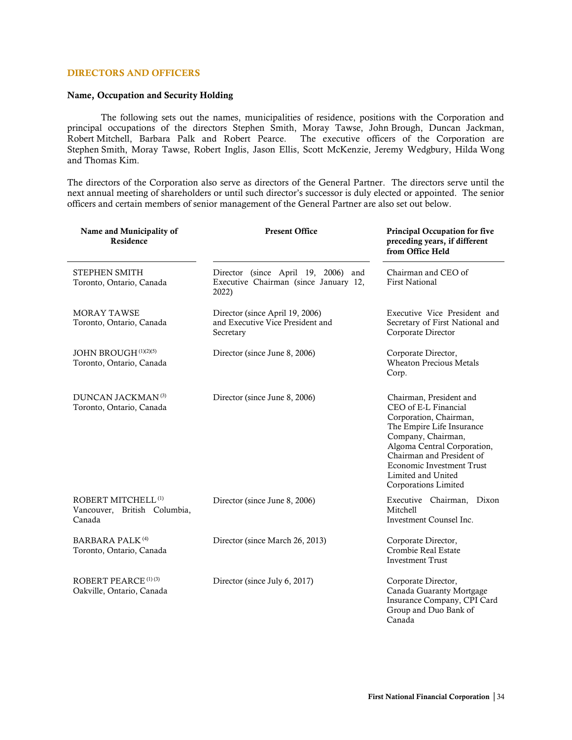## DIRECTORS AND OFFICERS

### Name, Occupation and Security Holding

The following sets out the names, municipalities of residence, positions with the Corporation and principal occupations of the directors Stephen Smith, Moray Tawse, John Brough, Duncan Jackman, Robert Mitchell, Barbara Palk and Robert Pearce. The executive officers of the Corporation are Stephen Smith, Moray Tawse, Robert Inglis, Jason Ellis, Scott McKenzie, Jeremy Wedgbury, Hilda Wong and Thomas Kim.

The directors of the Corporation also serve as directors of the General Partner. The directors serve until the next annual meeting of shareholders or until such director's successor is duly elected or appointed. The senior officers and certain members of senior management of the General Partner are also set out below.

| Name and Municipality of Residence | Present Office | Principal Occupation for five preceding years, if different from Office Held |
|---|---|---|
| STEPHEN SMITH<br>Toronto, Ontario, Canada | Director (since April 19, 2006) and Executive Chairman (since January 12, 2022) | Chairman and CEO of First National |
| MORAY TAWSE<br>Toronto, Ontario, Canada | Director (since April 19, 2006) and Executive Vice President and Secretary | Executive Vice President and Secretary of First National and Corporate Director |
| JOHN BROUGH [1][2][5]<br>Toronto, Ontario, Canada | Director (since June 8, 2006) | Corporate Director, Wheaton Precious Metals Corp. |
| DUNCAN JACKMAN [3]<br>Toronto, Ontario, Canada | Director (since June 8, 2006) | Chairman, President and CEO of E-L Financial Corporation, Chairman, The Empire Life Insurance Company, Chairman, Algoma Central Corporation, Chairman and President of Economic Investment Trust Limited and United Corporations Limited |
| ROBERT MITCHELL [1]<br>Vancouver, British Columbia, Canada | Director (since June 8, 2006) | Executive Chairman, Dixon Mitchell Investment Counsel Inc. |
| BARBARA PALK [4]<br>Toronto, Ontario, Canada | Director (since March 26, 2013) | Corporate Director, Crombie Real Estate Investment Trust |
| ROBERT PEARCE [1][3]<br>Oakville, Ontario, Canada | Director (since July 6, 2017) | Corporate Director, Canada Guaranty Mortgage Insurance Company, CPI Card Group and Duo Bank of Canada |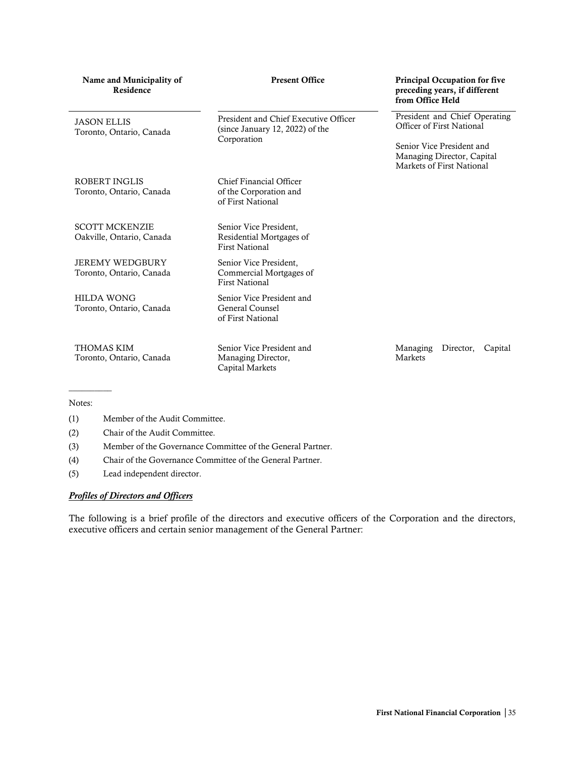| Name and Municipality of Residence | Present Office | Principal Occupation for five preceding years, if different from Office Held |
|---|---|---|
| JASON ELLIS<br>Toronto, Ontario, Canada | President and Chief Executive Officer (since January 12, 2022) of the Corporation | President and Chief Operating Officer of First National<br><br>Senior Vice President and Managing Director, Capital Markets of First National |
| ROBERT INGLIS<br>Toronto, Ontario, Canada | Chief Financial Officer of the Corporation and of First National | |
| SCOTT MCKENZIE<br>Oakville, Ontario, Canada | Senior Vice President, Residential Mortgages of First National | |
| JEREMY WEDGBURY<br>Toronto, Ontario, Canada | Senior Vice President, Commercial Mortgages of First National | |
| HILDA WONG<br>Toronto, Ontario, Canada | Senior Vice President and General Counsel of First National | |
| THOMAS KIM<br>Toronto, Ontario, Canada | Senior Vice President and Managing Director, Capital Markets | Managing Director, Capital Markets |

Notes:

(1) Member of the Audit Committee.

(2) Chair of the Audit Committee.

(3) Member of the Governance Committee of the General Partner.

(4) Chair of the Governance Committee of the General Partner.

(5) Lead independent director.

***Profiles of Directors and Officers***

The following is a brief profile of the directors and executive officers of the Corporation and the directors, executive officers and certain senior management of the General Partner: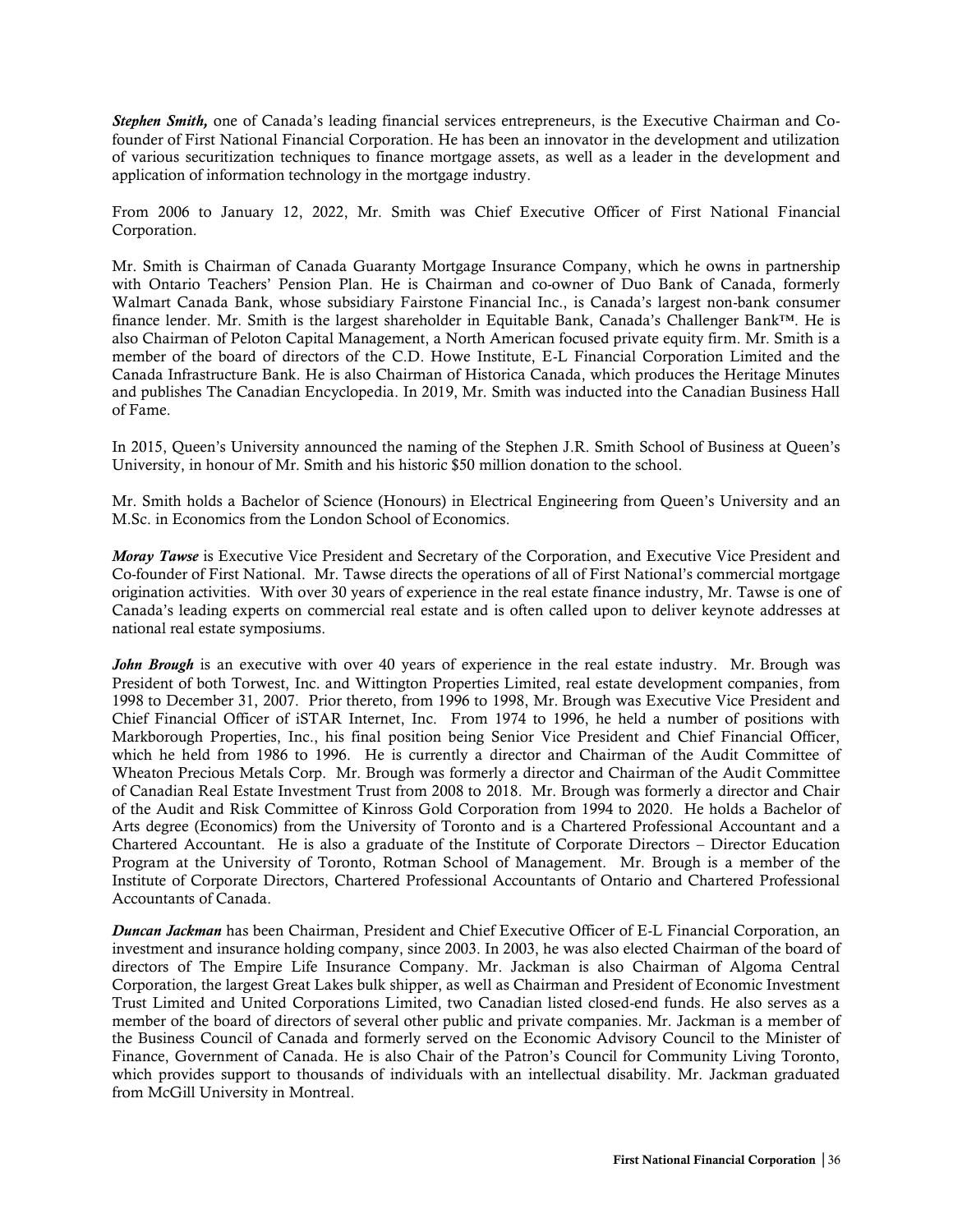***Stephen Smith,*** one of Canada's leading financial services entrepreneurs, is the Executive Chairman and Co-founder of First National Financial Corporation. He has been an innovator in the development and utilization of various securitization techniques to finance mortgage assets, as well as a leader in the development and application of information technology in the mortgage industry.

From 2006 to January 12, 2022, Mr. Smith was Chief Executive Officer of First National Financial Corporation.

Mr. Smith is Chairman of Canada Guaranty Mortgage Insurance Company, which he owns in partnership with Ontario Teachers' Pension Plan. He is Chairman and co-owner of Duo Bank of Canada, formerly Walmart Canada Bank, whose subsidiary Fairstone Financial Inc., is Canada's largest non-bank consumer finance lender. Mr. Smith is the largest shareholder in Equitable Bank, Canada's Challenger Bank™. He is also Chairman of Peloton Capital Management, a North American focused private equity firm. Mr. Smith is a member of the board of directors of the C.D. Howe Institute, E-L Financial Corporation Limited and the Canada Infrastructure Bank. He is also Chairman of Historica Canada, which produces the Heritage Minutes and publishes The Canadian Encyclopedia. In 2019, Mr. Smith was inducted into the Canadian Business Hall of Fame.

In 2015, Queen's University announced the naming of the Stephen J.R. Smith School of Business at Queen's University, in honour of Mr. Smith and his historic $50 million donation to the school.

Mr. Smith holds a Bachelor of Science (Honours) in Electrical Engineering from Queen's University and an M.Sc. in Economics from the London School of Economics.

***Moray Tawse*** is Executive Vice President and Secretary of the Corporation, and Executive Vice President and Co-founder of First National. Mr. Tawse directs the operations of all of First National's commercial mortgage origination activities. With over 30 years of experience in the real estate finance industry, Mr. Tawse is one of Canada's leading experts on commercial real estate and is often called upon to deliver keynote addresses at national real estate symposiums.

***John Brough*** is an executive with over 40 years of experience in the real estate industry. Mr. Brough was President of both Torwest, Inc. and Wittington Properties Limited, real estate development companies, from 1998 to December 31, 2007. Prior thereto, from 1996 to 1998, Mr. Brough was Executive Vice President and Chief Financial Officer of iSTAR Internet, Inc. From 1974 to 1996, he held a number of positions with Markborough Properties, Inc., his final position being Senior Vice President and Chief Financial Officer, which he held from 1986 to 1996. He is currently a director and Chairman of the Audit Committee of Wheaton Precious Metals Corp. Mr. Brough was formerly a director and Chairman of the Audit Committee of Canadian Real Estate Investment Trust from 2008 to 2018. Mr. Brough was formerly a director and Chair of the Audit and Risk Committee of Kinross Gold Corporation from 1994 to 2020. He holds a Bachelor of Arts degree (Economics) from the University of Toronto and is a Chartered Professional Accountant and a Chartered Accountant. He is also a graduate of the Institute of Corporate Directors – Director Education Program at the University of Toronto, Rotman School of Management. Mr. Brough is a member of the Institute of Corporate Directors, Chartered Professional Accountants of Ontario and Chartered Professional Accountants of Canada.

***Duncan Jackman*** has been Chairman, President and Chief Executive Officer of E-L Financial Corporation, an investment and insurance holding company, since 2003. In 2003, he was also elected Chairman of the board of directors of The Empire Life Insurance Company. Mr. Jackman is also Chairman of Algoma Central Corporation, the largest Great Lakes bulk shipper, as well as Chairman and President of Economic Investment Trust Limited and United Corporations Limited, two Canadian listed closed-end funds. He also serves as a member of the board of directors of several other public and private companies. Mr. Jackman is a member of the Business Council of Canada and formerly served on the Economic Advisory Council to the Minister of Finance, Government of Canada. He is also Chair of the Patron's Council for Community Living Toronto, which provides support to thousands of individuals with an intellectual disability. Mr. Jackman graduated from McGill University in Montreal.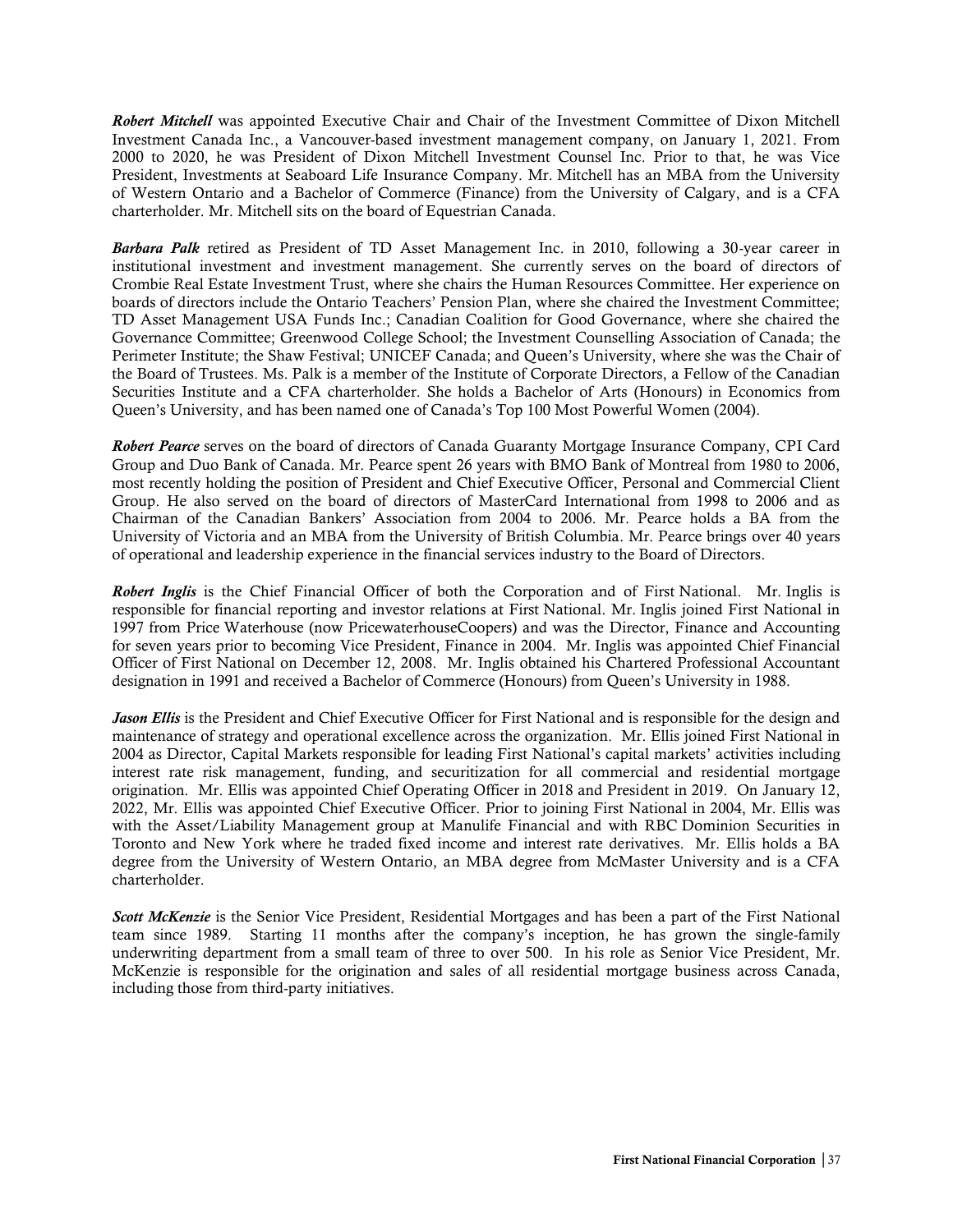***Robert Mitchell*** was appointed Executive Chair and Chair of the Investment Committee of Dixon Mitchell Investment Canada Inc., a Vancouver-based investment management company, on January 1, 2021. From 2000 to 2020, he was President of Dixon Mitchell Investment Counsel Inc. Prior to that, he was Vice President, Investments at Seaboard Life Insurance Company. Mr. Mitchell has an MBA from the University of Western Ontario and a Bachelor of Commerce (Finance) from the University of Calgary, and is a CFA charterholder. Mr. Mitchell sits on the board of Equestrian Canada.

***Barbara Palk*** retired as President of TD Asset Management Inc. in 2010, following a 30-year career in institutional investment and investment management. She currently serves on the board of directors of Crombie Real Estate Investment Trust, where she chairs the Human Resources Committee. Her experience on boards of directors include the Ontario Teachers' Pension Plan, where she chaired the Investment Committee; TD Asset Management USA Funds Inc.; Canadian Coalition for Good Governance, where she chaired the Governance Committee; Greenwood College School; the Investment Counselling Association of Canada; the Perimeter Institute; the Shaw Festival; UNICEF Canada; and Queen's University, where she was the Chair of the Board of Trustees. Ms. Palk is a member of the Institute of Corporate Directors, a Fellow of the Canadian Securities Institute and a CFA charterholder. She holds a Bachelor of Arts (Honours) in Economics from Queen's University, and has been named one of Canada's Top 100 Most Powerful Women (2004).

***Robert Pearce*** serves on the board of directors of Canada Guaranty Mortgage Insurance Company, CPI Card Group and Duo Bank of Canada. Mr. Pearce spent 26 years with BMO Bank of Montreal from 1980 to 2006, most recently holding the position of President and Chief Executive Officer, Personal and Commercial Client Group. He also served on the board of directors of MasterCard International from 1998 to 2006 and as Chairman of the Canadian Bankers' Association from 2004 to 2006. Mr. Pearce holds a BA from the University of Victoria and an MBA from the University of British Columbia. Mr. Pearce brings over 40 years of operational and leadership experience in the financial services industry to the Board of Directors.

***Robert Inglis*** is the Chief Financial Officer of both the Corporation and of First National. Mr. Inglis is responsible for financial reporting and investor relations at First National. Mr. Inglis joined First National in 1997 from Price Waterhouse (now PricewaterhouseCoopers) and was the Director, Finance and Accounting for seven years prior to becoming Vice President, Finance in 2004. Mr. Inglis was appointed Chief Financial Officer of First National on December 12, 2008. Mr. Inglis obtained his Chartered Professional Accountant designation in 1991 and received a Bachelor of Commerce (Honours) from Queen's University in 1988.

***Jason Ellis*** is the President and Chief Executive Officer for First National and is responsible for the design and maintenance of strategy and operational excellence across the organization. Mr. Ellis joined First National in 2004 as Director, Capital Markets responsible for leading First National's capital markets' activities including interest rate risk management, funding, and securitization for all commercial and residential mortgage origination. Mr. Ellis was appointed Chief Operating Officer in 2018 and President in 2019. On January 12, 2022, Mr. Ellis was appointed Chief Executive Officer. Prior to joining First National in 2004, Mr. Ellis was with the Asset/Liability Management group at Manulife Financial and with RBC Dominion Securities in Toronto and New York where he traded fixed income and interest rate derivatives. Mr. Ellis holds a BA degree from the University of Western Ontario, an MBA degree from McMaster University and is a CFA charterholder.

***Scott McKenzie*** is the Senior Vice President, Residential Mortgages and has been a part of the First National team since 1989. Starting 11 months after the company's inception, he has grown the single-family underwriting department from a small team of three to over 500. In his role as Senior Vice President, Mr. McKenzie is responsible for the origination and sales of all residential mortgage business across Canada, including those from third-party initiatives.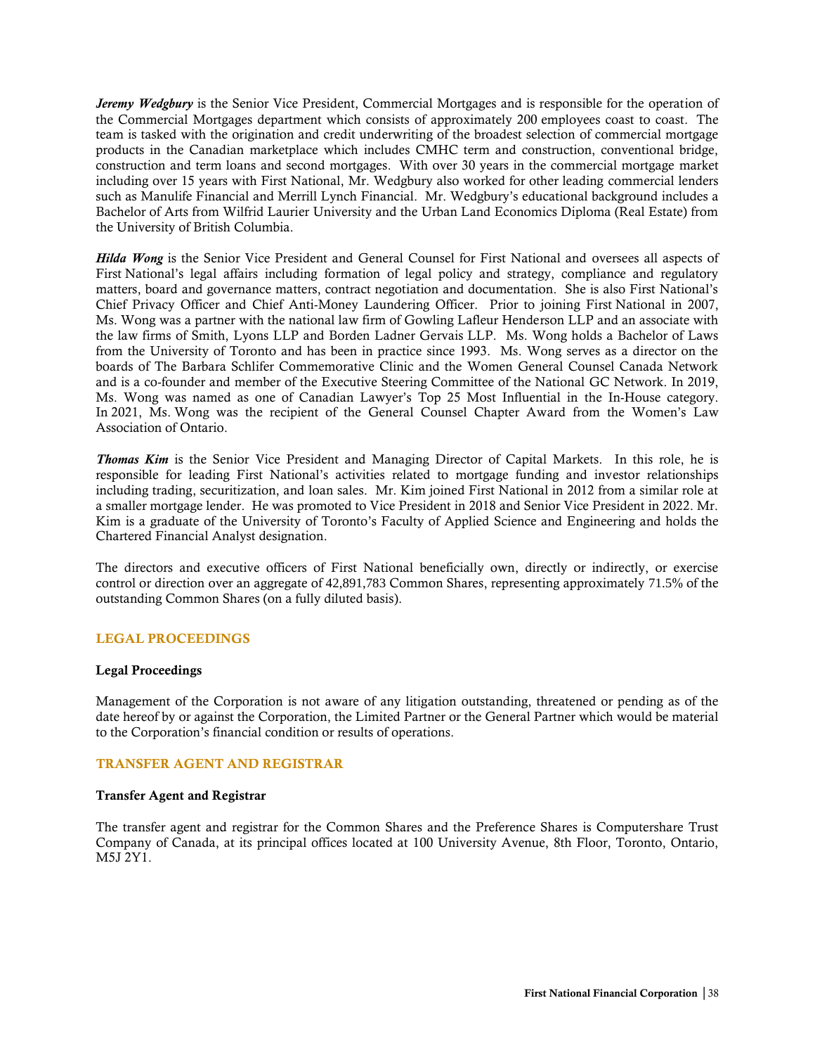***Jeremy Wedgbury*** is the Senior Vice President, Commercial Mortgages and is responsible for the operation of the Commercial Mortgages department which consists of approximately 200 employees coast to coast. The team is tasked with the origination and credit underwriting of the broadest selection of commercial mortgage products in the Canadian marketplace which includes CMHC term and construction, conventional bridge, construction and term loans and second mortgages. With over 30 years in the commercial mortgage market including over 15 years with First National, Mr. Wedgbury also worked for other leading commercial lenders such as Manulife Financial and Merrill Lynch Financial. Mr. Wedgbury's educational background includes a Bachelor of Arts from Wilfrid Laurier University and the Urban Land Economics Diploma (Real Estate) from the University of British Columbia.

***Hilda Wong*** is the Senior Vice President and General Counsel for First National and oversees all aspects of First National's legal affairs including formation of legal policy and strategy, compliance and regulatory matters, board and governance matters, contract negotiation and documentation. She is also First National's Chief Privacy Officer and Chief Anti-Money Laundering Officer. Prior to joining First National in 2007, Ms. Wong was a partner with the national law firm of Gowling Lafleur Henderson LLP and an associate with the law firms of Smith, Lyons LLP and Borden Ladner Gervais LLP. Ms. Wong holds a Bachelor of Laws from the University of Toronto and has been in practice since 1993. Ms. Wong serves as a director on the boards of The Barbara Schlifer Commemorative Clinic and the Women General Counsel Canada Network and is a co-founder and member of the Executive Steering Committee of the National GC Network. In 2019, Ms. Wong was named as one of Canadian Lawyer's Top 25 Most Influential in the In-House category. In 2021, Ms. Wong was the recipient of the General Counsel Chapter Award from the Women's Law Association of Ontario.

***Thomas Kim*** is the Senior Vice President and Managing Director of Capital Markets. In this role, he is responsible for leading First National's activities related to mortgage funding and investor relationships including trading, securitization, and loan sales. Mr. Kim joined First National in 2012 from a similar role at a smaller mortgage lender. He was promoted to Vice President in 2018 and Senior Vice President in 2022. Mr. Kim is a graduate of the University of Toronto's Faculty of Applied Science and Engineering and holds the Chartered Financial Analyst designation.

The directors and executive officers of First National beneficially own, directly or indirectly, or exercise control or direction over an aggregate of 42,891,783 Common Shares, representing approximately 71.5% of the outstanding Common Shares (on a fully diluted basis).

## LEGAL PROCEEDINGS

### Legal Proceedings

Management of the Corporation is not aware of any litigation outstanding, threatened or pending as of the date hereof by or against the Corporation, the Limited Partner or the General Partner which would be material to the Corporation's financial condition or results of operations.

## TRANSFER AGENT AND REGISTRAR

### Transfer Agent and Registrar

The transfer agent and registrar for the Common Shares and the Preference Shares is Computershare Trust Company of Canada, at its principal offices located at 100 University Avenue, 8th Floor, Toronto, Ontario, M5J 2Y1.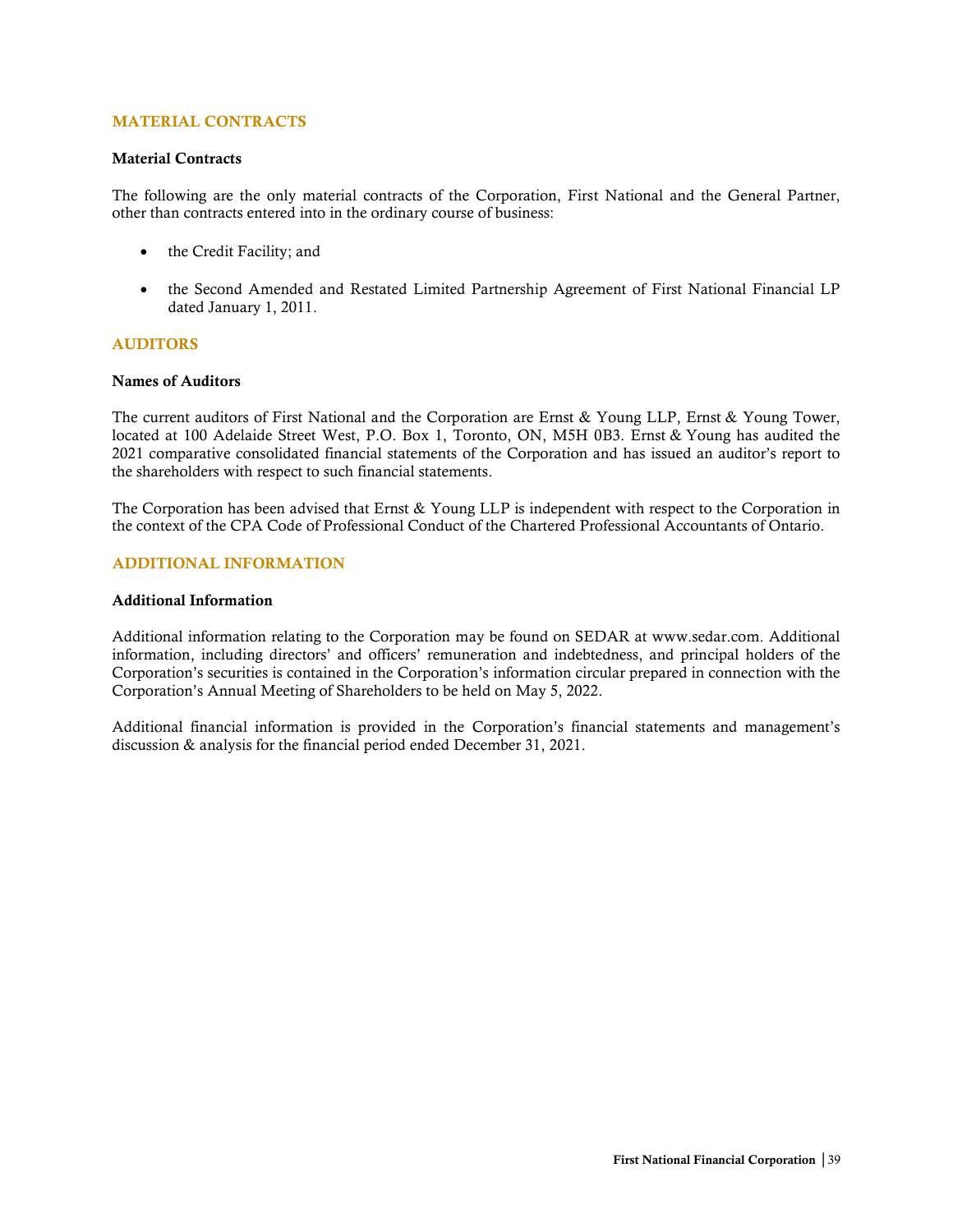## MATERIAL CONTRACTS

### Material Contracts

The following are the only material contracts of the Corporation, First National and the General Partner, other than contracts entered into in the ordinary course of business:

- the Credit Facility; and
- the Second Amended and Restated Limited Partnership Agreement of First National Financial LP dated January 1, 2011.

## AUDITORS

### Names of Auditors

The current auditors of First National and the Corporation are Ernst & Young LLP, Ernst & Young Tower, located at 100 Adelaide Street West, P.O. Box 1, Toronto, ON, M5H 0B3. Ernst & Young has audited the 2021 comparative consolidated financial statements of the Corporation and has issued an auditor's report to the shareholders with respect to such financial statements.

The Corporation has been advised that Ernst & Young LLP is independent with respect to the Corporation in the context of the CPA Code of Professional Conduct of the Chartered Professional Accountants of Ontario.

## ADDITIONAL INFORMATION

### Additional Information

Additional information relating to the Corporation may be found on SEDAR at www.sedar.com. Additional information, including directors' and officers' remuneration and indebtedness, and principal holders of the Corporation's securities is contained in the Corporation's information circular prepared in connection with the Corporation's Annual Meeting of Shareholders to be held on May 5, 2022.

Additional financial information is provided in the Corporation's financial statements and management's discussion & analysis for the financial period ended December 31, 2021.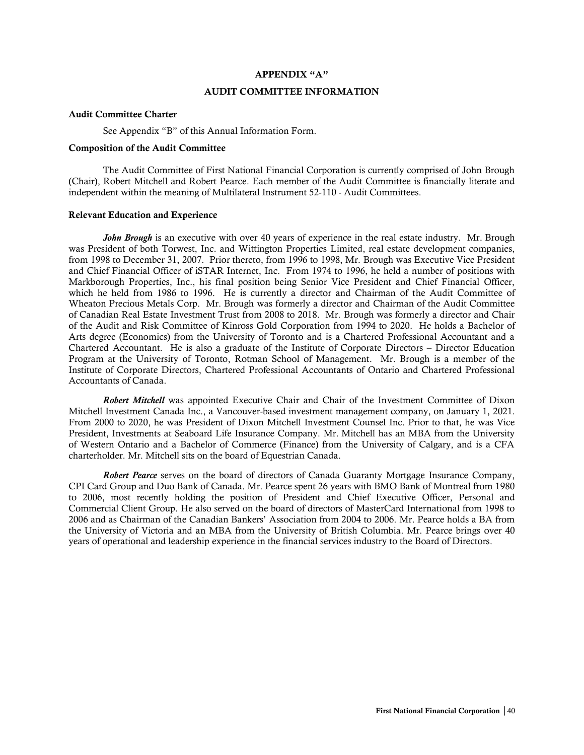# APPENDIX "A"

## AUDIT COMMITTEE INFORMATION

### Audit Committee Charter

See Appendix "B" of this Annual Information Form.

### Composition of the Audit Committee

The Audit Committee of First National Financial Corporation is currently comprised of John Brough (Chair), Robert Mitchell and Robert Pearce. Each member of the Audit Committee is financially literate and independent within the meaning of Multilateral Instrument 52-110 - Audit Committees.

### Relevant Education and Experience

***John Brough*** is an executive with over 40 years of experience in the real estate industry. Mr. Brough was President of both Torwest, Inc. and Wittington Properties Limited, real estate development companies, from 1998 to December 31, 2007. Prior thereto, from 1996 to 1998, Mr. Brough was Executive Vice President and Chief Financial Officer of iSTAR Internet, Inc. From 1974 to 1996, he held a number of positions with Markborough Properties, Inc., his final position being Senior Vice President and Chief Financial Officer, which he held from 1986 to 1996. He is currently a director and Chairman of the Audit Committee of Wheaton Precious Metals Corp. Mr. Brough was formerly a director and Chairman of the Audit Committee of Canadian Real Estate Investment Trust from 2008 to 2018. Mr. Brough was formerly a director and Chair of the Audit and Risk Committee of Kinross Gold Corporation from 1994 to 2020. He holds a Bachelor of Arts degree (Economics) from the University of Toronto and is a Chartered Professional Accountant and a Chartered Accountant. He is also a graduate of the Institute of Corporate Directors – Director Education Program at the University of Toronto, Rotman School of Management. Mr. Brough is a member of the Institute of Corporate Directors, Chartered Professional Accountants of Ontario and Chartered Professional Accountants of Canada.

***Robert Mitchell*** was appointed Executive Chair and Chair of the Investment Committee of Dixon Mitchell Investment Canada Inc., a Vancouver-based investment management company, on January 1, 2021. From 2000 to 2020, he was President of Dixon Mitchell Investment Counsel Inc. Prior to that, he was Vice President, Investments at Seaboard Life Insurance Company. Mr. Mitchell has an MBA from the University of Western Ontario and a Bachelor of Commerce (Finance) from the University of Calgary, and is a CFA charterholder. Mr. Mitchell sits on the board of Equestrian Canada.

***Robert Pearce*** serves on the board of directors of Canada Guaranty Mortgage Insurance Company, CPI Card Group and Duo Bank of Canada. Mr. Pearce spent 26 years with BMO Bank of Montreal from 1980 to 2006, most recently holding the position of President and Chief Executive Officer, Personal and Commercial Client Group. He also served on the board of directors of MasterCard International from 1998 to 2006 and as Chairman of the Canadian Bankers' Association from 2004 to 2006. Mr. Pearce holds a BA from the University of Victoria and an MBA from the University of British Columbia. Mr. Pearce brings over 40 years of operational and leadership experience in the financial services industry to the Board of Directors.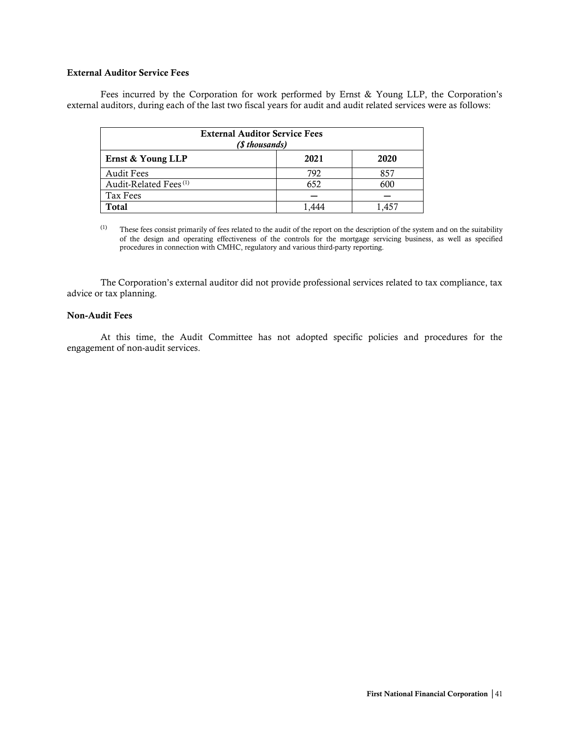### External Auditor Service Fees

Fees incurred by the Corporation for work performed by Ernst & Young LLP, the Corporation's external auditors, during each of the last two fiscal years for audit and audit related services were as follows:

| External Auditor Service Fees *($ thousands)* | | |
|---|---|---|
| **Ernst & Young LLP** | **2021** | **2020** |
| Audit Fees | 792 | 857 |
| Audit-Related Fees [(1)] | 652 | 600 |
| Tax Fees | — | — |
| **Total** | 1,444 | 1,457 |

(1) These fees consist primarily of fees related to the audit of the report on the description of the system and on the suitability of the design and operating effectiveness of the controls for the mortgage servicing business, as well as specified procedures in connection with CMHC, regulatory and various third-party reporting.

The Corporation's external auditor did not provide professional services related to tax compliance, tax advice or tax planning.

### Non-Audit Fees

At this time, the Audit Committee has not adopted specific policies and procedures for the engagement of non-audit services.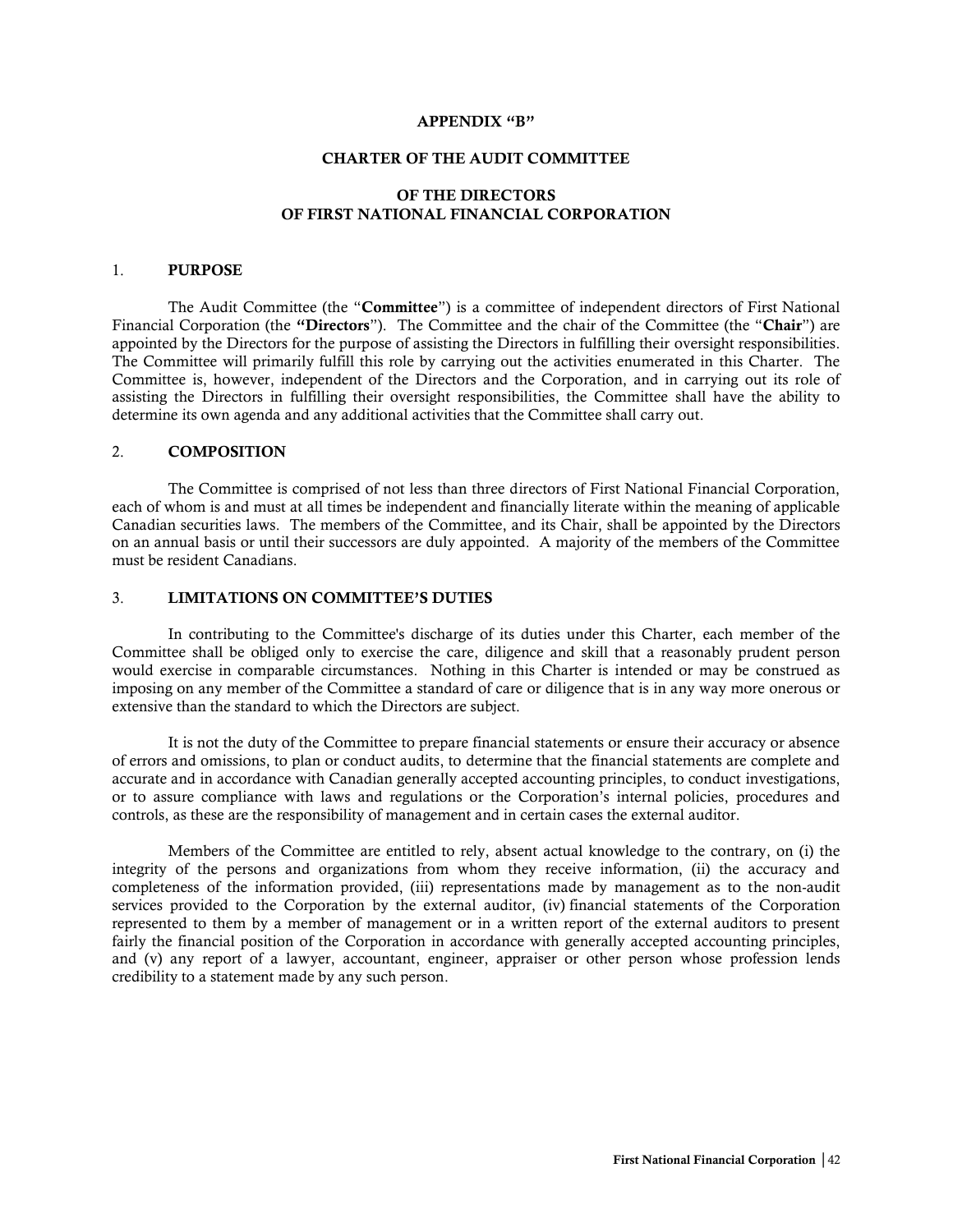# APPENDIX "B"

# CHARTER OF THE AUDIT COMMITTEE

# OF THE DIRECTORS OF FIRST NATIONAL FINANCIAL CORPORATION

## 1. PURPOSE

The Audit Committee (the "**Committee**") is a committee of independent directors of First National Financial Corporation (the **"Directors**"). The Committee and the chair of the Committee (the "**Chair**") are appointed by the Directors for the purpose of assisting the Directors in fulfilling their oversight responsibilities. The Committee will primarily fulfill this role by carrying out the activities enumerated in this Charter. The Committee is, however, independent of the Directors and the Corporation, and in carrying out its role of assisting the Directors in fulfilling their oversight responsibilities, the Committee shall have the ability to determine its own agenda and any additional activities that the Committee shall carry out.

## 2. COMPOSITION

The Committee is comprised of not less than three directors of First National Financial Corporation, each of whom is and must at all times be independent and financially literate within the meaning of applicable Canadian securities laws. The members of the Committee, and its Chair, shall be appointed by the Directors on an annual basis or until their successors are duly appointed. A majority of the members of the Committee must be resident Canadians.

## 3. LIMITATIONS ON COMMITTEE'S DUTIES

In contributing to the Committee's discharge of its duties under this Charter, each member of the Committee shall be obliged only to exercise the care, diligence and skill that a reasonably prudent person would exercise in comparable circumstances. Nothing in this Charter is intended or may be construed as imposing on any member of the Committee a standard of care or diligence that is in any way more onerous or extensive than the standard to which the Directors are subject.

It is not the duty of the Committee to prepare financial statements or ensure their accuracy or absence of errors and omissions, to plan or conduct audits, to determine that the financial statements are complete and accurate and in accordance with Canadian generally accepted accounting principles, to conduct investigations, or to assure compliance with laws and regulations or the Corporation's internal policies, procedures and controls, as these are the responsibility of management and in certain cases the external auditor.

Members of the Committee are entitled to rely, absent actual knowledge to the contrary, on (i) the integrity of the persons and organizations from whom they receive information, (ii) the accuracy and completeness of the information provided, (iii) representations made by management as to the non-audit services provided to the Corporation by the external auditor, (iv) financial statements of the Corporation represented to them by a member of management or in a written report of the external auditors to present fairly the financial position of the Corporation in accordance with generally accepted accounting principles, and (v) any report of a lawyer, accountant, engineer, appraiser or other person whose profession lends credibility to a statement made by any such person.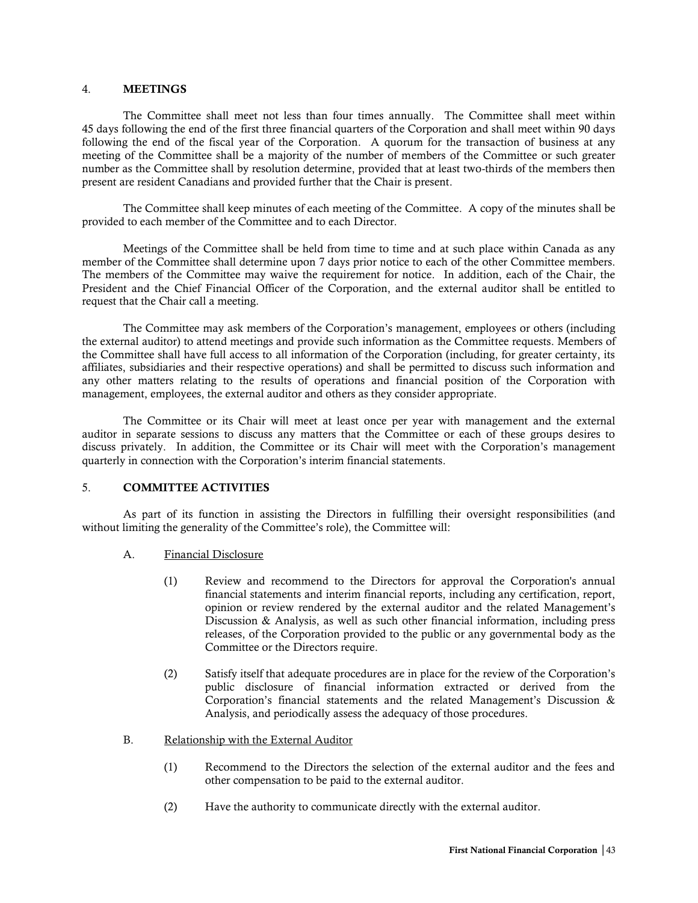## 4. MEETINGS

The Committee shall meet not less than four times annually. The Committee shall meet within 45 days following the end of the first three financial quarters of the Corporation and shall meet within 90 days following the end of the fiscal year of the Corporation. A quorum for the transaction of business at any meeting of the Committee shall be a majority of the number of members of the Committee or such greater number as the Committee shall by resolution determine, provided that at least two-thirds of the members then present are resident Canadians and provided further that the Chair is present.

The Committee shall keep minutes of each meeting of the Committee. A copy of the minutes shall be provided to each member of the Committee and to each Director.

Meetings of the Committee shall be held from time to time and at such place within Canada as any member of the Committee shall determine upon 7 days prior notice to each of the other Committee members. The members of the Committee may waive the requirement for notice. In addition, each of the Chair, the President and the Chief Financial Officer of the Corporation, and the external auditor shall be entitled to request that the Chair call a meeting.

The Committee may ask members of the Corporation's management, employees or others (including the external auditor) to attend meetings and provide such information as the Committee requests. Members of the Committee shall have full access to all information of the Corporation (including, for greater certainty, its affiliates, subsidiaries and their respective operations) and shall be permitted to discuss such information and any other matters relating to the results of operations and financial position of the Corporation with management, employees, the external auditor and others as they consider appropriate.

The Committee or its Chair will meet at least once per year with management and the external auditor in separate sessions to discuss any matters that the Committee or each of these groups desires to discuss privately. In addition, the Committee or its Chair will meet with the Corporation's management quarterly in connection with the Corporation's interim financial statements.

## 5. COMMITTEE ACTIVITIES

As part of its function in assisting the Directors in fulfilling their oversight responsibilities (and without limiting the generality of the Committee's role), the Committee will:

A. Financial Disclosure

(1) Review and recommend to the Directors for approval the Corporation's annual financial statements and interim financial reports, including any certification, report, opinion or review rendered by the external auditor and the related Management's Discussion & Analysis, as well as such other financial information, including press releases, of the Corporation provided to the public or any governmental body as the Committee or the Directors require.

(2) Satisfy itself that adequate procedures are in place for the review of the Corporation's public disclosure of financial information extracted or derived from the Corporation's financial statements and the related Management's Discussion & Analysis, and periodically assess the adequacy of those procedures.

B. Relationship with the External Auditor

(1) Recommend to the Directors the selection of the external auditor and the fees and other compensation to be paid to the external auditor.

(2) Have the authority to communicate directly with the external auditor.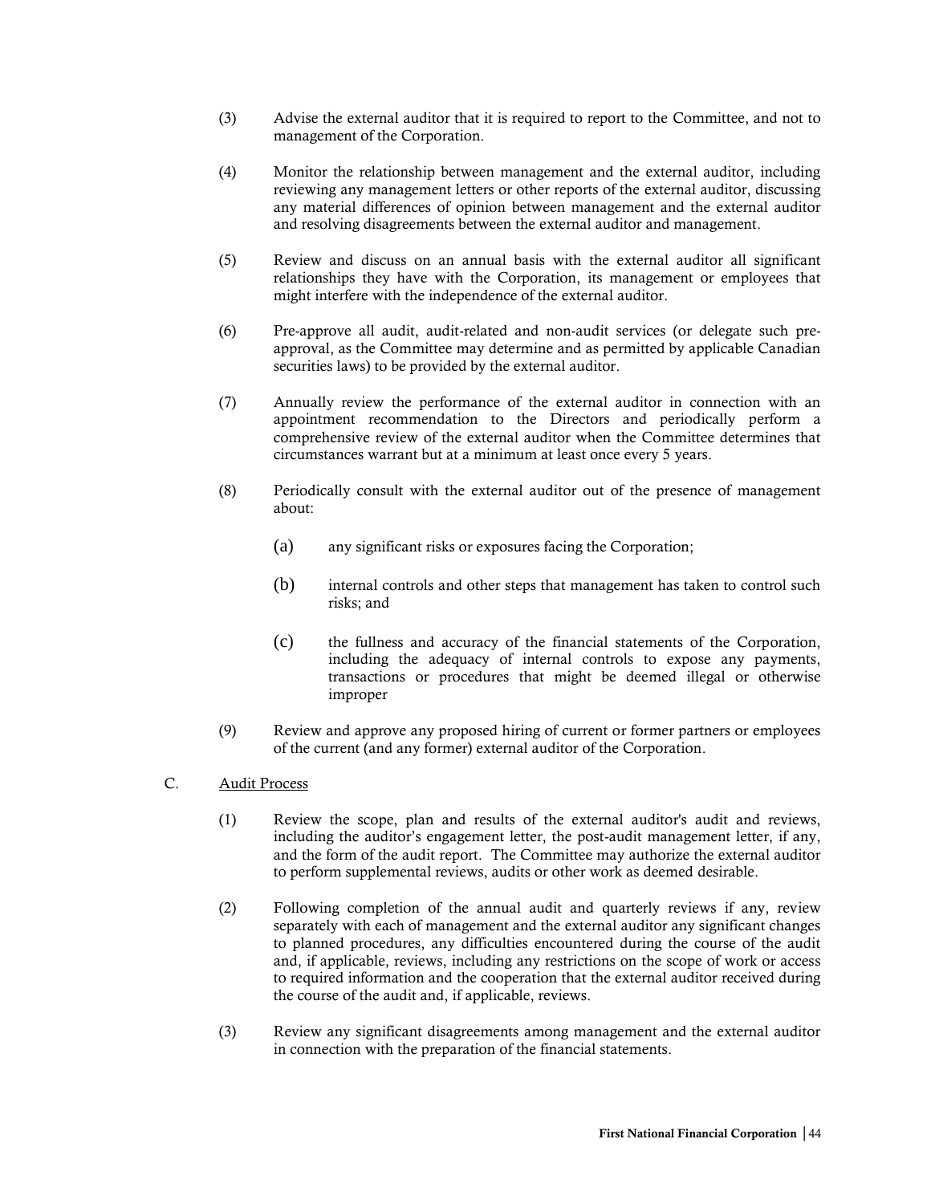(3) Advise the external auditor that it is required to report to the Committee, and not to management of the Corporation.

(4) Monitor the relationship between management and the external auditor, including reviewing any management letters or other reports of the external auditor, discussing any material differences of opinion between management and the external auditor and resolving disagreements between the external auditor and management.

(5) Review and discuss on an annual basis with the external auditor all significant relationships they have with the Corporation, its management or employees that might interfere with the independence of the external auditor.

(6) Pre-approve all audit, audit-related and non-audit services (or delegate such pre-approval, as the Committee may determine and as permitted by applicable Canadian securities laws) to be provided by the external auditor.

(7) Annually review the performance of the external auditor in connection with an appointment recommendation to the Directors and periodically perform a comprehensive review of the external auditor when the Committee determines that circumstances warrant but at a minimum at least once every 5 years.

(8) Periodically consult with the external auditor out of the presence of management about:

   (a) any significant risks or exposures facing the Corporation;

   (b) internal controls and other steps that management has taken to control such risks; and

   (c) the fullness and accuracy of the financial statements of the Corporation, including the adequacy of internal controls to expose any payments, transactions or procedures that might be deemed illegal or otherwise improper

(9) Review and approve any proposed hiring of current or former partners or employees of the current (and any former) external auditor of the Corporation.

C. <u>Audit Process</u>

(1) Review the scope, plan and results of the external auditor's audit and reviews, including the auditor's engagement letter, the post-audit management letter, if any, and the form of the audit report. The Committee may authorize the external auditor to perform supplemental reviews, audits or other work as deemed desirable.

(2) Following completion of the annual audit and quarterly reviews if any, review separately with each of management and the external auditor any significant changes to planned procedures, any difficulties encountered during the course of the audit and, if applicable, reviews, including any restrictions on the scope of work or access to required information and the cooperation that the external auditor received during the course of the audit and, if applicable, reviews.

(3) Review any significant disagreements among management and the external auditor in connection with the preparation of the financial statements.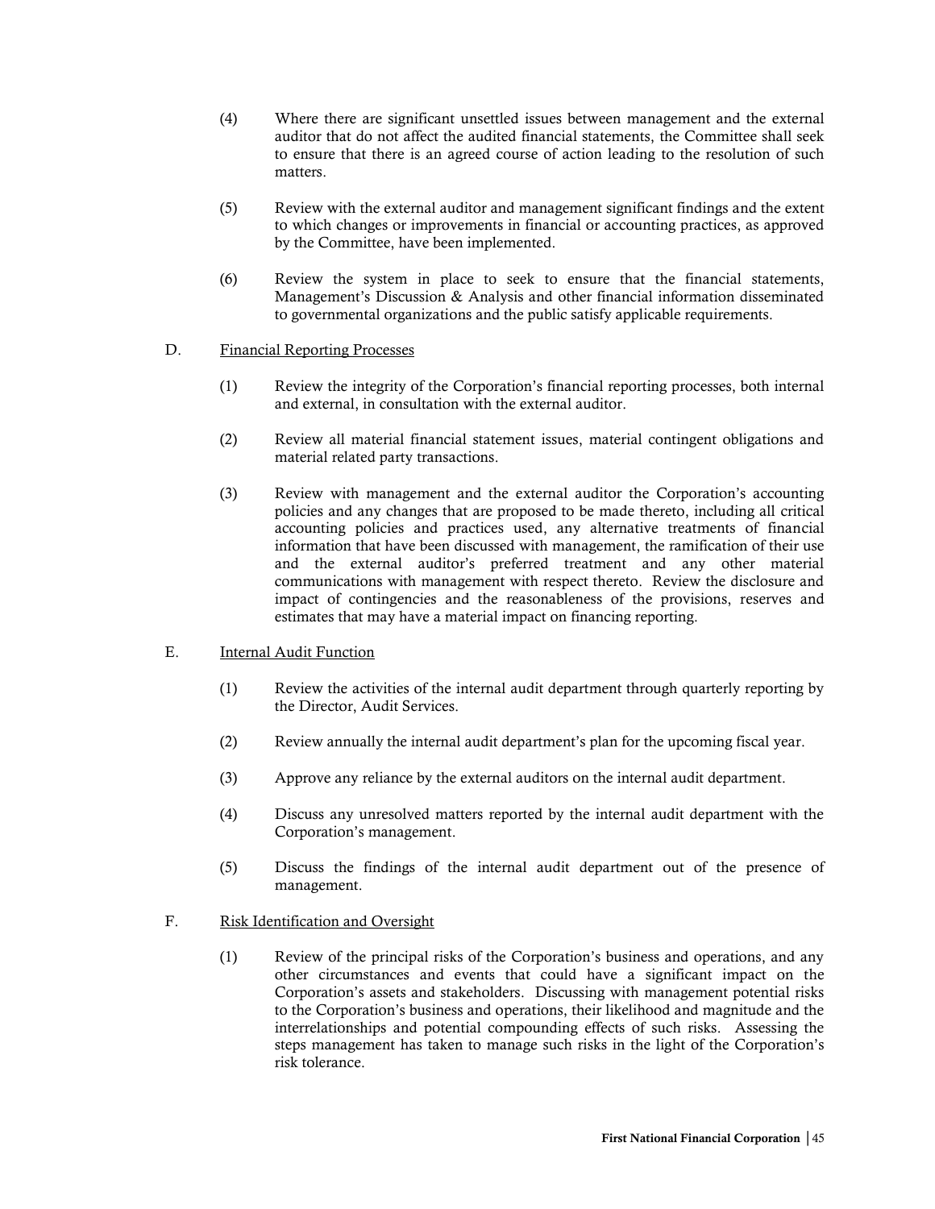(4) Where there are significant unsettled issues between management and the external auditor that do not affect the audited financial statements, the Committee shall seek to ensure that there is an agreed course of action leading to the resolution of such matters.

(5) Review with the external auditor and management significant findings and the extent to which changes or improvements in financial or accounting practices, as approved by the Committee, have been implemented.

(6) Review the system in place to seek to ensure that the financial statements, Management's Discussion & Analysis and other financial information disseminated to governmental organizations and the public satisfy applicable requirements.

D. Financial Reporting Processes

(1) Review the integrity of the Corporation's financial reporting processes, both internal and external, in consultation with the external auditor.

(2) Review all material financial statement issues, material contingent obligations and material related party transactions.

(3) Review with management and the external auditor the Corporation's accounting policies and any changes that are proposed to be made thereto, including all critical accounting policies and practices used, any alternative treatments of financial information that have been discussed with management, the ramification of their use and the external auditor's preferred treatment and any other material communications with management with respect thereto. Review the disclosure and impact of contingencies and the reasonableness of the provisions, reserves and estimates that may have a material impact on financing reporting.

E. Internal Audit Function

(1) Review the activities of the internal audit department through quarterly reporting by the Director, Audit Services.

(2) Review annually the internal audit department's plan for the upcoming fiscal year.

(3) Approve any reliance by the external auditors on the internal audit department.

(4) Discuss any unresolved matters reported by the internal audit department with the Corporation's management.

(5) Discuss the findings of the internal audit department out of the presence of management.

F. Risk Identification and Oversight

(1) Review of the principal risks of the Corporation's business and operations, and any other circumstances and events that could have a significant impact on the Corporation's assets and stakeholders. Discussing with management potential risks to the Corporation's business and operations, their likelihood and magnitude and the interrelationships and potential compounding effects of such risks. Assessing the steps management has taken to manage such risks in the light of the Corporation's risk tolerance.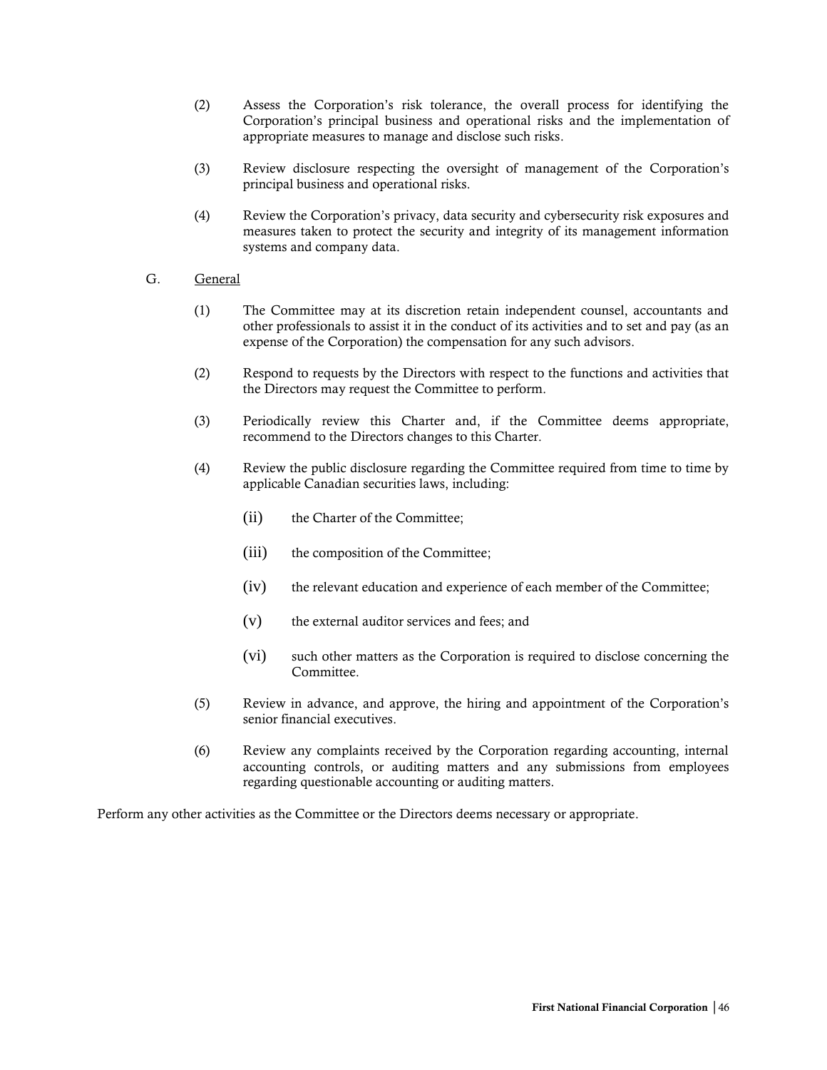(2) Assess the Corporation's risk tolerance, the overall process for identifying the Corporation's principal business and operational risks and the implementation of appropriate measures to manage and disclose such risks.

(3) Review disclosure respecting the oversight of management of the Corporation's principal business and operational risks.

(4) Review the Corporation's privacy, data security and cybersecurity risk exposures and measures taken to protect the security and integrity of its management information systems and company data.

G. General

(1) The Committee may at its discretion retain independent counsel, accountants and other professionals to assist it in the conduct of its activities and to set and pay (as an expense of the Corporation) the compensation for any such advisors.

(2) Respond to requests by the Directors with respect to the functions and activities that the Directors may request the Committee to perform.

(3) Periodically review this Charter and, if the Committee deems appropriate, recommend to the Directors changes to this Charter.

(4) Review the public disclosure regarding the Committee required from time to time by applicable Canadian securities laws, including:

(ii) the Charter of the Committee;

(iii) the composition of the Committee;

(iv) the relevant education and experience of each member of the Committee;

(v) the external auditor services and fees; and

(vi) such other matters as the Corporation is required to disclose concerning the Committee.

(5) Review in advance, and approve, the hiring and appointment of the Corporation's senior financial executives.

(6) Review any complaints received by the Corporation regarding accounting, internal accounting controls, or auditing matters and any submissions from employees regarding questionable accounting or auditing matters.

Perform any other activities as the Committee or the Directors deems necessary or appropriate.